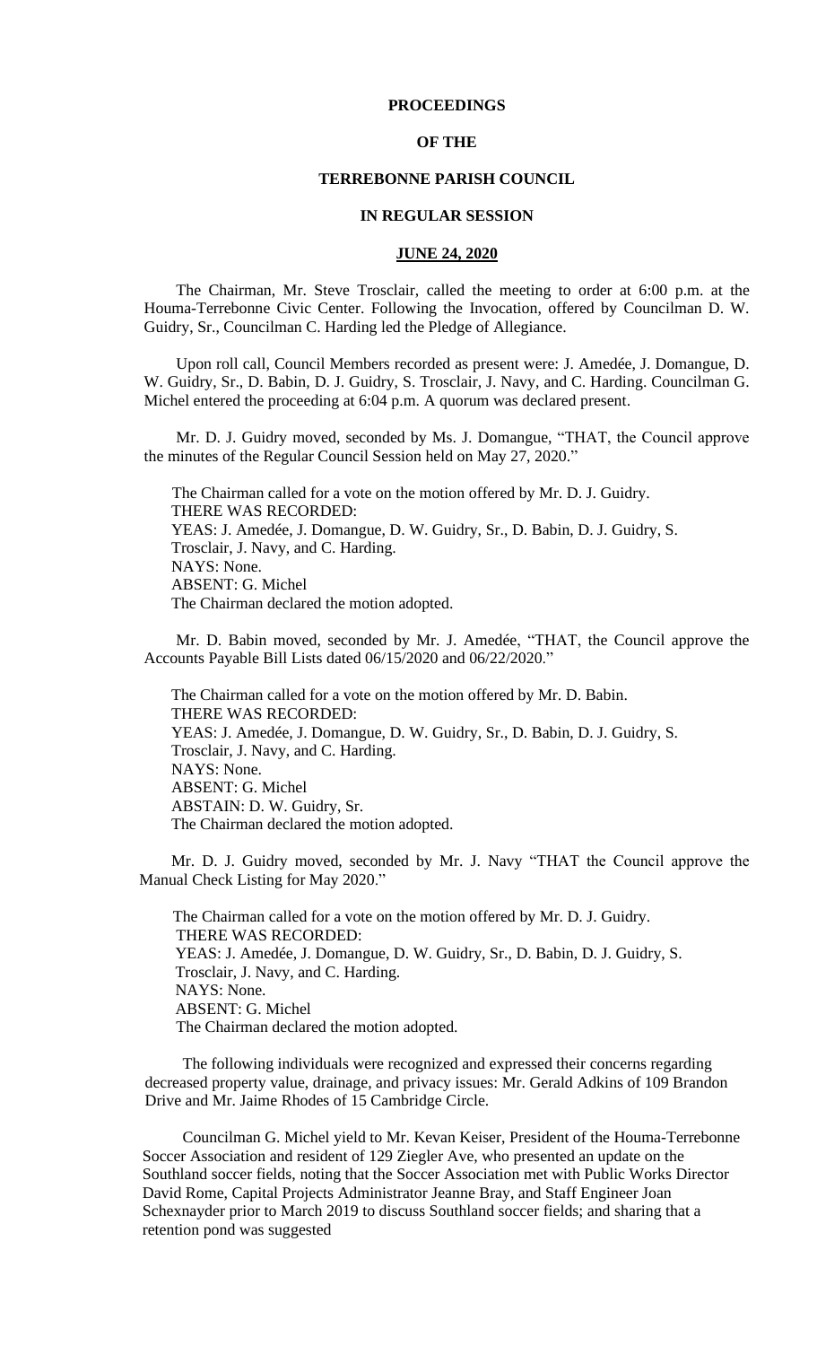**PROCEEDINGS**

**OF THE**

**TERREBONNE PARISH COUNCIL**

**IN REGULAR SESSION**

**JUNE 24, 2020**

The Chairman, Mr. Steve Trosclair, called the meeting to order at 6:00 p.m. at the Houma-Terrebonne Civic Center. Following the Invocation, offered by Councilman D. W. Guidry, Sr., Councilman C. Harding led the Pledge of Allegiance.

Upon roll call, Council Members recorded as present were: J. Amedée, J. Domangue, D. W. Guidry, Sr., D. Babin, D. J. Guidry, S. Trosclair, J. Navy, and C. Harding. Councilman G. Michel entered the proceeding at 6:04 p.m. A quorum was declared present.

Mr. D. J. Guidry moved, seconded by Ms. J. Domangue, "THAT, the Council approve the minutes of the Regular Council Session held on May 27, 2020."

The Chairman called for a vote on the motion offered by Mr. D. J. Guidry.
THERE WAS RECORDED:
YEAS: J. Amedée, J. Domangue, D. W. Guidry, Sr., D. Babin, D. J. Guidry, S. Trosclair, J. Navy, and C. Harding.
NAYS: None.
ABSENT: G. Michel
The Chairman declared the motion adopted.

Mr. D. Babin moved, seconded by Mr. J. Amedée, "THAT, the Council approve the Accounts Payable Bill Lists dated 06/15/2020 and 06/22/2020."

The Chairman called for a vote on the motion offered by Mr. D. Babin.
THERE WAS RECORDED:
YEAS: J. Amedée, J. Domangue, D. W. Guidry, Sr., D. Babin, D. J. Guidry, S. Trosclair, J. Navy, and C. Harding.
NAYS: None.
ABSENT: G. Michel
ABSTAIN: D. W. Guidry, Sr.
The Chairman declared the motion adopted.

Mr. D. J. Guidry moved, seconded by Mr. J. Navy "THAT the Council approve the Manual Check Listing for May 2020."

The Chairman called for a vote on the motion offered by Mr. D. J. Guidry.
THERE WAS RECORDED:
YEAS: J. Amedée, J. Domangue, D. W. Guidry, Sr., D. Babin, D. J. Guidry, S. Trosclair, J. Navy, and C. Harding.
NAYS: None.
ABSENT: G. Michel
The Chairman declared the motion adopted.

The following individuals were recognized and expressed their concerns regarding decreased property value, drainage, and privacy issues: Mr. Gerald Adkins of 109 Brandon Drive and Mr. Jaime Rhodes of 15 Cambridge Circle.

Councilman G. Michel yield to Mr. Kevan Keiser, President of the Houma-Terrebonne Soccer Association and resident of 129 Ziegler Ave, who presented an update on the Southland soccer fields, noting that the Soccer Association met with Public Works Director David Rome, Capital Projects Administrator Jeanne Bray, and Staff Engineer Joan Schexnayder prior to March 2019 to discuss Southland soccer fields; and sharing that a retention pond was suggested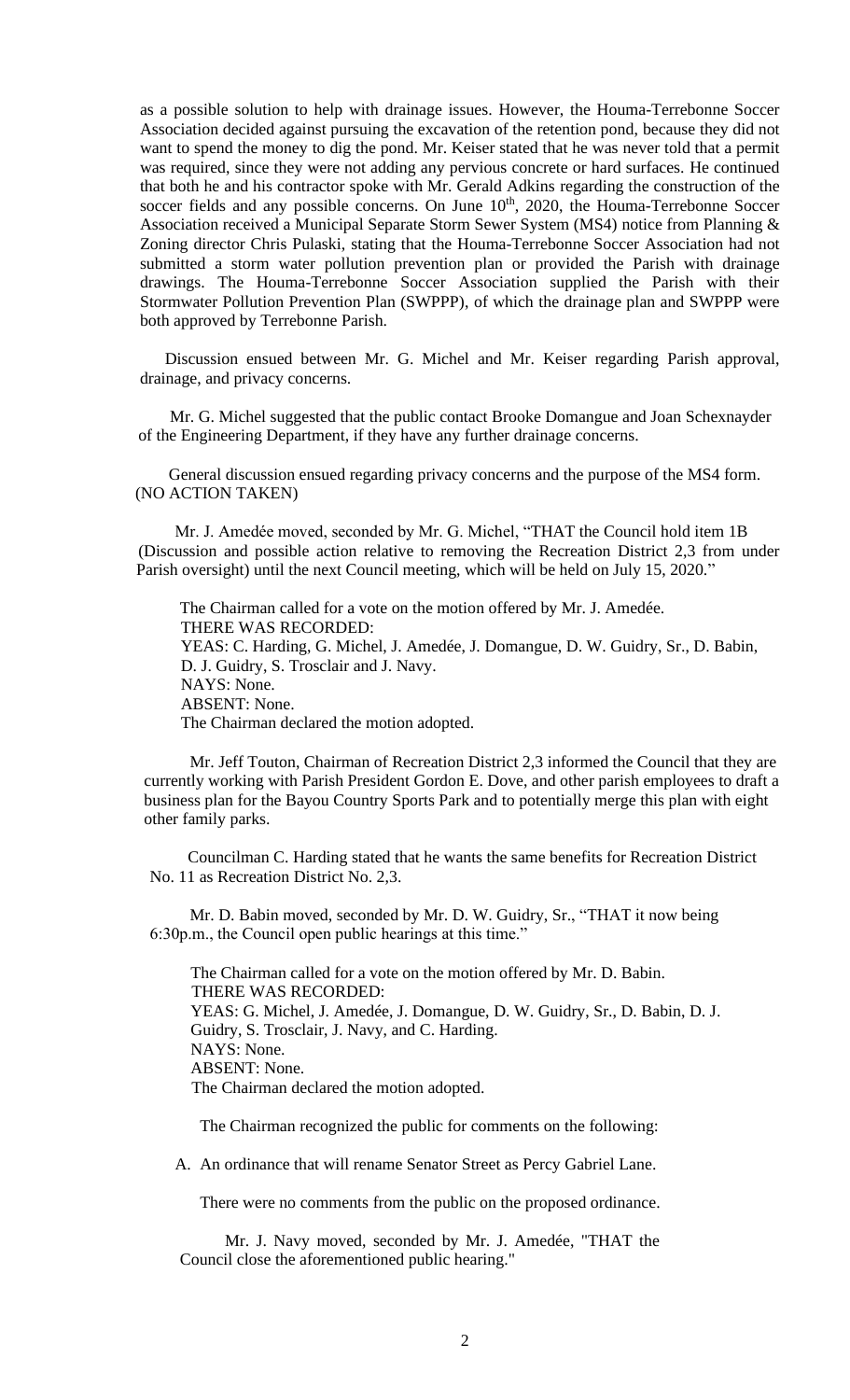as a possible solution to help with drainage issues. However, the Houma-Terrebonne Soccer Association decided against pursuing the excavation of the retention pond, because they did not want to spend the money to dig the pond. Mr. Keiser stated that he was never told that a permit was required, since they were not adding any pervious concrete or hard surfaces. He continued that both he and his contractor spoke with Mr. Gerald Adkins regarding the construction of the soccer fields and any possible concerns. On June 10th, 2020, the Houma-Terrebonne Soccer Association received a Municipal Separate Storm Sewer System (MS4) notice from Planning & Zoning director Chris Pulaski, stating that the Houma-Terrebonne Soccer Association had not submitted a storm water pollution prevention plan or provided the Parish with drainage drawings. The Houma-Terrebonne Soccer Association supplied the Parish with their Stormwater Pollution Prevention Plan (SWPPP), of which the drainage plan and SWPPP were both approved by Terrebonne Parish.

Discussion ensued between Mr. G. Michel and Mr. Keiser regarding Parish approval, drainage, and privacy concerns.

Mr. G. Michel suggested that the public contact Brooke Domangue and Joan Schexnayder of the Engineering Department, if they have any further drainage concerns.

General discussion ensued regarding privacy concerns and the purpose of the MS4 form. (NO ACTION TAKEN)

Mr. J. Amedée moved, seconded by Mr. G. Michel, "THAT the Council hold item 1B (Discussion and possible action relative to removing the Recreation District 2,3 from under Parish oversight) until the next Council meeting, which will be held on July 15, 2020."

The Chairman called for a vote on the motion offered by Mr. J. Amedée.
THERE WAS RECORDED:
YEAS: C. Harding, G. Michel, J. Amedée, J. Domangue, D. W. Guidry, Sr., D. Babin, D. J. Guidry, S. Trosclair and J. Navy.
NAYS: None.
ABSENT: None.
The Chairman declared the motion adopted.

Mr. Jeff Touton, Chairman of Recreation District 2,3 informed the Council that they are currently working with Parish President Gordon E. Dove, and other parish employees to draft a business plan for the Bayou Country Sports Park and to potentially merge this plan with eight other family parks.

Councilman C. Harding stated that he wants the same benefits for Recreation District No. 11 as Recreation District No. 2,3.

Mr. D. Babin moved, seconded by Mr. D. W. Guidry, Sr., "THAT it now being 6:30p.m., the Council open public hearings at this time."

The Chairman called for a vote on the motion offered by Mr. D. Babin.
THERE WAS RECORDED:
YEAS: G. Michel, J. Amedée, J. Domangue, D. W. Guidry, Sr., D. Babin, D. J. Guidry, S. Trosclair, J. Navy, and C. Harding.
NAYS: None.
ABSENT: None.
The Chairman declared the motion adopted.

The Chairman recognized the public for comments on the following:

A. An ordinance that will rename Senator Street as Percy Gabriel Lane.

There were no comments from the public on the proposed ordinance.

Mr. J. Navy moved, seconded by Mr. J. Amedée, "THAT the Council close the aforementioned public hearing."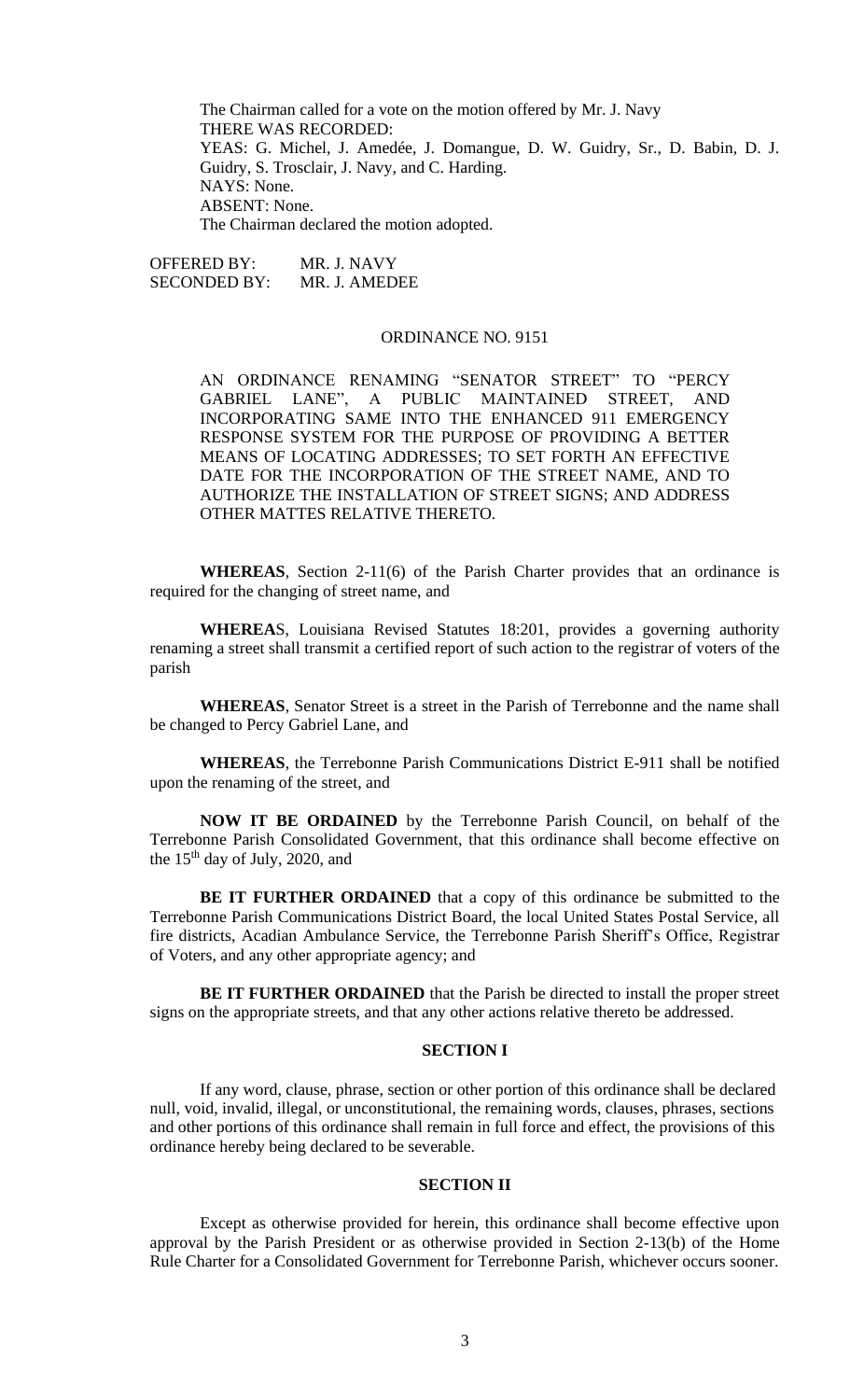The Chairman called for a vote on the motion offered by Mr. J. Navy
THERE WAS RECORDED:
YEAS: G. Michel, J. Amedée, J. Domangue, D. W. Guidry, Sr., D. Babin, D. J. Guidry, S. Trosclair, J. Navy, and C. Harding.
NAYS: None.
ABSENT: None.
The Chairman declared the motion adopted.

OFFERED BY: MR. J. NAVY
SECONDED BY: MR. J. AMEDEE

ORDINANCE NO. 9151

AN ORDINANCE RENAMING "SENATOR STREET" TO "PERCY GABRIEL LANE", A PUBLIC MAINTAINED STREET, AND INCORPORATING SAME INTO THE ENHANCED 911 EMERGENCY RESPONSE SYSTEM FOR THE PURPOSE OF PROVIDING A BETTER MEANS OF LOCATING ADDRESSES; TO SET FORTH AN EFFECTIVE DATE FOR THE INCORPORATION OF THE STREET NAME, AND TO AUTHORIZE THE INSTALLATION OF STREET SIGNS; AND ADDRESS OTHER MATTES RELATIVE THERETO.

**WHEREAS**, Section 2-11(6) of the Parish Charter provides that an ordinance is required for the changing of street name, and

**WHEREA**S, Louisiana Revised Statutes 18:201, provides a governing authority renaming a street shall transmit a certified report of such action to the registrar of voters of the parish

**WHEREAS**, Senator Street is a street in the Parish of Terrebonne and the name shall be changed to Percy Gabriel Lane, and

**WHEREAS**, the Terrebonne Parish Communications District E-911 shall be notified upon the renaming of the street, and

**NOW IT BE ORDAINED** by the Terrebonne Parish Council, on behalf of the Terrebonne Parish Consolidated Government, that this ordinance shall become effective on the 15th day of July, 2020, and

**BE IT FURTHER ORDAINED** that a copy of this ordinance be submitted to the Terrebonne Parish Communications District Board, the local United States Postal Service, all fire districts, Acadian Ambulance Service, the Terrebonne Parish Sheriff's Office, Registrar of Voters, and any other appropriate agency; and

**BE IT FURTHER ORDAINED** that the Parish be directed to install the proper street signs on the appropriate streets, and that any other actions relative thereto be addressed.

**SECTION I**

If any word, clause, phrase, section or other portion of this ordinance shall be declared null, void, invalid, illegal, or unconstitutional, the remaining words, clauses, phrases, sections and other portions of this ordinance shall remain in full force and effect, the provisions of this ordinance hereby being declared to be severable.

**SECTION II**

Except as otherwise provided for herein, this ordinance shall become effective upon approval by the Parish President or as otherwise provided in Section 2-13(b) of the Home Rule Charter for a Consolidated Government for Terrebonne Parish, whichever occurs sooner.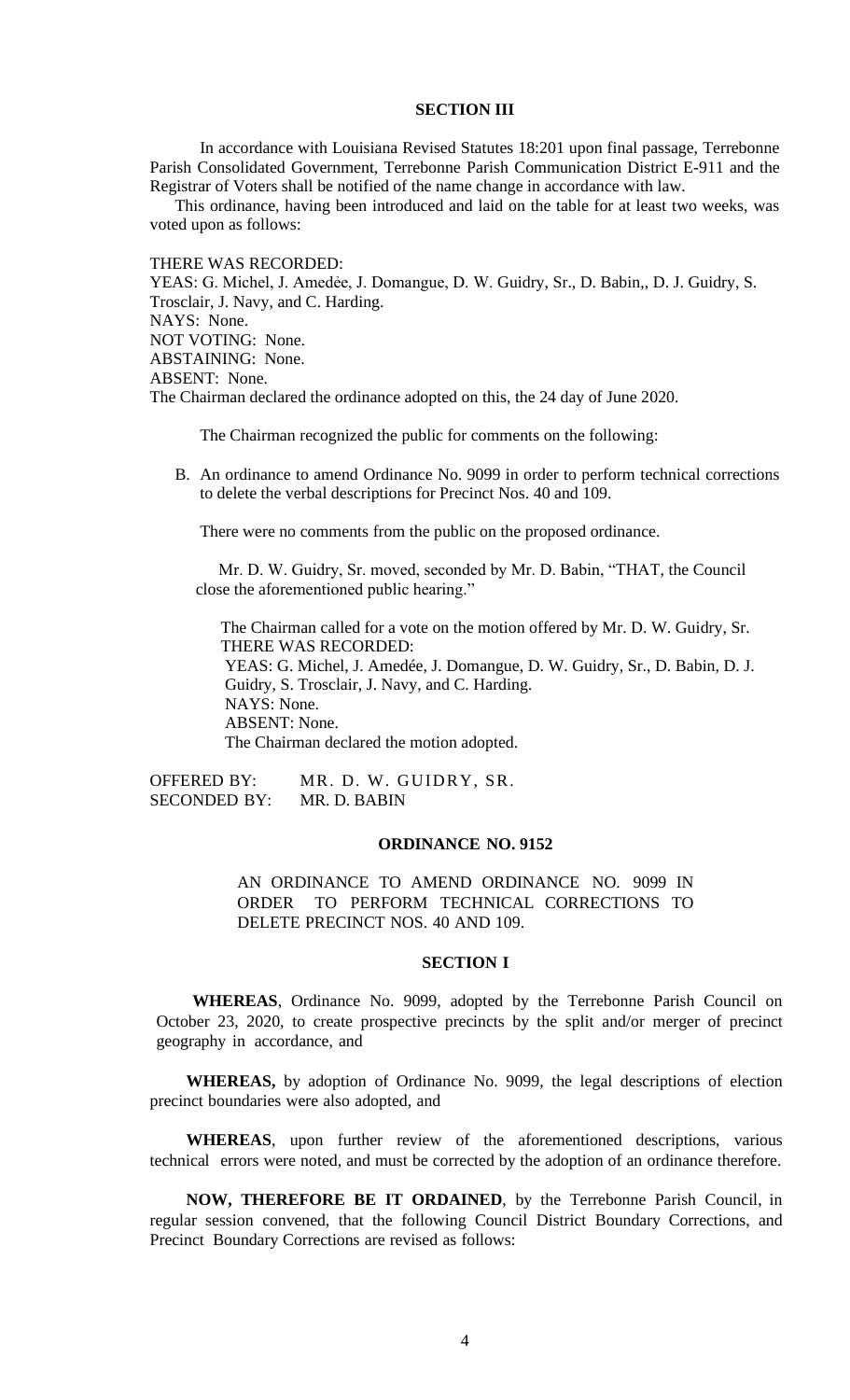### SECTION III

In accordance with Louisiana Revised Statutes 18:201 upon final passage, Terrebonne Parish Consolidated Government, Terrebonne Parish Communication District E-911 and the Registrar of Voters shall be notified of the name change in accordance with law.

This ordinance, having been introduced and laid on the table for at least two weeks, was voted upon as follows:

THERE WAS RECORDED:
YEAS: G. Michel, J. Amedée, J. Domangue, D. W. Guidry, Sr., D. Babin,, D. J. Guidry, S. Trosclair, J. Navy, and C. Harding.
NAYS: None.
NOT VOTING: None.
ABSTAINING: None.
ABSENT: None.
The Chairman declared the ordinance adopted on this, the 24 day of June 2020.

The Chairman recognized the public for comments on the following:

B. An ordinance to amend Ordinance No. 9099 in order to perform technical corrections to delete the verbal descriptions for Precinct Nos. 40 and 109.

There were no comments from the public on the proposed ordinance.

Mr. D. W. Guidry, Sr. moved, seconded by Mr. D. Babin, "THAT, the Council close the aforementioned public hearing."

The Chairman called for a vote on the motion offered by Mr. D. W. Guidry, Sr.
THERE WAS RECORDED:
YEAS: G. Michel, J. Amedée, J. Domangue, D. W. Guidry, Sr., D. Babin, D. J. Guidry, S. Trosclair, J. Navy, and C. Harding.
NAYS: None.
ABSENT: None.
The Chairman declared the motion adopted.

OFFERED BY: MR. D. W. GUIDRY, SR.
SECONDED BY: MR. D. BABIN

### ORDINANCE NO. 9152

AN ORDINANCE TO AMEND ORDINANCE NO. 9099 IN ORDER TO PERFORM TECHNICAL CORRECTIONS TO DELETE PRECINCT NOS. 40 AND 109.

### SECTION I

**WHEREAS**, Ordinance No. 9099, adopted by the Terrebonne Parish Council on October 23, 2020, to create prospective precincts by the split and/or merger of precinct geography in accordance, and

**WHEREAS,** by adoption of Ordinance No. 9099, the legal descriptions of election precinct boundaries were also adopted, and

**WHEREAS**, upon further review of the aforementioned descriptions, various technical errors were noted, and must be corrected by the adoption of an ordinance therefore.

**NOW, THEREFORE BE IT ORDAINED**, by the Terrebonne Parish Council, in regular session convened, that the following Council District Boundary Corrections, and Precinct Boundary Corrections are revised as follows: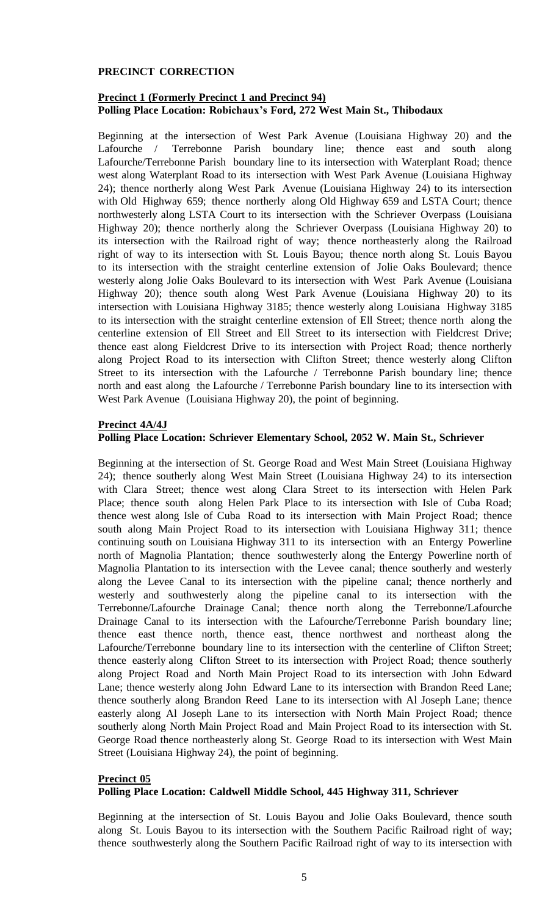**PRECINCT CORRECTION**

**Precinct 1 (Formerly Precinct 1 and Precinct 94)**
**Polling Place Location: Robichaux's Ford, 272 West Main St., Thibodaux**

Beginning at the intersection of West Park Avenue (Louisiana Highway 20) and the Lafourche / Terrebonne Parish boundary line; thence east and south along Lafourche/Terrebonne Parish boundary line to its intersection with Waterplant Road; thence west along Waterplant Road to its intersection with West Park Avenue (Louisiana Highway 24); thence northerly along West Park Avenue (Louisiana Highway 24) to its intersection with Old Highway 659; thence northerly along Old Highway 659 and LSTA Court; thence northwesterly along LSTA Court to its intersection with the Schriever Overpass (Louisiana Highway 20); thence northerly along the Schriever Overpass (Louisiana Highway 20) to its intersection with the Railroad right of way; thence northeasterly along the Railroad right of way to its intersection with St. Louis Bayou; thence north along St. Louis Bayou to its intersection with the straight centerline extension of Jolie Oaks Boulevard; thence westerly along Jolie Oaks Boulevard to its intersection with West Park Avenue (Louisiana Highway 20); thence south along West Park Avenue (Louisiana Highway 20) to its intersection with Louisiana Highway 3185; thence westerly along Louisiana Highway 3185 to its intersection with the straight centerline extension of Ell Street; thence north along the centerline extension of Ell Street and Ell Street to its intersection with Fieldcrest Drive; thence east along Fieldcrest Drive to its intersection with Project Road; thence northerly along Project Road to its intersection with Clifton Street; thence westerly along Clifton Street to its intersection with the Lafourche / Terrebonne Parish boundary line; thence north and east along the Lafourche / Terrebonne Parish boundary line to its intersection with West Park Avenue (Louisiana Highway 20), the point of beginning.

**Precinct 4A/4J**
**Polling Place Location: Schriever Elementary School, 2052 W. Main St., Schriever**

Beginning at the intersection of St. George Road and West Main Street (Louisiana Highway 24); thence southerly along West Main Street (Louisiana Highway 24) to its intersection with Clara Street; thence west along Clara Street to its intersection with Helen Park Place; thence south along Helen Park Place to its intersection with Isle of Cuba Road; thence west along Isle of Cuba Road to its intersection with Main Project Road; thence south along Main Project Road to its intersection with Louisiana Highway 311; thence continuing south on Louisiana Highway 311 to its intersection with an Entergy Powerline north of Magnolia Plantation; thence southwesterly along the Entergy Powerline north of Magnolia Plantation to its intersection with the Levee canal; thence southerly and westerly along the Levee Canal to its intersection with the pipeline canal; thence northerly and westerly and southwesterly along the pipeline canal to its intersection with the Terrebonne/Lafourche Drainage Canal; thence north along the Terrebonne/Lafourche Drainage Canal to its intersection with the Lafourche/Terrebonne Parish boundary line; thence east thence north, thence east, thence northwest and northeast along the Lafourche/Terrebonne boundary line to its intersection with the centerline of Clifton Street; thence easterly along Clifton Street to its intersection with Project Road; thence southerly along Project Road and North Main Project Road to its intersection with John Edward Lane; thence westerly along John Edward Lane to its intersection with Brandon Reed Lane; thence southerly along Brandon Reed Lane to its intersection with Al Joseph Lane; thence easterly along Al Joseph Lane to its intersection with North Main Project Road; thence southerly along North Main Project Road and Main Project Road to its intersection with St. George Road thence northeasterly along St. George Road to its intersection with West Main Street (Louisiana Highway 24), the point of beginning.

**Precinct 05**
**Polling Place Location: Caldwell Middle School, 445 Highway 311, Schriever**

Beginning at the intersection of St. Louis Bayou and Jolie Oaks Boulevard, thence south along St. Louis Bayou to its intersection with the Southern Pacific Railroad right of way; thence southwesterly along the Southern Pacific Railroad right of way to its intersection with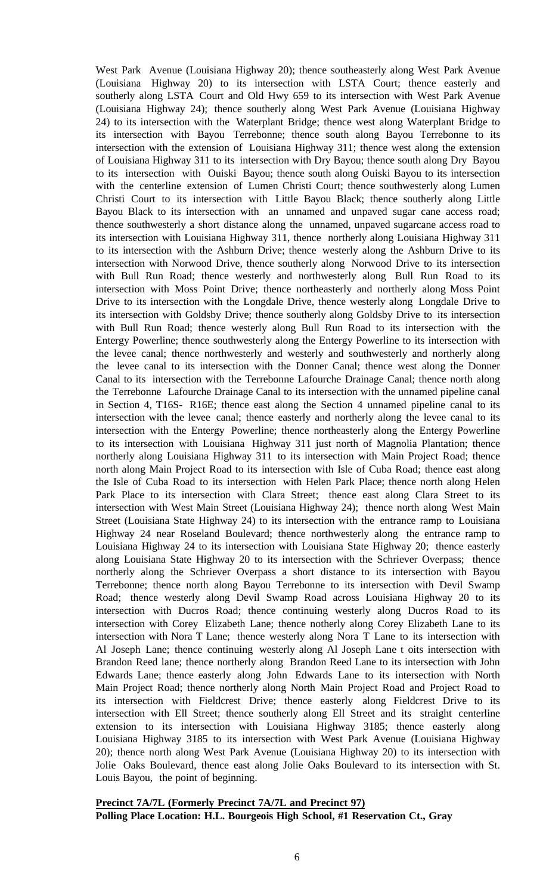West Park Avenue (Louisiana Highway 20); thence southeasterly along West Park Avenue (Louisiana Highway 20) to its intersection with LSTA Court; thence easterly and southerly along LSTA Court and Old Hwy 659 to its intersection with West Park Avenue (Louisiana Highway 24); thence southerly along West Park Avenue (Louisiana Highway 24) to its intersection with the Waterplant Bridge; thence west along Waterplant Bridge to its intersection with Bayou Terrebonne; thence south along Bayou Terrebonne to its intersection with the extension of Louisiana Highway 311; thence west along the extension of Louisiana Highway 311 to its intersection with Dry Bayou; thence south along Dry Bayou to its intersection with Ouiski Bayou; thence south along Ouiski Bayou to its intersection with the centerline extension of Lumen Christi Court; thence southwesterly along Lumen Christi Court to its intersection with Little Bayou Black; thence southerly along Little Bayou Black to its intersection with an unnamed and unpaved sugar cane access road; thence southwesterly a short distance along the unnamed, unpaved sugarcane access road to its intersection with Louisiana Highway 311, thence northerly along Louisiana Highway 311 to its intersection with the Ashburn Drive; thence westerly along the Ashburn Drive to its intersection with Norwood Drive, thence southerly along Norwood Drive to its intersection with Bull Run Road; thence westerly and northwesterly along Bull Run Road to its intersection with Moss Point Drive; thence northeasterly and northerly along Moss Point Drive to its intersection with the Longdale Drive, thence westerly along Longdale Drive to its intersection with Goldsby Drive; thence southerly along Goldsby Drive to its intersection with Bull Run Road; thence westerly along Bull Run Road to its intersection with the Entergy Powerline; thence southwesterly along the Entergy Powerline to its intersection with the levee canal; thence northwesterly and westerly and southwesterly and northerly along the levee canal to its intersection with the Donner Canal; thence west along the Donner Canal to its intersection with the Terrebonne Lafourche Drainage Canal; thence north along the Terrebonne Lafourche Drainage Canal to its intersection with the unnamed pipeline canal in Section 4, T16S- R16E; thence east along the Section 4 unnamed pipeline canal to its intersection with the levee canal; thence easterly and northerly along the levee canal to its intersection with the Entergy Powerline; thence northeasterly along the Entergy Powerline to its intersection with Louisiana Highway 311 just north of Magnolia Plantation; thence northerly along Louisiana Highway 311 to its intersection with Main Project Road; thence north along Main Project Road to its intersection with Isle of Cuba Road; thence east along the Isle of Cuba Road to its intersection with Helen Park Place; thence north along Helen Park Place to its intersection with Clara Street; thence east along Clara Street to its intersection with West Main Street (Louisiana Highway 24); thence north along West Main Street (Louisiana State Highway 24) to its intersection with the entrance ramp to Louisiana Highway 24 near Roseland Boulevard; thence northwesterly along the entrance ramp to Louisiana Highway 24 to its intersection with Louisiana State Highway 20; thence easterly along Louisiana State Highway 20 to its intersection with the Schriever Overpass; thence northerly along the Schriever Overpass a short distance to its intersection with Bayou Terrebonne; thence north along Bayou Terrebonne to its intersection with Devil Swamp Road; thence westerly along Devil Swamp Road across Louisiana Highway 20 to its intersection with Ducros Road; thence continuing westerly along Ducros Road to its intersection with Corey Elizabeth Lane; thence notherly along Corey Elizabeth Lane to its intersection with Nora T Lane; thence westerly along Nora T Lane to its intersection with Al Joseph Lane; thence continuing westerly along Al Joseph Lane t oits intersection with Brandon Reed lane; thence northerly along Brandon Reed Lane to its intersection with John Edwards Lane; thence easterly along John Edwards Lane to its intersection with North Main Project Road; thence northerly along North Main Project Road and Project Road to its intersection with Fieldcrest Drive; thence easterly along Fieldcrest Drive to its intersection with Ell Street; thence southerly along Ell Street and its straight centerline extension to its intersection with Louisiana Highway 3185; thence easterly along Louisiana Highway 3185 to its intersection with West Park Avenue (Louisiana Highway 20); thence north along West Park Avenue (Louisiana Highway 20) to its intersection with Jolie Oaks Boulevard, thence east along Jolie Oaks Boulevard to its intersection with St. Louis Bayou, the point of beginning.

**Precinct 7A/7L (Formerly Precinct 7A/7L and Precinct 97)**
**Polling Place Location: H.L. Bourgeois High School, #1 Reservation Ct., Gray**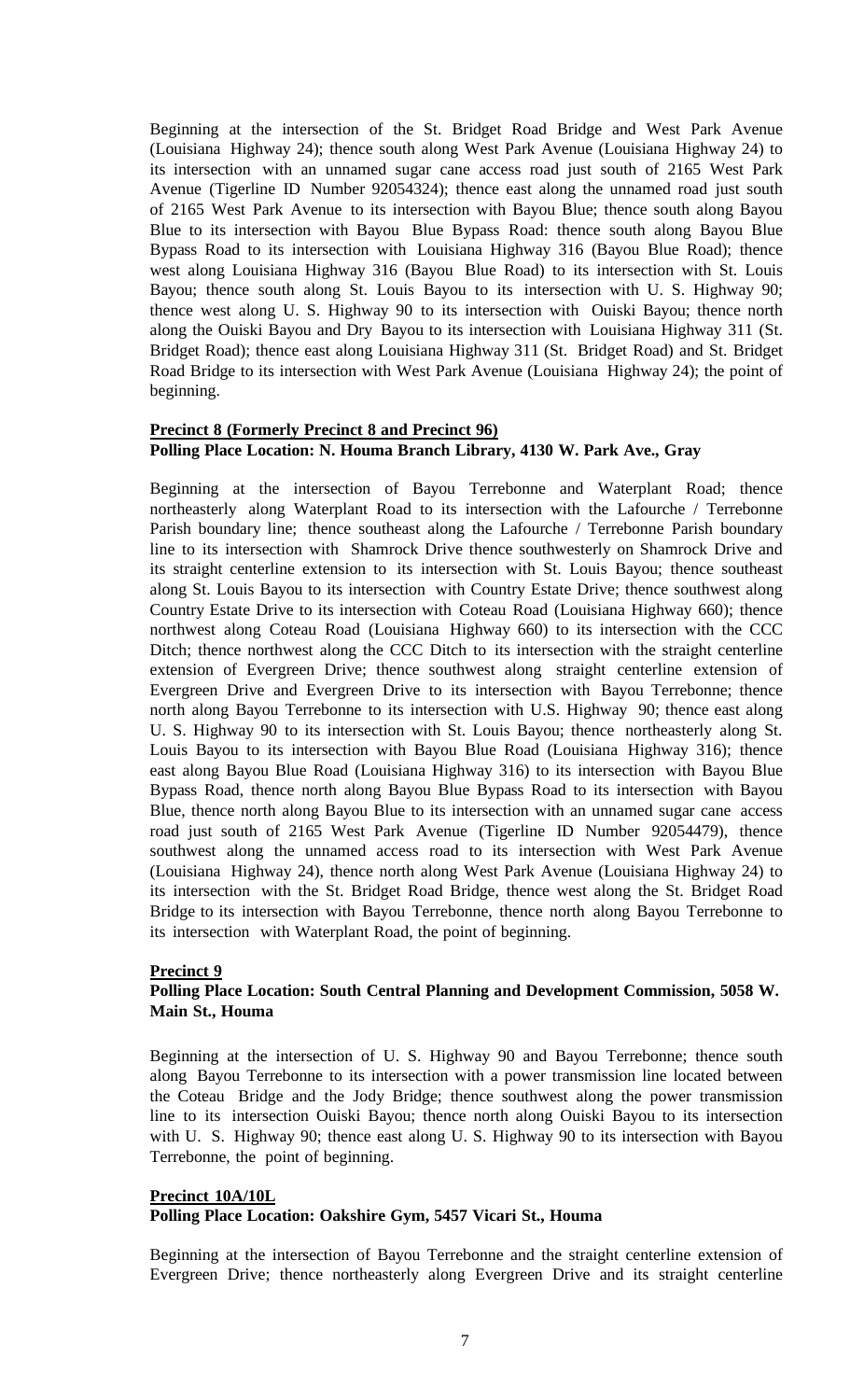Beginning at the intersection of the St. Bridget Road Bridge and West Park Avenue (Louisiana Highway 24); thence south along West Park Avenue (Louisiana Highway 24) to its intersection with an unnamed sugar cane access road just south of 2165 West Park Avenue (Tigerline ID Number 92054324); thence east along the unnamed road just south of 2165 West Park Avenue to its intersection with Bayou Blue; thence south along Bayou Blue to its intersection with Bayou Blue Bypass Road: thence south along Bayou Blue Bypass Road to its intersection with Louisiana Highway 316 (Bayou Blue Road); thence west along Louisiana Highway 316 (Bayou Blue Road) to its intersection with St. Louis Bayou; thence south along St. Louis Bayou to its intersection with U. S. Highway 90; thence west along U. S. Highway 90 to its intersection with Ouiski Bayou; thence north along the Ouiski Bayou and Dry Bayou to its intersection with Louisiana Highway 311 (St. Bridget Road); thence east along Louisiana Highway 311 (St. Bridget Road) and St. Bridget Road Bridge to its intersection with West Park Avenue (Louisiana Highway 24); the point of beginning.

**Precinct 8 (Formerly Precinct 8 and Precinct 96)**
**Polling Place Location: N. Houma Branch Library, 4130 W. Park Ave., Gray**

Beginning at the intersection of Bayou Terrebonne and Waterplant Road; thence northeasterly along Waterplant Road to its intersection with the Lafourche / Terrebonne Parish boundary line; thence southeast along the Lafourche / Terrebonne Parish boundary line to its intersection with Shamrock Drive thence southwesterly on Shamrock Drive and its straight centerline extension to its intersection with St. Louis Bayou; thence southeast along St. Louis Bayou to its intersection with Country Estate Drive; thence southwest along Country Estate Drive to its intersection with Coteau Road (Louisiana Highway 660); thence northwest along Coteau Road (Louisiana Highway 660) to its intersection with the CCC Ditch; thence northwest along the CCC Ditch to its intersection with the straight centerline extension of Evergreen Drive; thence southwest along straight centerline extension of Evergreen Drive and Evergreen Drive to its intersection with Bayou Terrebonne; thence north along Bayou Terrebonne to its intersection with U.S. Highway 90; thence east along U. S. Highway 90 to its intersection with St. Louis Bayou; thence northeasterly along St. Louis Bayou to its intersection with Bayou Blue Road (Louisiana Highway 316); thence east along Bayou Blue Road (Louisiana Highway 316) to its intersection with Bayou Blue Bypass Road, thence north along Bayou Blue Bypass Road to its intersection with Bayou Blue, thence north along Bayou Blue to its intersection with an unnamed sugar cane access road just south of 2165 West Park Avenue (Tigerline ID Number 92054479), thence southwest along the unnamed access road to its intersection with West Park Avenue (Louisiana Highway 24), thence north along West Park Avenue (Louisiana Highway 24) to its intersection with the St. Bridget Road Bridge, thence west along the St. Bridget Road Bridge to its intersection with Bayou Terrebonne, thence north along Bayou Terrebonne to its intersection with Waterplant Road, the point of beginning.

**Precinct 9**
**Polling Place Location: South Central Planning and Development Commission, 5058 W. Main St., Houma**

Beginning at the intersection of U. S. Highway 90 and Bayou Terrebonne; thence south along Bayou Terrebonne to its intersection with a power transmission line located between the Coteau Bridge and the Jody Bridge; thence southwest along the power transmission line to its intersection Ouiski Bayou; thence north along Ouiski Bayou to its intersection with U. S. Highway 90; thence east along U. S. Highway 90 to its intersection with Bayou Terrebonne, the point of beginning.

**Precinct 10A/10L**
**Polling Place Location: Oakshire Gym, 5457 Vicari St., Houma**

Beginning at the intersection of Bayou Terrebonne and the straight centerline extension of Evergreen Drive; thence northeasterly along Evergreen Drive and its straight centerline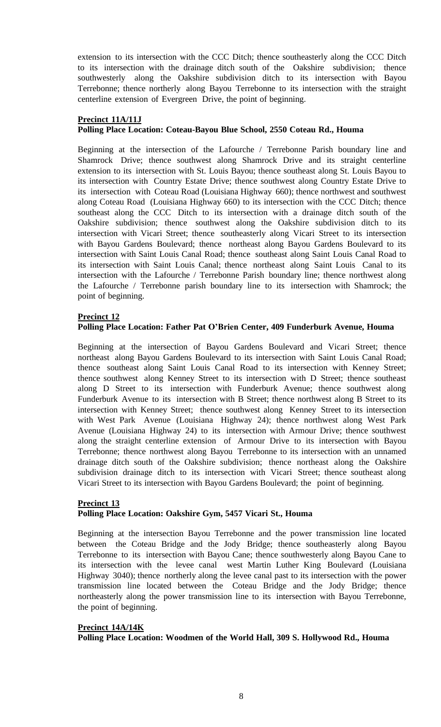extension to its intersection with the CCC Ditch; thence southeasterly along the CCC Ditch to its intersection with the drainage ditch south of the Oakshire subdivision; thence southwesterly along the Oakshire subdivision ditch to its intersection with Bayou Terrebonne; thence northerly along Bayou Terrebonne to its intersection with the straight centerline extension of Evergreen Drive, the point of beginning.

**Precinct 11A/11J**
**Polling Place Location: Coteau-Bayou Blue School, 2550 Coteau Rd., Houma**

Beginning at the intersection of the Lafourche / Terrebonne Parish boundary line and Shamrock Drive; thence southwest along Shamrock Drive and its straight centerline extension to its intersection with St. Louis Bayou; thence southeast along St. Louis Bayou to its intersection with Country Estate Drive; thence southwest along Country Estate Drive to its intersection with Coteau Road (Louisiana Highway 660); thence northwest and southwest along Coteau Road (Louisiana Highway 660) to its intersection with the CCC Ditch; thence southeast along the CCC Ditch to its intersection with a drainage ditch south of the Oakshire subdivision; thence southwest along the Oakshire subdivision ditch to its intersection with Vicari Street; thence southeasterly along Vicari Street to its intersection with Bayou Gardens Boulevard; thence northeast along Bayou Gardens Boulevard to its intersection with Saint Louis Canal Road; thence southeast along Saint Louis Canal Road to its intersection with Saint Louis Canal; thence northeast along Saint Louis Canal to its intersection with the Lafourche / Terrebonne Parish boundary line; thence northwest along the Lafourche / Terrebonne parish boundary line to its intersection with Shamrock; the point of beginning.

**Precinct 12**
**Polling Place Location: Father Pat O'Brien Center, 409 Funderburk Avenue, Houma**

Beginning at the intersection of Bayou Gardens Boulevard and Vicari Street; thence northeast along Bayou Gardens Boulevard to its intersection with Saint Louis Canal Road; thence southeast along Saint Louis Canal Road to its intersection with Kenney Street; thence southwest along Kenney Street to its intersection with D Street; thence southeast along D Street to its intersection with Funderburk Avenue; thence southwest along Funderburk Avenue to its intersection with B Street; thence northwest along B Street to its intersection with Kenney Street; thence southwest along Kenney Street to its intersection with West Park Avenue (Louisiana Highway 24); thence northwest along West Park Avenue (Louisiana Highway 24) to its intersection with Armour Drive; thence southwest along the straight centerline extension of Armour Drive to its intersection with Bayou Terrebonne; thence northwest along Bayou Terrebonne to its intersection with an unnamed drainage ditch south of the Oakshire subdivision; thence northeast along the Oakshire subdivision drainage ditch to its intersection with Vicari Street; thence southeast along Vicari Street to its intersection with Bayou Gardens Boulevard; the point of beginning.

**Precinct 13**
**Polling Place Location: Oakshire Gym, 5457 Vicari St., Houma**

Beginning at the intersection Bayou Terrebonne and the power transmission line located between the Coteau Bridge and the Jody Bridge; thence southeasterly along Bayou Terrebonne to its intersection with Bayou Cane; thence southwesterly along Bayou Cane to its intersection with the levee canal west Martin Luther King Boulevard (Louisiana Highway 3040); thence northerly along the levee canal past to its intersection with the power transmission line located between the Coteau Bridge and the Jody Bridge; thence northeasterly along the power transmission line to its intersection with Bayou Terrebonne, the point of beginning.

**Precinct 14A/14K**
**Polling Place Location: Woodmen of the World Hall, 309 S. Hollywood Rd., Houma**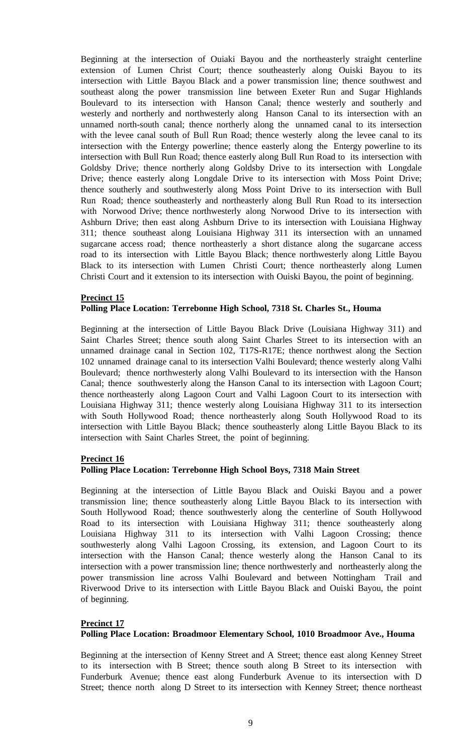Beginning at the intersection of Ouiaki Bayou and the northeasterly straight centerline extension of Lumen Christ Court; thence southeasterly along Ouiski Bayou to its intersection with Little Bayou Black and a power transmission line; thence southwest and southeast along the power transmission line between Exeter Run and Sugar Highlands Boulevard to its intersection with Hanson Canal; thence westerly and southerly and westerly and northerly and northwesterly along Hanson Canal to its intersection with an unnamed north-south canal; thence northerly along the unnamed canal to its intersection with the levee canal south of Bull Run Road; thence westerly along the levee canal to its intersection with the Entergy powerline; thence easterly along the Entergy powerline to its intersection with Bull Run Road; thence easterly along Bull Run Road to its intersection with Goldsby Drive; thence northerly along Goldsby Drive to its intersection with Longdale Drive; thence easterly along Longdale Drive to its intersection with Moss Point Drive; thence southerly and southwesterly along Moss Point Drive to its intersection with Bull Run Road; thence southeasterly and northeasterly along Bull Run Road to its intersection with Norwood Drive; thence northwesterly along Norwood Drive to its intersection with Ashburn Drive; then east along Ashburn Drive to its intersection with Louisiana Highway 311; thence southeast along Louisiana Highway 311 its intersection with an unnamed sugarcane access road; thence northeasterly a short distance along the sugarcane access road to its intersection with Little Bayou Black; thence northwesterly along Little Bayou Black to its intersection with Lumen Christi Court; thence northeasterly along Lumen Christi Court and it extension to its intersection with Ouiski Bayou, the point of beginning.

**Precinct 15**

**Polling Place Location: Terrebonne High School, 7318 St. Charles St., Houma**

Beginning at the intersection of Little Bayou Black Drive (Louisiana Highway 311) and Saint Charles Street; thence south along Saint Charles Street to its intersection with an unnamed drainage canal in Section 102, T17S-R17E; thence northwest along the Section 102 unnamed drainage canal to its intersection Valhi Boulevard; thence westerly along Valhi Boulevard; thence northwesterly along Valhi Boulevard to its intersection with the Hanson Canal; thence southwesterly along the Hanson Canal to its intersection with Lagoon Court; thence northeasterly along Lagoon Court and Valhi Lagoon Court to its intersection with Louisiana Highway 311; thence westerly along Louisiana Highway 311 to its intersection with South Hollywood Road; thence northeasterly along South Hollywood Road to its intersection with Little Bayou Black; thence southeasterly along Little Bayou Black to its intersection with Saint Charles Street, the point of beginning.

**Precinct 16**

**Polling Place Location: Terrebonne High School Boys, 7318 Main Street**

Beginning at the intersection of Little Bayou Black and Ouiski Bayou and a power transmission line; thence southeasterly along Little Bayou Black to its intersection with South Hollywood Road; thence southwesterly along the centerline of South Hollywood Road to its intersection with Louisiana Highway 311; thence southeasterly along Louisiana Highway 311 to its intersection with Valhi Lagoon Crossing; thence southwesterly along Valhi Lagoon Crossing, its extension, and Lagoon Court to its intersection with the Hanson Canal; thence westerly along the Hanson Canal to its intersection with a power transmission line; thence northwesterly and northeasterly along the power transmission line across Valhi Boulevard and between Nottingham Trail and Riverwood Drive to its intersection with Little Bayou Black and Ouiski Bayou, the point of beginning.

**Precinct 17**

**Polling Place Location: Broadmoor Elementary School, 1010 Broadmoor Ave., Houma**

Beginning at the intersection of Kenny Street and A Street; thence east along Kenney Street to its intersection with B Street; thence south along B Street to its intersection with Funderburk Avenue; thence east along Funderburk Avenue to its intersection with D Street; thence north along D Street to its intersection with Kenney Street; thence northeast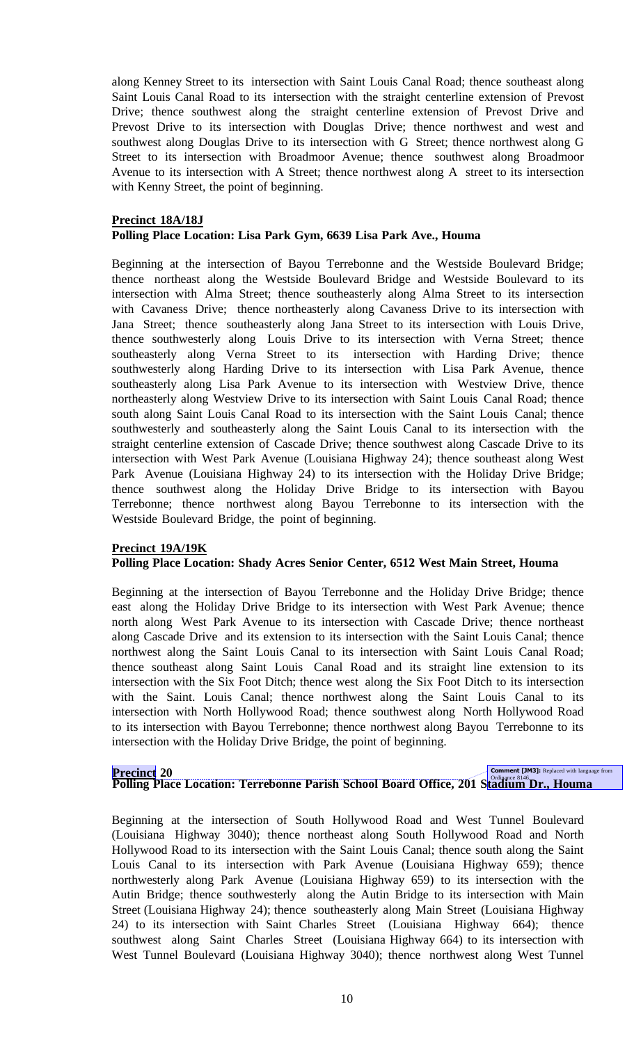along Kenney Street to its intersection with Saint Louis Canal Road; thence southeast along Saint Louis Canal Road to its intersection with the straight centerline extension of Prevost Drive; thence southwest along the straight centerline extension of Prevost Drive and Prevost Drive to its intersection with Douglas Drive; thence northwest and west and southwest along Douglas Drive to its intersection with G Street; thence northwest along G Street to its intersection with Broadmoor Avenue; thence southwest along Broadmoor Avenue to its intersection with A Street; thence northwest along A street to its intersection with Kenny Street, the point of beginning.

**Precinct 18A/18J**

**Polling Place Location: Lisa Park Gym, 6639 Lisa Park Ave., Houma**

Beginning at the intersection of Bayou Terrebonne and the Westside Boulevard Bridge; thence northeast along the Westside Boulevard Bridge and Westside Boulevard to its intersection with Alma Street; thence southeasterly along Alma Street to its intersection with Cavaness Drive; thence northeasterly along Cavaness Drive to its intersection with Jana Street; thence southeasterly along Jana Street to its intersection with Louis Drive, thence southwesterly along Louis Drive to its intersection with Verna Street; thence southeasterly along Verna Street to its intersection with Harding Drive; thence southwesterly along Harding Drive to its intersection with Lisa Park Avenue, thence southeasterly along Lisa Park Avenue to its intersection with Westview Drive, thence northeasterly along Westview Drive to its intersection with Saint Louis Canal Road; thence south along Saint Louis Canal Road to its intersection with the Saint Louis Canal; thence southwesterly and southeasterly along the Saint Louis Canal to its intersection with the straight centerline extension of Cascade Drive; thence southwest along Cascade Drive to its intersection with West Park Avenue (Louisiana Highway 24); thence southeast along West Park Avenue (Louisiana Highway 24) to its intersection with the Holiday Drive Bridge; thence southwest along the Holiday Drive Bridge to its intersection with Bayou Terrebonne; thence northwest along Bayou Terrebonne to its intersection with the Westside Boulevard Bridge, the point of beginning.

**Precinct 19A/19K**

**Polling Place Location: Shady Acres Senior Center, 6512 West Main Street, Houma**

Beginning at the intersection of Bayou Terrebonne and the Holiday Drive Bridge; thence east along the Holiday Drive Bridge to its intersection with West Park Avenue; thence north along West Park Avenue to its intersection with Cascade Drive; thence northeast along Cascade Drive and its extension to its intersection with the Saint Louis Canal; thence northwest along the Saint Louis Canal to its intersection with Saint Louis Canal Road; thence southeast along Saint Louis Canal Road and its straight line extension to its intersection with the Six Foot Ditch; thence west along the Six Foot Ditch to its intersection with the Saint. Louis Canal; thence northwest along the Saint Louis Canal to its intersection with North Hollywood Road; thence southwest along North Hollywood Road to its intersection with Bayou Terrebonne; thence northwest along Bayou Terrebonne to its intersection with the Holiday Drive Bridge, the point of beginning.

**Precinct 20**

**Polling Place Location: Terrebonne Parish School Board Office, 201 Stadium Dr., Houma**

Comment [JM3]: Replaced with language from Ordinance 8146

Beginning at the intersection of South Hollywood Road and West Tunnel Boulevard (Louisiana Highway 3040); thence northeast along South Hollywood Road and North Hollywood Road to its intersection with the Saint Louis Canal; thence south along the Saint Louis Canal to its intersection with Park Avenue (Louisiana Highway 659); thence northwesterly along Park Avenue (Louisiana Highway 659) to its intersection with the Autin Bridge; thence southwesterly along the Autin Bridge to its intersection with Main Street (Louisiana Highway 24); thence southeasterly along Main Street (Louisiana Highway 24) to its intersection with Saint Charles Street (Louisiana Highway 664); thence southwest along Saint Charles Street (Louisiana Highway 664) to its intersection with West Tunnel Boulevard (Louisiana Highway 3040); thence northwest along West Tunnel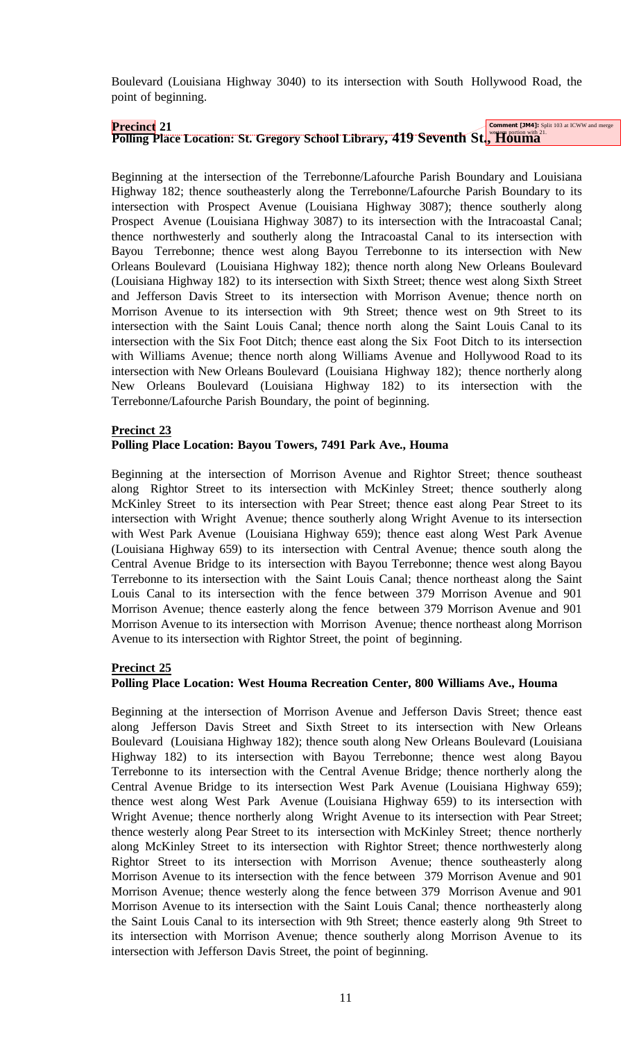Boulevard (Louisiana Highway 3040) to its intersection with South Hollywood Road, the point of beginning.

**Precinct 21**
**Polling Place Location: St. Gregory School Library, 419 Seventh St., Houma**

Comment [JM4]: Split 103 at ICWW and merge western portion with 21.

Beginning at the intersection of the Terrebonne/Lafourche Parish Boundary and Louisiana Highway 182; thence southeasterly along the Terrebonne/Lafourche Parish Boundary to its intersection with Prospect Avenue (Louisiana Highway 3087); thence southerly along Prospect Avenue (Louisiana Highway 3087) to its intersection with the Intracoastal Canal; thence northwesterly and southerly along the Intracoastal Canal to its intersection with Bayou Terrebonne; thence west along Bayou Terrebonne to its intersection with New Orleans Boulevard (Louisiana Highway 182); thence north along New Orleans Boulevard (Louisiana Highway 182) to its intersection with Sixth Street; thence west along Sixth Street and Jefferson Davis Street to its intersection with Morrison Avenue; thence north on Morrison Avenue to its intersection with 9th Street; thence west on 9th Street to its intersection with the Saint Louis Canal; thence north along the Saint Louis Canal to its intersection with the Six Foot Ditch; thence east along the Six Foot Ditch to its intersection with Williams Avenue; thence north along Williams Avenue and Hollywood Road to its intersection with New Orleans Boulevard (Louisiana Highway 182); thence northerly along New Orleans Boulevard (Louisiana Highway 182) to its intersection with the Terrebonne/Lafourche Parish Boundary, the point of beginning.

**Precinct 23**
**Polling Place Location: Bayou Towers, 7491 Park Ave., Houma**

Beginning at the intersection of Morrison Avenue and Rightor Street; thence southeast along Rightor Street to its intersection with McKinley Street; thence southerly along McKinley Street to its intersection with Pear Street; thence east along Pear Street to its intersection with Wright Avenue; thence southerly along Wright Avenue to its intersection with West Park Avenue (Louisiana Highway 659); thence east along West Park Avenue (Louisiana Highway 659) to its intersection with Central Avenue; thence south along the Central Avenue Bridge to its intersection with Bayou Terrebonne; thence west along Bayou Terrebonne to its intersection with the Saint Louis Canal; thence northeast along the Saint Louis Canal to its intersection with the fence between 379 Morrison Avenue and 901 Morrison Avenue; thence easterly along the fence between 379 Morrison Avenue and 901 Morrison Avenue to its intersection with Morrison Avenue; thence northeast along Morrison Avenue to its intersection with Rightor Street, the point of beginning.

**Precinct 25**
**Polling Place Location: West Houma Recreation Center, 800 Williams Ave., Houma**

Beginning at the intersection of Morrison Avenue and Jefferson Davis Street; thence east along Jefferson Davis Street and Sixth Street to its intersection with New Orleans Boulevard (Louisiana Highway 182); thence south along New Orleans Boulevard (Louisiana Highway 182) to its intersection with Bayou Terrebonne; thence west along Bayou Terrebonne to its intersection with the Central Avenue Bridge; thence northerly along the Central Avenue Bridge to its intersection West Park Avenue (Louisiana Highway 659); thence west along West Park Avenue (Louisiana Highway 659) to its intersection with Wright Avenue; thence northerly along Wright Avenue to its intersection with Pear Street; thence westerly along Pear Street to its intersection with McKinley Street; thence northerly along McKinley Street to its intersection with Rightor Street; thence northwesterly along Rightor Street to its intersection with Morrison Avenue; thence southeasterly along Morrison Avenue to its intersection with the fence between 379 Morrison Avenue and 901 Morrison Avenue; thence westerly along the fence between 379 Morrison Avenue and 901 Morrison Avenue to its intersection with the Saint Louis Canal; thence northeasterly along the Saint Louis Canal to its intersection with 9th Street; thence easterly along 9th Street to its intersection with Morrison Avenue; thence southerly along Morrison Avenue to its intersection with Jefferson Davis Street, the point of beginning.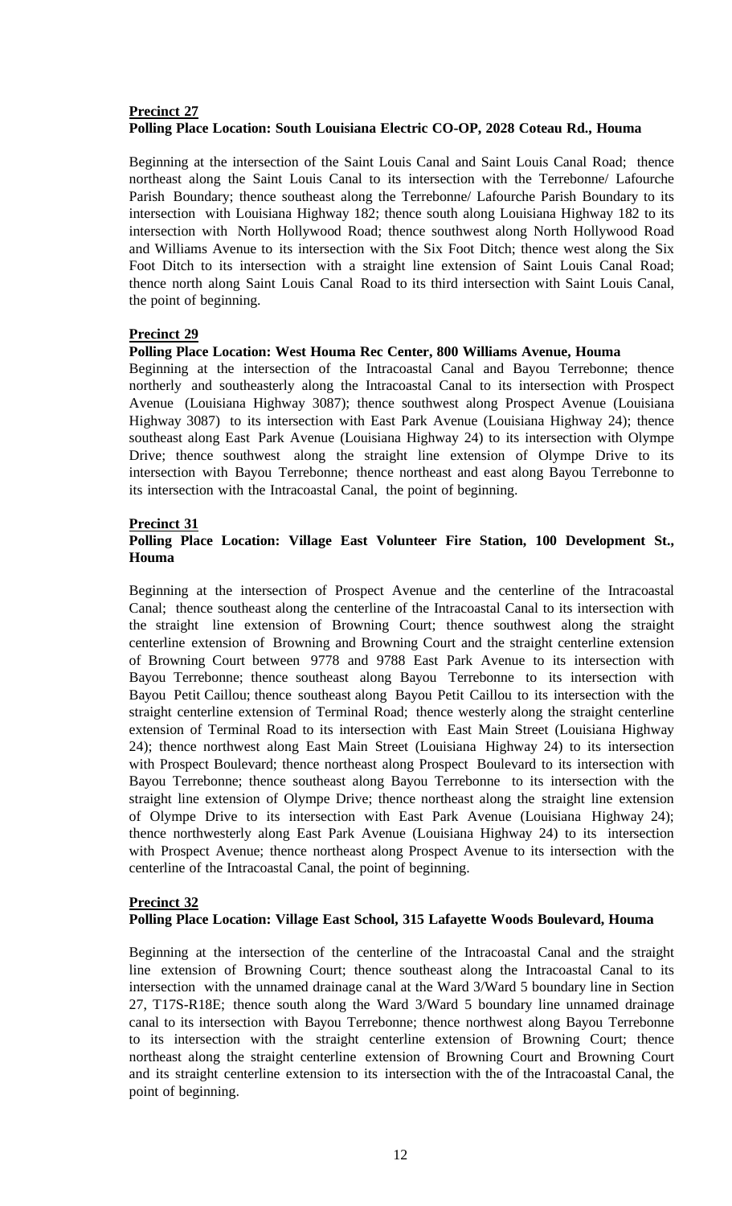**Precinct 27**

**Polling Place Location: South Louisiana Electric CO-OP, 2028 Coteau Rd., Houma**

Beginning at the intersection of the Saint Louis Canal and Saint Louis Canal Road; thence northeast along the Saint Louis Canal to its intersection with the Terrebonne/ Lafourche Parish Boundary; thence southeast along the Terrebonne/ Lafourche Parish Boundary to its intersection with Louisiana Highway 182; thence south along Louisiana Highway 182 to its intersection with North Hollywood Road; thence southwest along North Hollywood Road and Williams Avenue to its intersection with the Six Foot Ditch; thence west along the Six Foot Ditch to its intersection with a straight line extension of Saint Louis Canal Road; thence north along Saint Louis Canal Road to its third intersection with Saint Louis Canal, the point of beginning.

**Precinct 29**

**Polling Place Location: West Houma Rec Center, 800 Williams Avenue, Houma**

Beginning at the intersection of the Intracoastal Canal and Bayou Terrebonne; thence northerly and southeasterly along the Intracoastal Canal to its intersection with Prospect Avenue (Louisiana Highway 3087); thence southwest along Prospect Avenue (Louisiana Highway 3087) to its intersection with East Park Avenue (Louisiana Highway 24); thence southeast along East Park Avenue (Louisiana Highway 24) to its intersection with Olympe Drive; thence southwest along the straight line extension of Olympe Drive to its intersection with Bayou Terrebonne; thence northeast and east along Bayou Terrebonne to its intersection with the Intracoastal Canal, the point of beginning.

**Precinct 31**

**Polling Place Location: Village East Volunteer Fire Station, 100 Development St., Houma**

Beginning at the intersection of Prospect Avenue and the centerline of the Intracoastal Canal; thence southeast along the centerline of the Intracoastal Canal to its intersection with the straight line extension of Browning Court; thence southwest along the straight centerline extension of Browning and Browning Court and the straight centerline extension of Browning Court between 9778 and 9788 East Park Avenue to its intersection with Bayou Terrebonne; thence southeast along Bayou Terrebonne to its intersection with Bayou Petit Caillou; thence southeast along Bayou Petit Caillou to its intersection with the straight centerline extension of Terminal Road; thence westerly along the straight centerline extension of Terminal Road to its intersection with East Main Street (Louisiana Highway 24); thence northwest along East Main Street (Louisiana Highway 24) to its intersection with Prospect Boulevard; thence northeast along Prospect Boulevard to its intersection with Bayou Terrebonne; thence southeast along Bayou Terrebonne to its intersection with the straight line extension of Olympe Drive; thence northeast along the straight line extension of Olympe Drive to its intersection with East Park Avenue (Louisiana Highway 24); thence northwesterly along East Park Avenue (Louisiana Highway 24) to its intersection with Prospect Avenue; thence northeast along Prospect Avenue to its intersection with the centerline of the Intracoastal Canal, the point of beginning.

**Precinct 32**

**Polling Place Location: Village East School, 315 Lafayette Woods Boulevard, Houma**

Beginning at the intersection of the centerline of the Intracoastal Canal and the straight line extension of Browning Court; thence southeast along the Intracoastal Canal to its intersection with the unnamed drainage canal at the Ward 3/Ward 5 boundary line in Section 27, T17S-R18E; thence south along the Ward 3/Ward 5 boundary line unnamed drainage canal to its intersection with Bayou Terrebonne; thence northwest along Bayou Terrebonne to its intersection with the straight centerline extension of Browning Court; thence northeast along the straight centerline extension of Browning Court and Browning Court and its straight centerline extension to its intersection with the of the Intracoastal Canal, the point of beginning.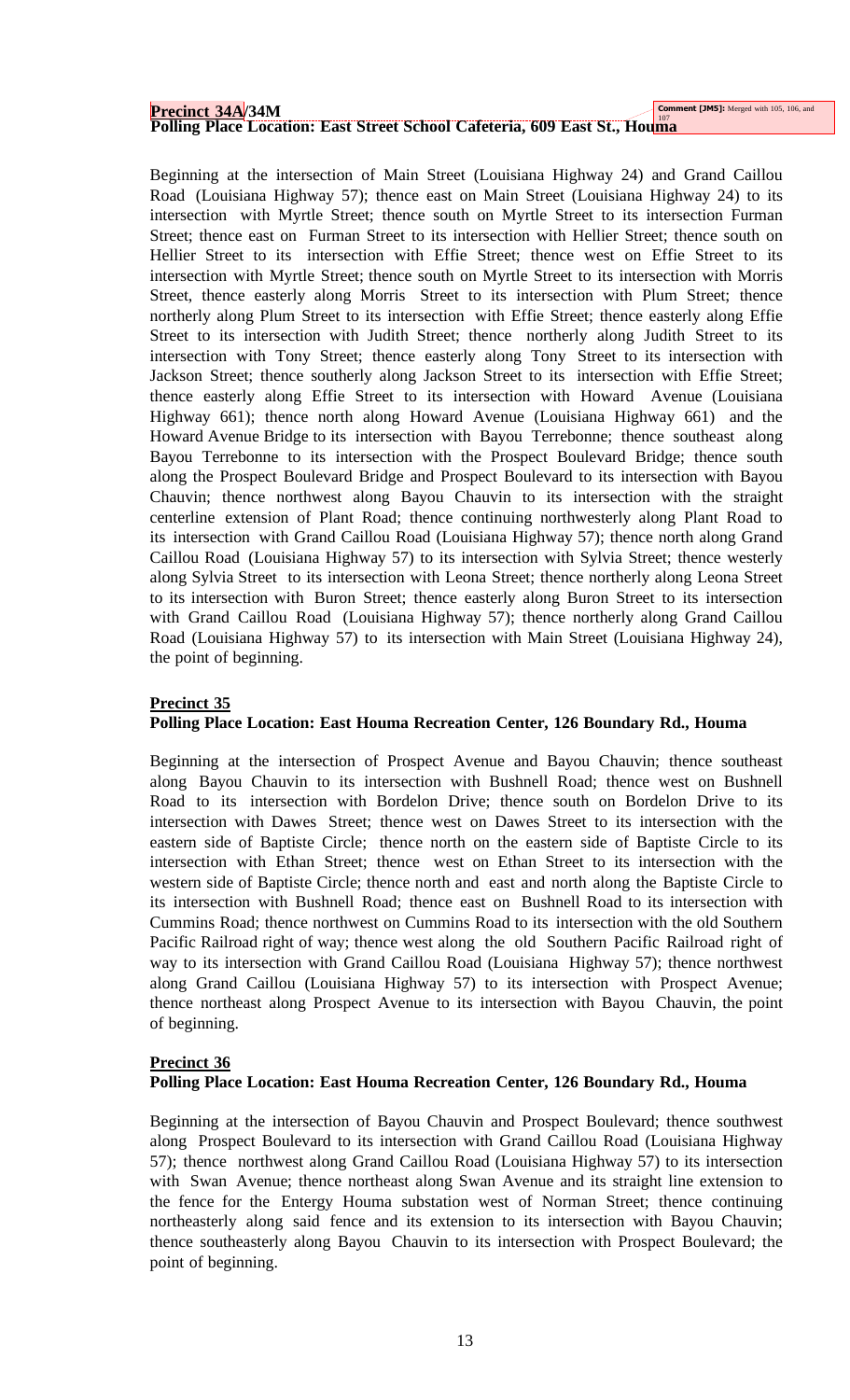**Precinct 34A/34M**
**Polling Place Location: East Street School Cafeteria, 609 East St., Houma**

Comment [JM5]: Merged with 105, 106, and 107

Beginning at the intersection of Main Street (Louisiana Highway 24) and Grand Caillou Road (Louisiana Highway 57); thence east on Main Street (Louisiana Highway 24) to its intersection with Myrtle Street; thence south on Myrtle Street to its intersection Furman Street; thence east on Furman Street to its intersection with Hellier Street; thence south on Hellier Street to its intersection with Effie Street; thence west on Effie Street to its intersection with Myrtle Street; thence south on Myrtle Street to its intersection with Morris Street, thence easterly along Morris Street to its intersection with Plum Street; thence northerly along Plum Street to its intersection with Effie Street; thence easterly along Effie Street to its intersection with Judith Street; thence northerly along Judith Street to its intersection with Tony Street; thence easterly along Tony Street to its intersection with Jackson Street; thence southerly along Jackson Street to its intersection with Effie Street; thence easterly along Effie Street to its intersection with Howard Avenue (Louisiana Highway 661); thence north along Howard Avenue (Louisiana Highway 661) and the Howard Avenue Bridge to its intersection with Bayou Terrebonne; thence southeast along Bayou Terrebonne to its intersection with the Prospect Boulevard Bridge; thence south along the Prospect Boulevard Bridge and Prospect Boulevard to its intersection with Bayou Chauvin; thence northwest along Bayou Chauvin to its intersection with the straight centerline extension of Plant Road; thence continuing northwesterly along Plant Road to its intersection with Grand Caillou Road (Louisiana Highway 57); thence north along Grand Caillou Road (Louisiana Highway 57) to its intersection with Sylvia Street; thence westerly along Sylvia Street to its intersection with Leona Street; thence northerly along Leona Street to its intersection with Buron Street; thence easterly along Buron Street to its intersection with Grand Caillou Road (Louisiana Highway 57); thence northerly along Grand Caillou Road (Louisiana Highway 57) to its intersection with Main Street (Louisiana Highway 24), the point of beginning.

**Precinct 35**
**Polling Place Location: East Houma Recreation Center, 126 Boundary Rd., Houma**

Beginning at the intersection of Prospect Avenue and Bayou Chauvin; thence southeast along Bayou Chauvin to its intersection with Bushnell Road; thence west on Bushnell Road to its intersection with Bordelon Drive; thence south on Bordelon Drive to its intersection with Dawes Street; thence west on Dawes Street to its intersection with the eastern side of Baptiste Circle; thence north on the eastern side of Baptiste Circle to its intersection with Ethan Street; thence west on Ethan Street to its intersection with the western side of Baptiste Circle; thence north and east and north along the Baptiste Circle to its intersection with Bushnell Road; thence east on Bushnell Road to its intersection with Cummins Road; thence northwest on Cummins Road to its intersection with the old Southern Pacific Railroad right of way; thence west along the old Southern Pacific Railroad right of way to its intersection with Grand Caillou Road (Louisiana Highway 57); thence northwest along Grand Caillou (Louisiana Highway 57) to its intersection with Prospect Avenue; thence northeast along Prospect Avenue to its intersection with Bayou Chauvin, the point of beginning.

**Precinct 36**
**Polling Place Location: East Houma Recreation Center, 126 Boundary Rd., Houma**

Beginning at the intersection of Bayou Chauvin and Prospect Boulevard; thence southwest along Prospect Boulevard to its intersection with Grand Caillou Road (Louisiana Highway 57); thence northwest along Grand Caillou Road (Louisiana Highway 57) to its intersection with Swan Avenue; thence northeast along Swan Avenue and its straight line extension to the fence for the Entergy Houma substation west of Norman Street; thence continuing northeasterly along said fence and its extension to its intersection with Bayou Chauvin; thence southeasterly along Bayou Chauvin to its intersection with Prospect Boulevard; the point of beginning.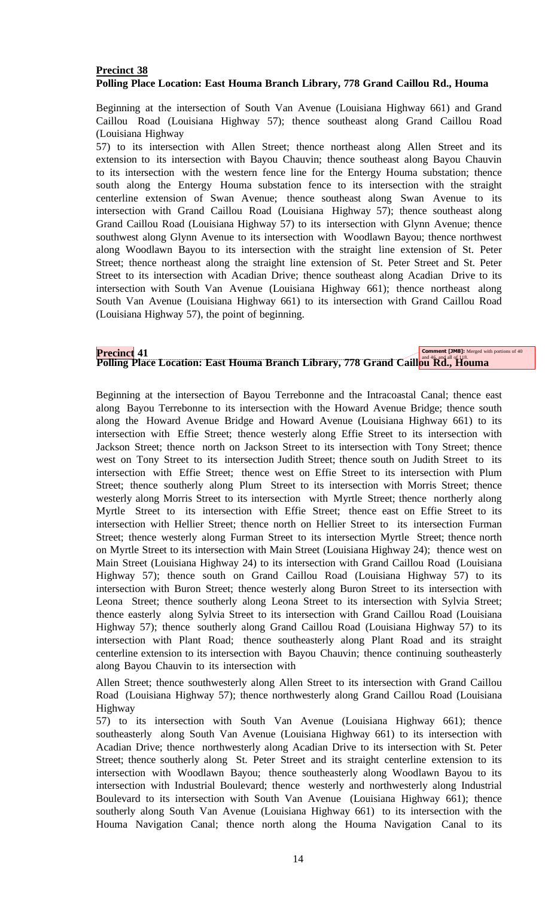**Precinct 38**
**Polling Place Location: East Houma Branch Library, 778 Grand Caillou Rd., Houma**

Beginning at the intersection of South Van Avenue (Louisiana Highway 661) and Grand Caillou Road (Louisiana Highway 57); thence southeast along Grand Caillou Road (Louisiana Highway 57) to its intersection with Allen Street; thence northeast along Allen Street and its extension to its intersection with Bayou Chauvin; thence southeast along Bayou Chauvin to its intersection with the western fence line for the Entergy Houma substation; thence south along the Entergy Houma substation fence to its intersection with the straight centerline extension of Swan Avenue; thence southeast along Swan Avenue to its intersection with Grand Caillou Road (Louisiana Highway 57); thence southeast along Grand Caillou Road (Louisiana Highway 57) to its intersection with Glynn Avenue; thence southwest along Glynn Avenue to its intersection with Woodlawn Bayou; thence northwest along Woodlawn Bayou to its intersection with the straight line extension of St. Peter Street; thence northeast along the straight line extension of St. Peter Street and St. Peter Street to its intersection with Acadian Drive; thence southeast along Acadian Drive to its intersection with South Van Avenue (Louisiana Highway 661); thence northeast along South Van Avenue (Louisiana Highway 661) to its intersection with Grand Caillou Road (Louisiana Highway 57), the point of beginning.

**Precinct 41**
**Polling Place Location: East Houma Branch Library, 778 Grand Caillou Rd., Houma**

Comment [JMB]: Merged with portions of 40 and 46, and all of 118.

Beginning at the intersection of Bayou Terrebonne and the Intracoastal Canal; thence east along Bayou Terrebonne to its intersection with the Howard Avenue Bridge; thence south along the Howard Avenue Bridge and Howard Avenue (Louisiana Highway 661) to its intersection with Effie Street; thence westerly along Effie Street to its intersection with Jackson Street; thence north on Jackson Street to its intersection with Tony Street; thence west on Tony Street to its intersection Judith Street; thence south on Judith Street to its intersection with Effie Street; thence west on Effie Street to its intersection with Plum Street; thence southerly along Plum Street to its intersection with Morris Street; thence westerly along Morris Street to its intersection with Myrtle Street; thence northerly along Myrtle Street to its intersection with Effie Street; thence east on Effie Street to its intersection with Hellier Street; thence north on Hellier Street to its intersection Furman Street; thence westerly along Furman Street to its intersection Myrtle Street; thence north on Myrtle Street to its intersection with Main Street (Louisiana Highway 24); thence west on Main Street (Louisiana Highway 24) to its intersection with Grand Caillou Road (Louisiana Highway 57); thence south on Grand Caillou Road (Louisiana Highway 57) to its intersection with Buron Street; thence westerly along Buron Street to its intersection with Leona Street; thence southerly along Leona Street to its intersection with Sylvia Street; thence easterly along Sylvia Street to its intersection with Grand Caillou Road (Louisiana Highway 57); thence southerly along Grand Caillou Road (Louisiana Highway 57) to its intersection with Plant Road; thence southeasterly along Plant Road and its straight centerline extension to its intersection with Bayou Chauvin; thence continuing southeasterly along Bayou Chauvin to its intersection with Allen Street; thence southwesterly along Allen Street to its intersection with Grand Caillou Road (Louisiana Highway 57); thence northwesterly along Grand Caillou Road (Louisiana Highway 57) to its intersection with South Van Avenue (Louisiana Highway 661); thence southeasterly along South Van Avenue (Louisiana Highway 661) to its intersection with Acadian Drive; thence northwesterly along Acadian Drive to its intersection with St. Peter Street; thence southerly along St. Peter Street and its straight centerline extension to its intersection with Woodlawn Bayou; thence southeasterly along Woodlawn Bayou to its intersection with Industrial Boulevard; thence westerly and northwesterly along Industrial Boulevard to its intersection with South Van Avenue (Louisiana Highway 661); thence southerly along South Van Avenue (Louisiana Highway 661) to its intersection with the Houma Navigation Canal; thence north along the Houma Navigation Canal to its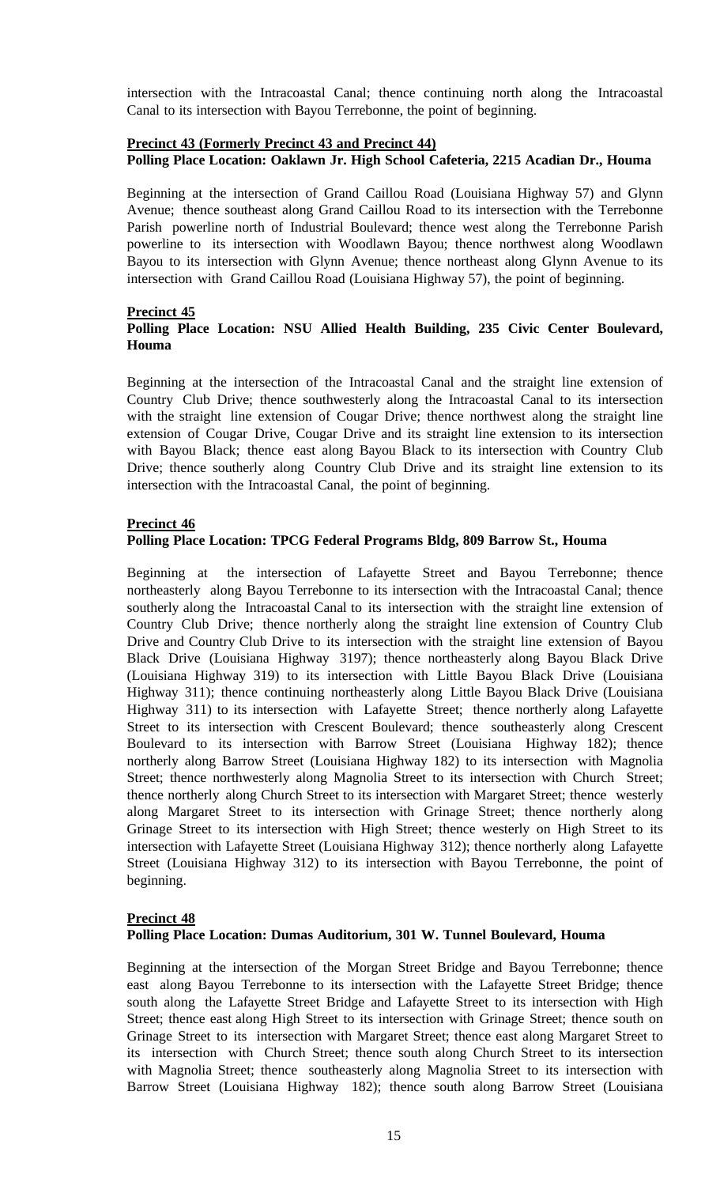intersection with the Intracoastal Canal; thence continuing north along the Intracoastal Canal to its intersection with Bayou Terrebonne, the point of beginning.

**Precinct 43 (Formerly Precinct 43 and Precinct 44)**
**Polling Place Location: Oaklawn Jr. High School Cafeteria, 2215 Acadian Dr., Houma**

Beginning at the intersection of Grand Caillou Road (Louisiana Highway 57) and Glynn Avenue; thence southeast along Grand Caillou Road to its intersection with the Terrebonne Parish powerline north of Industrial Boulevard; thence west along the Terrebonne Parish powerline to its intersection with Woodlawn Bayou; thence northwest along Woodlawn Bayou to its intersection with Glynn Avenue; thence northeast along Glynn Avenue to its intersection with Grand Caillou Road (Louisiana Highway 57), the point of beginning.

**Precinct 45**
**Polling Place Location: NSU Allied Health Building, 235 Civic Center Boulevard, Houma**

Beginning at the intersection of the Intracoastal Canal and the straight line extension of Country Club Drive; thence southwesterly along the Intracoastal Canal to its intersection with the straight line extension of Cougar Drive; thence northwest along the straight line extension of Cougar Drive, Cougar Drive and its straight line extension to its intersection with Bayou Black; thence east along Bayou Black to its intersection with Country Club Drive; thence southerly along Country Club Drive and its straight line extension to its intersection with the Intracoastal Canal, the point of beginning.

**Precinct 46**
**Polling Place Location: TPCG Federal Programs Bldg, 809 Barrow St., Houma**

Beginning at the intersection of Lafayette Street and Bayou Terrebonne; thence northeasterly along Bayou Terrebonne to its intersection with the Intracoastal Canal; thence southerly along the Intracoastal Canal to its intersection with the straight line extension of Country Club Drive; thence northerly along the straight line extension of Country Club Drive and Country Club Drive to its intersection with the straight line extension of Bayou Black Drive (Louisiana Highway 3197); thence northeasterly along Bayou Black Drive (Louisiana Highway 319) to its intersection with Little Bayou Black Drive (Louisiana Highway 311); thence continuing northeasterly along Little Bayou Black Drive (Louisiana Highway 311) to its intersection with Lafayette Street; thence northerly along Lafayette Street to its intersection with Crescent Boulevard; thence southeasterly along Crescent Boulevard to its intersection with Barrow Street (Louisiana Highway 182); thence northerly along Barrow Street (Louisiana Highway 182) to its intersection with Magnolia Street; thence northwesterly along Magnolia Street to its intersection with Church Street; thence northerly along Church Street to its intersection with Margaret Street; thence westerly along Margaret Street to its intersection with Grinage Street; thence northerly along Grinage Street to its intersection with High Street; thence westerly on High Street to its intersection with Lafayette Street (Louisiana Highway 312); thence northerly along Lafayette Street (Louisiana Highway 312) to its intersection with Bayou Terrebonne, the point of beginning.

**Precinct 48**
**Polling Place Location: Dumas Auditorium, 301 W. Tunnel Boulevard, Houma**

Beginning at the intersection of the Morgan Street Bridge and Bayou Terrebonne; thence east along Bayou Terrebonne to its intersection with the Lafayette Street Bridge; thence south along the Lafayette Street Bridge and Lafayette Street to its intersection with High Street; thence east along High Street to its intersection with Grinage Street; thence south on Grinage Street to its intersection with Margaret Street; thence east along Margaret Street to its intersection with Church Street; thence south along Church Street to its intersection with Magnolia Street; thence southeasterly along Magnolia Street to its intersection with Barrow Street (Louisiana Highway 182); thence south along Barrow Street (Louisiana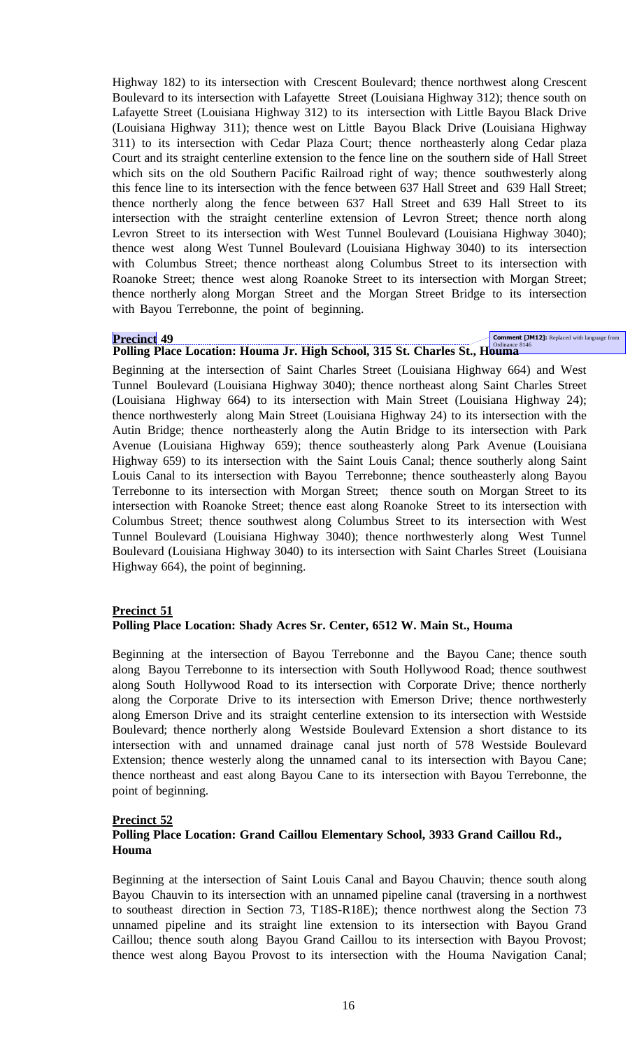Highway 182) to its intersection with Crescent Boulevard; thence northwest along Crescent Boulevard to its intersection with Lafayette Street (Louisiana Highway 312); thence south on Lafayette Street (Louisiana Highway 312) to its intersection with Little Bayou Black Drive (Louisiana Highway 311); thence west on Little Bayou Black Drive (Louisiana Highway 311) to its intersection with Cedar Plaza Court; thence northeasterly along Cedar plaza Court and its straight centerline extension to the fence line on the southern side of Hall Street which sits on the old Southern Pacific Railroad right of way; thence southwesterly along this fence line to its intersection with the fence between 637 Hall Street and 639 Hall Street; thence northerly along the fence between 637 Hall Street and 639 Hall Street to its intersection with the straight centerline extension of Levron Street; thence north along Levron Street to its intersection with West Tunnel Boulevard (Louisiana Highway 3040); thence west along West Tunnel Boulevard (Louisiana Highway 3040) to its intersection with Columbus Street; thence northeast along Columbus Street to its intersection with Roanoke Street; thence west along Roanoke Street to its intersection with Morgan Street; thence northerly along Morgan Street and the Morgan Street Bridge to its intersection with Bayou Terrebonne, the point of beginning.

**Precinct 49**

**Polling Place Location: Houma Jr. High School, 315 St. Charles St., Houma**

Comment [JM12]: Replaced with language from Ordinance 8146

Beginning at the intersection of Saint Charles Street (Louisiana Highway 664) and West Tunnel Boulevard (Louisiana Highway 3040); thence northeast along Saint Charles Street (Louisiana Highway 664) to its intersection with Main Street (Louisiana Highway 24); thence northwesterly along Main Street (Louisiana Highway 24) to its intersection with the Autin Bridge; thence northeasterly along the Autin Bridge to its intersection with Park Avenue (Louisiana Highway 659); thence southeasterly along Park Avenue (Louisiana Highway 659) to its intersection with the Saint Louis Canal; thence southerly along Saint Louis Canal to its intersection with Bayou Terrebonne; thence southeasterly along Bayou Terrebonne to its intersection with Morgan Street; thence south on Morgan Street to its intersection with Roanoke Street; thence east along Roanoke Street to its intersection with Columbus Street; thence southwest along Columbus Street to its intersection with West Tunnel Boulevard (Louisiana Highway 3040); thence northwesterly along West Tunnel Boulevard (Louisiana Highway 3040) to its intersection with Saint Charles Street (Louisiana Highway 664), the point of beginning.

**Precinct 51**

**Polling Place Location: Shady Acres Sr. Center, 6512 W. Main St., Houma**

Beginning at the intersection of Bayou Terrebonne and the Bayou Cane; thence south along Bayou Terrebonne to its intersection with South Hollywood Road; thence southwest along South Hollywood Road to its intersection with Corporate Drive; thence northerly along the Corporate Drive to its intersection with Emerson Drive; thence northwesterly along Emerson Drive and its straight centerline extension to its intersection with Westside Boulevard; thence northerly along Westside Boulevard Extension a short distance to its intersection with and unnamed drainage canal just north of 578 Westside Boulevard Extension; thence westerly along the unnamed canal to its intersection with Bayou Cane; thence northeast and east along Bayou Cane to its intersection with Bayou Terrebonne, the point of beginning.

**Precinct 52**

**Polling Place Location: Grand Caillou Elementary School, 3933 Grand Caillou Rd., Houma**

Beginning at the intersection of Saint Louis Canal and Bayou Chauvin; thence south along Bayou Chauvin to its intersection with an unnamed pipeline canal (traversing in a northwest to southeast direction in Section 73, T18S-R18E); thence northwest along the Section 73 unnamed pipeline and its straight line extension to its intersection with Bayou Grand Caillou; thence south along Bayou Grand Caillou to its intersection with Bayou Provost; thence west along Bayou Provost to its intersection with the Houma Navigation Canal;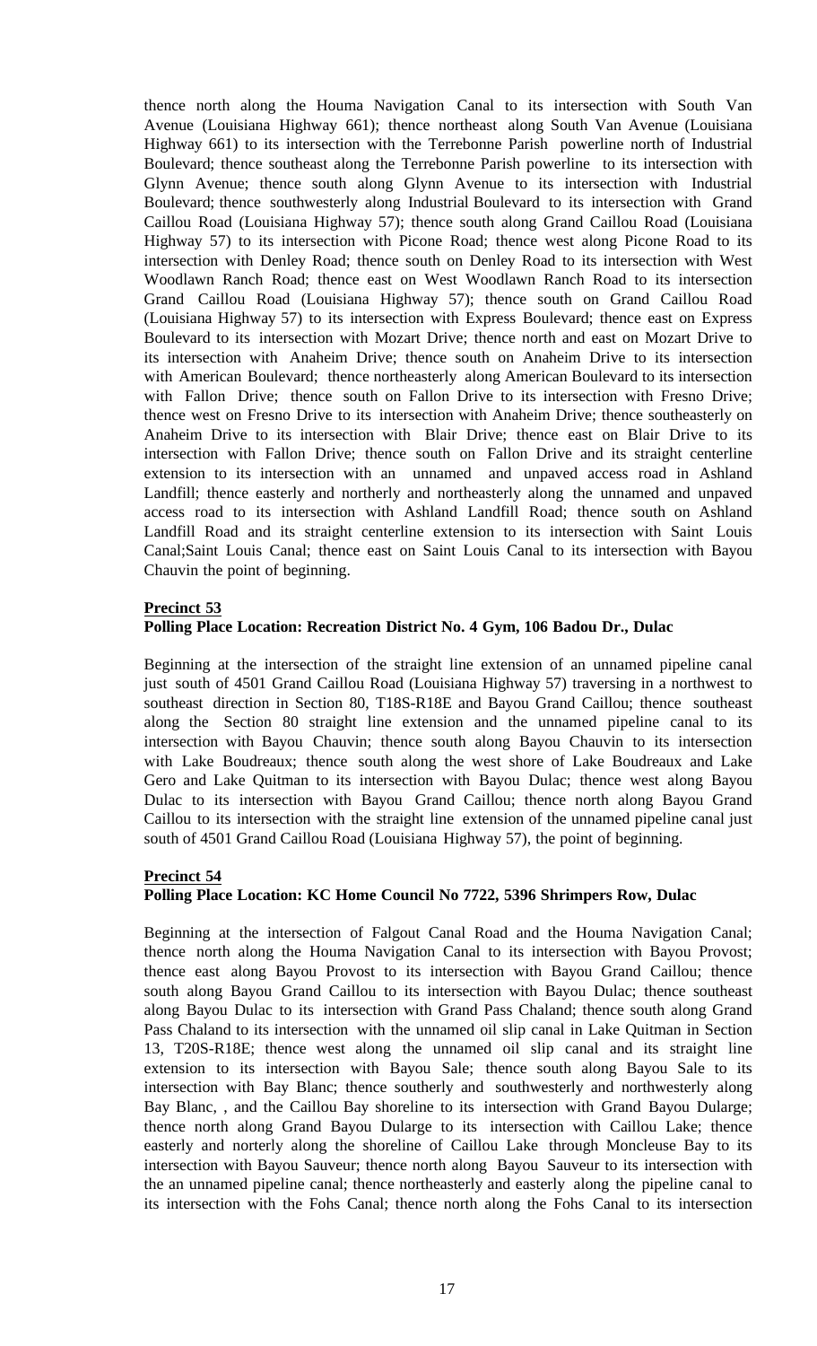thence north along the Houma Navigation Canal to its intersection with South Van Avenue (Louisiana Highway 661); thence northeast along South Van Avenue (Louisiana Highway 661) to its intersection with the Terrebonne Parish powerline north of Industrial Boulevard; thence southeast along the Terrebonne Parish powerline to its intersection with Glynn Avenue; thence south along Glynn Avenue to its intersection with Industrial Boulevard; thence southwesterly along Industrial Boulevard to its intersection with Grand Caillou Road (Louisiana Highway 57); thence south along Grand Caillou Road (Louisiana Highway 57) to its intersection with Picone Road; thence west along Picone Road to its intersection with Denley Road; thence south on Denley Road to its intersection with West Woodlawn Ranch Road; thence east on West Woodlawn Ranch Road to its intersection Grand Caillou Road (Louisiana Highway 57); thence south on Grand Caillou Road (Louisiana Highway 57) to its intersection with Express Boulevard; thence east on Express Boulevard to its intersection with Mozart Drive; thence north and east on Mozart Drive to its intersection with Anaheim Drive; thence south on Anaheim Drive to its intersection with American Boulevard; thence northeasterly along American Boulevard to its intersection with Fallon Drive; thence south on Fallon Drive to its intersection with Fresno Drive; thence west on Fresno Drive to its intersection with Anaheim Drive; thence southeasterly on Anaheim Drive to its intersection with Blair Drive; thence east on Blair Drive to its intersection with Fallon Drive; thence south on Fallon Drive and its straight centerline extension to its intersection with an unnamed and unpaved access road in Ashland Landfill; thence easterly and northerly and northeasterly along the unnamed and unpaved access road to its intersection with Ashland Landfill Road; thence south on Ashland Landfill Road and its straight centerline extension to its intersection with Saint Louis Canal;Saint Louis Canal; thence east on Saint Louis Canal to its intersection with Bayou Chauvin the point of beginning.

**Precinct 53**

**Polling Place Location: Recreation District No. 4 Gym, 106 Badou Dr., Dulac**

Beginning at the intersection of the straight line extension of an unnamed pipeline canal just south of 4501 Grand Caillou Road (Louisiana Highway 57) traversing in a northwest to southeast direction in Section 80, T18S-R18E and Bayou Grand Caillou; thence southeast along the Section 80 straight line extension and the unnamed pipeline canal to its intersection with Bayou Chauvin; thence south along Bayou Chauvin to its intersection with Lake Boudreaux; thence south along the west shore of Lake Boudreaux and Lake Gero and Lake Quitman to its intersection with Bayou Dulac; thence west along Bayou Dulac to its intersection with Bayou Grand Caillou; thence north along Bayou Grand Caillou to its intersection with the straight line extension of the unnamed pipeline canal just south of 4501 Grand Caillou Road (Louisiana Highway 57), the point of beginning.

**Precinct 54**

**Polling Place Location: KC Home Council No 7722, 5396 Shrimpers Row, Dulac**

Beginning at the intersection of Falgout Canal Road and the Houma Navigation Canal; thence north along the Houma Navigation Canal to its intersection with Bayou Provost; thence east along Bayou Provost to its intersection with Bayou Grand Caillou; thence south along Bayou Grand Caillou to its intersection with Bayou Dulac; thence southeast along Bayou Dulac to its intersection with Grand Pass Chaland; thence south along Grand Pass Chaland to its intersection with the unnamed oil slip canal in Lake Quitman in Section 13, T20S-R18E; thence west along the unnamed oil slip canal and its straight line extension to its intersection with Bayou Sale; thence south along Bayou Sale to its intersection with Bay Blanc; thence southerly and southwesterly and northwesterly along Bay Blanc, , and the Caillou Bay shoreline to its intersection with Grand Bayou Dularge; thence north along Grand Bayou Dularge to its intersection with Caillou Lake; thence easterly and norterly along the shoreline of Caillou Lake through Moncleuse Bay to its intersection with Bayou Sauveur; thence north along Bayou Sauveur to its intersection with the an unnamed pipeline canal; thence northeasterly and easterly along the pipeline canal to its intersection with the Fohs Canal; thence north along the Fohs Canal to its intersection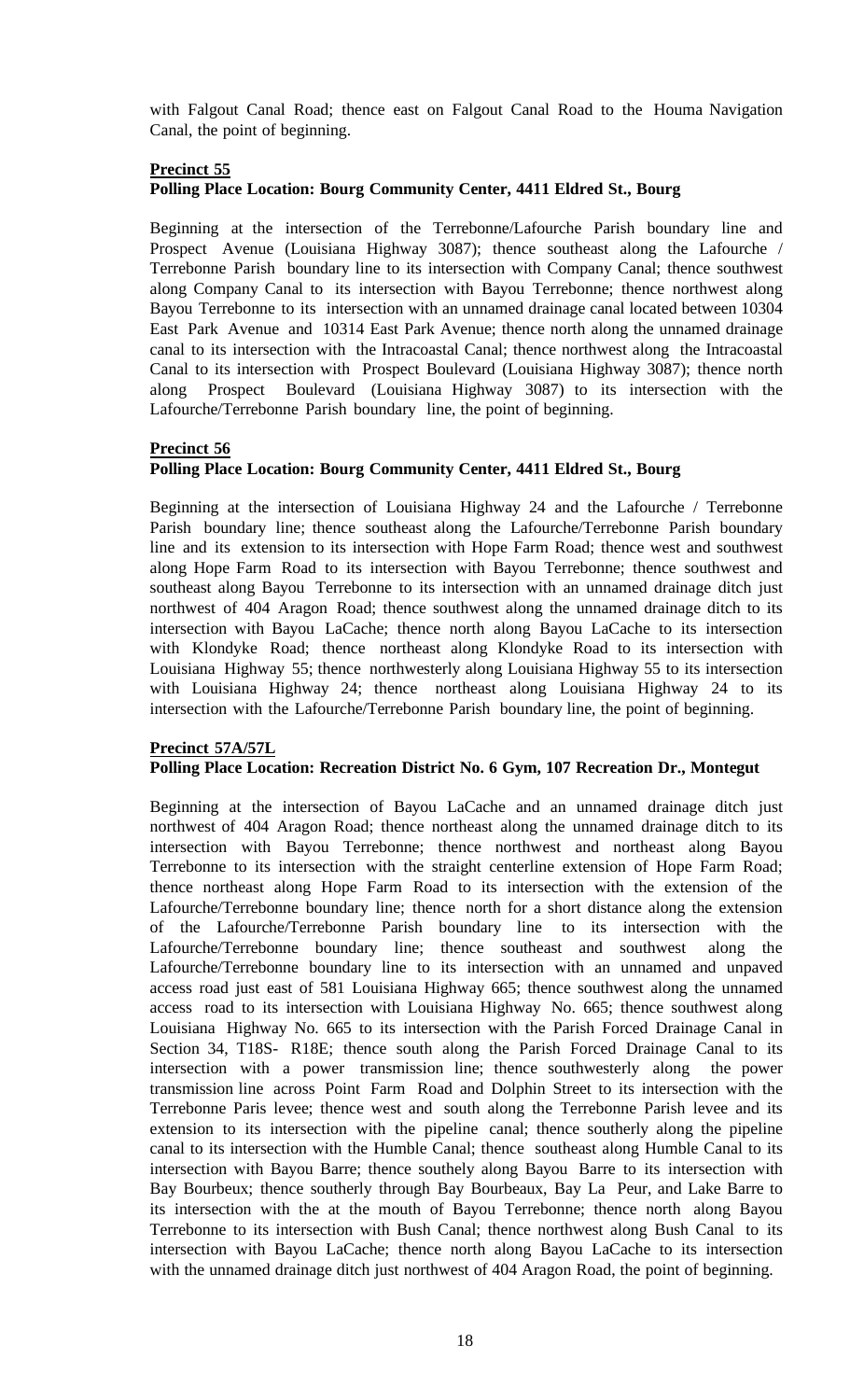with Falgout Canal Road; thence east on Falgout Canal Road to the Houma Navigation Canal, the point of beginning.

**Precinct 55**
**Polling Place Location: Bourg Community Center, 4411 Eldred St., Bourg**

Beginning at the intersection of the Terrebonne/Lafourche Parish boundary line and Prospect Avenue (Louisiana Highway 3087); thence southeast along the Lafourche / Terrebonne Parish boundary line to its intersection with Company Canal; thence southwest along Company Canal to its intersection with Bayou Terrebonne; thence northwest along Bayou Terrebonne to its intersection with an unnamed drainage canal located between 10304 East Park Avenue and 10314 East Park Avenue; thence north along the unnamed drainage canal to its intersection with the Intracoastal Canal; thence northwest along the Intracoastal Canal to its intersection with Prospect Boulevard (Louisiana Highway 3087); thence north along Prospect Boulevard (Louisiana Highway 3087) to its intersection with the Lafourche/Terrebonne Parish boundary line, the point of beginning.

**Precinct 56**
**Polling Place Location: Bourg Community Center, 4411 Eldred St., Bourg**

Beginning at the intersection of Louisiana Highway 24 and the Lafourche / Terrebonne Parish boundary line; thence southeast along the Lafourche/Terrebonne Parish boundary line and its extension to its intersection with Hope Farm Road; thence west and southwest along Hope Farm Road to its intersection with Bayou Terrebonne; thence southwest and southeast along Bayou Terrebonne to its intersection with an unnamed drainage ditch just northwest of 404 Aragon Road; thence southwest along the unnamed drainage ditch to its intersection with Bayou LaCache; thence north along Bayou LaCache to its intersection with Klondyke Road; thence northeast along Klondyke Road to its intersection with Louisiana Highway 55; thence northwesterly along Louisiana Highway 55 to its intersection with Louisiana Highway 24; thence northeast along Louisiana Highway 24 to its intersection with the Lafourche/Terrebonne Parish boundary line, the point of beginning.

**Precinct 57A/57L**
**Polling Place Location: Recreation District No. 6 Gym, 107 Recreation Dr., Montegut**

Beginning at the intersection of Bayou LaCache and an unnamed drainage ditch just northwest of 404 Aragon Road; thence northeast along the unnamed drainage ditch to its intersection with Bayou Terrebonne; thence northwest and northeast along Bayou Terrebonne to its intersection with the straight centerline extension of Hope Farm Road; thence northeast along Hope Farm Road to its intersection with the extension of the Lafourche/Terrebonne boundary line; thence north for a short distance along the extension of the Lafourche/Terrebonne Parish boundary line to its intersection with the Lafourche/Terrebonne boundary line; thence southeast and southwest along the Lafourche/Terrebonne boundary line to its intersection with an unnamed and unpaved access road just east of 581 Louisiana Highway 665; thence southwest along the unnamed access road to its intersection with Louisiana Highway No. 665; thence southwest along Louisiana Highway No. 665 to its intersection with the Parish Forced Drainage Canal in Section 34, T18S- R18E; thence south along the Parish Forced Drainage Canal to its intersection with a power transmission line; thence southwesterly along the power transmission line across Point Farm Road and Dolphin Street to its intersection with the Terrebonne Paris levee; thence west and south along the Terrebonne Parish levee and its extension to its intersection with the pipeline canal; thence southerly along the pipeline canal to its intersection with the Humble Canal; thence southeast along Humble Canal to its intersection with Bayou Barre; thence southely along Bayou Barre to its intersection with Bay Bourbeux; thence southerly through Bay Bourbeaux, Bay La Peur, and Lake Barre to its intersection with the at the mouth of Bayou Terrebonne; thence north along Bayou Terrebonne to its intersection with Bush Canal; thence northwest along Bush Canal to its intersection with Bayou LaCache; thence north along Bayou LaCache to its intersection with the unnamed drainage ditch just northwest of 404 Aragon Road, the point of beginning.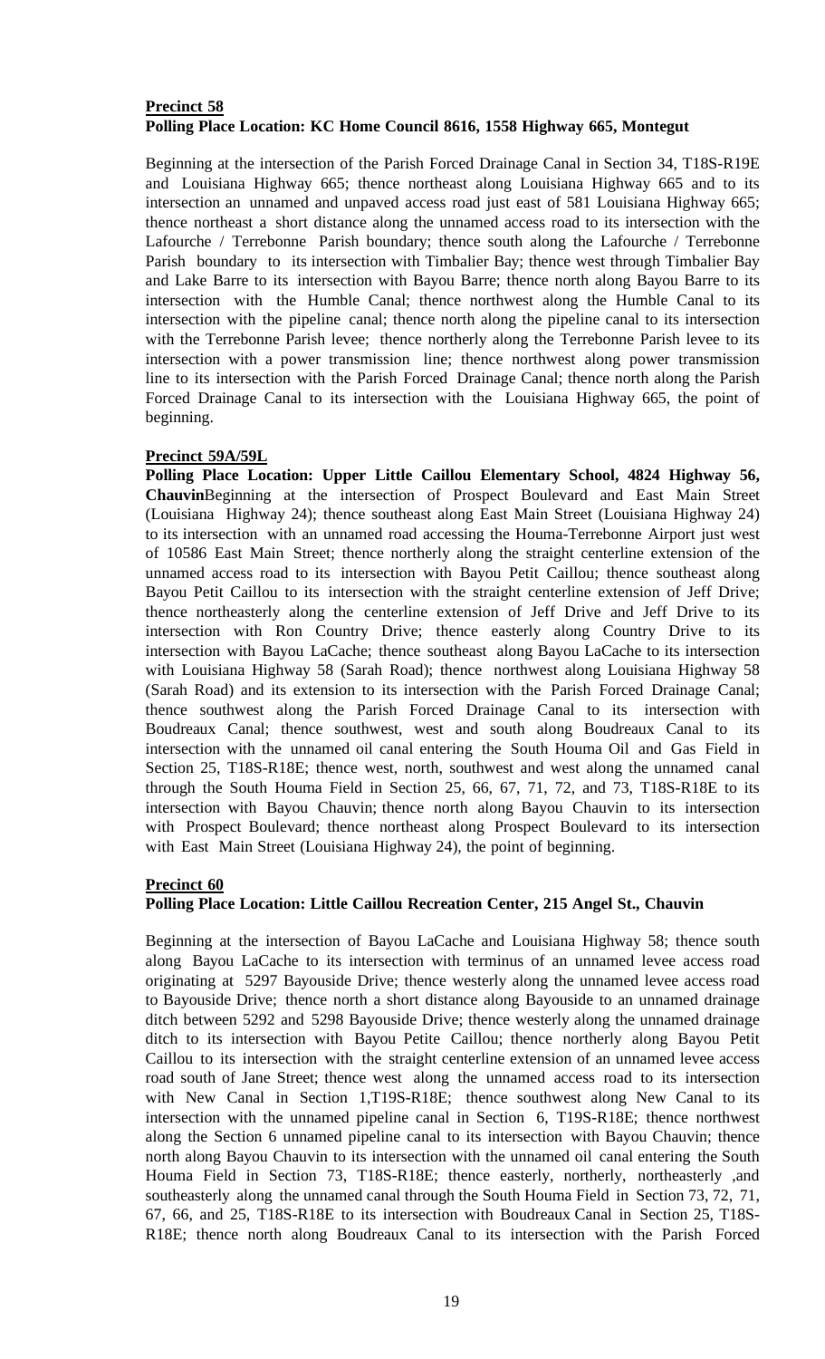**Precinct 58**

**Polling Place Location: KC Home Council 8616, 1558 Highway 665, Montegut**

Beginning at the intersection of the Parish Forced Drainage Canal in Section 34, T18S-R19E and Louisiana Highway 665; thence northeast along Louisiana Highway 665 and to its intersection an unnamed and unpaved access road just east of 581 Louisiana Highway 665; thence northeast a short distance along the unnamed access road to its intersection with the Lafourche / Terrebonne Parish boundary; thence south along the Lafourche / Terrebonne Parish boundary to its intersection with Timbalier Bay; thence west through Timbalier Bay and Lake Barre to its intersection with Bayou Barre; thence north along Bayou Barre to its intersection with the Humble Canal; thence northwest along the Humble Canal to its intersection with the pipeline canal; thence north along the pipeline canal to its intersection with the Terrebonne Parish levee; thence northerly along the Terrebonne Parish levee to its intersection with a power transmission line; thence northwest along power transmission line to its intersection with the Parish Forced Drainage Canal; thence north along the Parish Forced Drainage Canal to its intersection with the Louisiana Highway 665, the point of beginning.

**Precinct 59A/59L**

**Polling Place Location: Upper Little Caillou Elementary School, 4824 Highway 56, Chauvin**Beginning at the intersection of Prospect Boulevard and East Main Street (Louisiana Highway 24); thence southeast along East Main Street (Louisiana Highway 24) to its intersection with an unnamed road accessing the Houma-Terrebonne Airport just west of 10586 East Main Street; thence northerly along the straight centerline extension of the unnamed access road to its intersection with Bayou Petit Caillou; thence southeast along Bayou Petit Caillou to its intersection with the straight centerline extension of Jeff Drive; thence northeasterly along the centerline extension of Jeff Drive and Jeff Drive to its intersection with Ron Country Drive; thence easterly along Country Drive to its intersection with Bayou LaCache; thence southeast along Bayou LaCache to its intersection with Louisiana Highway 58 (Sarah Road); thence northwest along Louisiana Highway 58 (Sarah Road) and its extension to its intersection with the Parish Forced Drainage Canal; thence southwest along the Parish Forced Drainage Canal to its intersection with Boudreaux Canal; thence southwest, west and south along Boudreaux Canal to its intersection with the unnamed oil canal entering the South Houma Oil and Gas Field in Section 25, T18S-R18E; thence west, north, southwest and west along the unnamed canal through the South Houma Field in Section 25, 66, 67, 71, 72, and 73, T18S-R18E to its intersection with Bayou Chauvin; thence north along Bayou Chauvin to its intersection with Prospect Boulevard; thence northeast along Prospect Boulevard to its intersection with East Main Street (Louisiana Highway 24), the point of beginning.

**Precinct 60**

**Polling Place Location: Little Caillou Recreation Center, 215 Angel St., Chauvin**

Beginning at the intersection of Bayou LaCache and Louisiana Highway 58; thence south along Bayou LaCache to its intersection with terminus of an unnamed levee access road originating at 5297 Bayouside Drive; thence westerly along the unnamed levee access road to Bayouside Drive; thence north a short distance along Bayouside to an unnamed drainage ditch between 5292 and 5298 Bayouside Drive; thence westerly along the unnamed drainage ditch to its intersection with Bayou Petite Caillou; thence northerly along Bayou Petit Caillou to its intersection with the straight centerline extension of an unnamed levee access road south of Jane Street; thence west along the unnamed access road to its intersection with New Canal in Section 1,T19S-R18E; thence southwest along New Canal to its intersection with the unnamed pipeline canal in Section 6, T19S-R18E; thence northwest along the Section 6 unnamed pipeline canal to its intersection with Bayou Chauvin; thence north along Bayou Chauvin to its intersection with the unnamed oil canal entering the South Houma Field in Section 73, T18S-R18E; thence easterly, northerly, northeasterly ,and southeasterly along the unnamed canal through the South Houma Field in Section 73, 72, 71, 67, 66, and 25, T18S-R18E to its intersection with Boudreaux Canal in Section 25, T18S-R18E; thence north along Boudreaux Canal to its intersection with the Parish Forced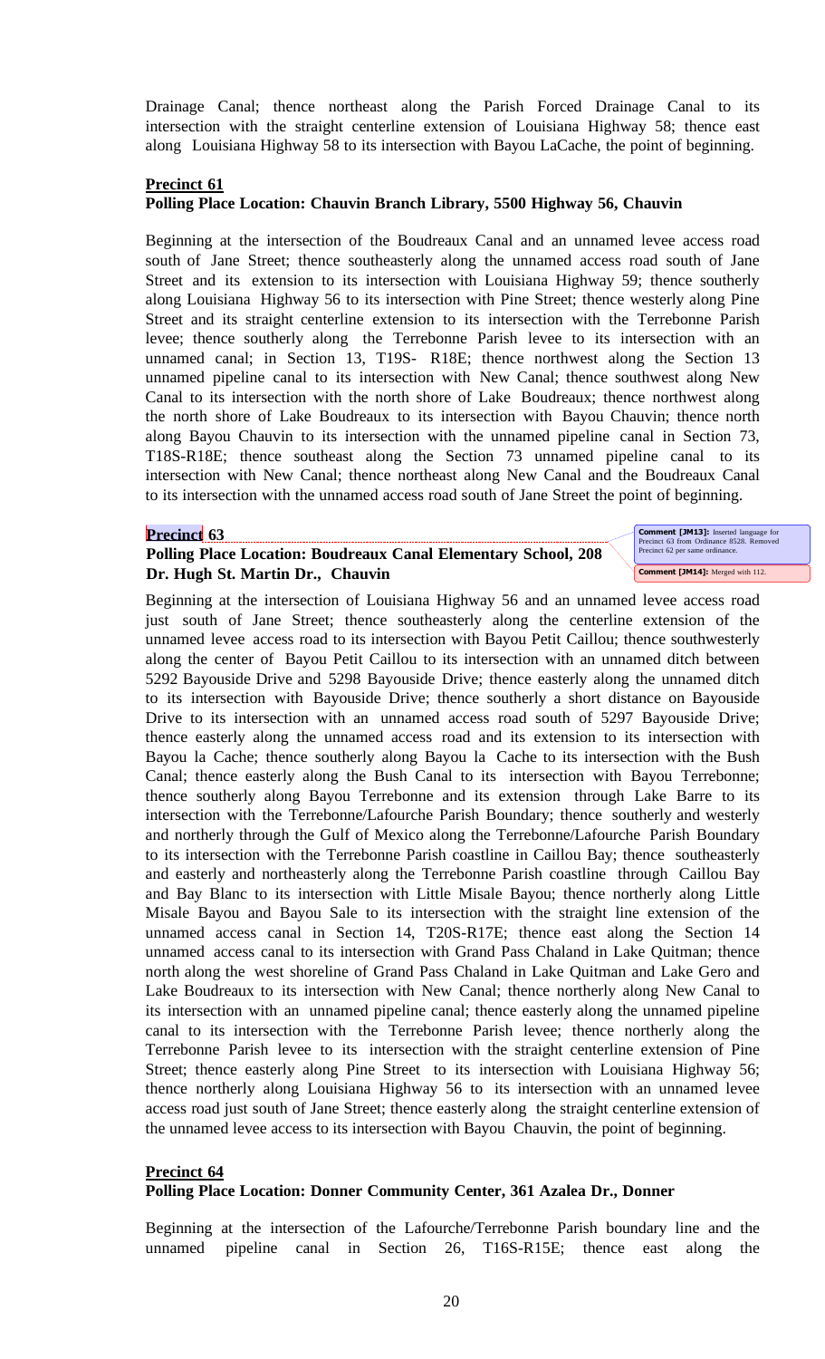Drainage Canal; thence northeast along the Parish Forced Drainage Canal to its intersection with the straight centerline extension of Louisiana Highway 58; thence east along Louisiana Highway 58 to its intersection with Bayou LaCache, the point of beginning.

**Precinct 61**

**Polling Place Location: Chauvin Branch Library, 5500 Highway 56, Chauvin**

Beginning at the intersection of the Boudreaux Canal and an unnamed levee access road south of Jane Street; thence southeasterly along the unnamed access road south of Jane Street and its extension to its intersection with Louisiana Highway 59; thence southerly along Louisiana Highway 56 to its intersection with Pine Street; thence westerly along Pine Street and its straight centerline extension to its intersection with the Terrebonne Parish levee; thence southerly along the Terrebonne Parish levee to its intersection with an unnamed canal; in Section 13, T19S- R18E; thence northwest along the Section 13 unnamed pipeline canal to its intersection with New Canal; thence southwest along New Canal to its intersection with the north shore of Lake Boudreaux; thence northwest along the north shore of Lake Boudreaux to its intersection with Bayou Chauvin; thence north along Bayou Chauvin to its intersection with the unnamed pipeline canal in Section 73, T18S-R18E; thence southeast along the Section 73 unnamed pipeline canal to its intersection with New Canal; thence northeast along New Canal and the Boudreaux Canal to its intersection with the unnamed access road south of Jane Street the point of beginning.

**Precinct 63**

**Polling Place Location: Boudreaux Canal Elementary School, 208 Dr. Hugh St. Martin Dr., Chauvin**

Comment [JM13]: Inserted language for Precinct 63 from Ordinance 8528. Removed Precinct 62 per same ordinance.

Comment [JM14]: Merged with 112.

Beginning at the intersection of Louisiana Highway 56 and an unnamed levee access road just south of Jane Street; thence southeasterly along the centerline extension of the unnamed levee access road to its intersection with Bayou Petit Caillou; thence southwesterly along the center of Bayou Petit Caillou to its intersection with an unnamed ditch between 5292 Bayouside Drive and 5298 Bayouside Drive; thence easterly along the unnamed ditch to its intersection with Bayouside Drive; thence southerly a short distance on Bayouside Drive to its intersection with an unnamed access road south of 5297 Bayouside Drive; thence easterly along the unnamed access road and its extension to its intersection with Bayou la Cache; thence southerly along Bayou la Cache to its intersection with the Bush Canal; thence easterly along the Bush Canal to its intersection with Bayou Terrebonne; thence southerly along Bayou Terrebonne and its extension through Lake Barre to its intersection with the Terrebonne/Lafourche Parish Boundary; thence southerly and westerly and northerly through the Gulf of Mexico along the Terrebonne/Lafourche Parish Boundary to its intersection with the Terrebonne Parish coastline in Caillou Bay; thence southeasterly and easterly and northeasterly along the Terrebonne Parish coastline through Caillou Bay and Bay Blanc to its intersection with Little Misale Bayou; thence northerly along Little Misale Bayou and Bayou Sale to its intersection with the straight line extension of the unnamed access canal in Section 14, T20S-R17E; thence east along the Section 14 unnamed access canal to its intersection with Grand Pass Chaland in Lake Quitman; thence north along the west shoreline of Grand Pass Chaland in Lake Quitman and Lake Gero and Lake Boudreaux to its intersection with New Canal; thence northerly along New Canal to its intersection with an unnamed pipeline canal; thence easterly along the unnamed pipeline canal to its intersection with the Terrebonne Parish levee; thence northerly along the Terrebonne Parish levee to its intersection with the straight centerline extension of Pine Street; thence easterly along Pine Street to its intersection with Louisiana Highway 56; thence northerly along Louisiana Highway 56 to its intersection with an unnamed levee access road just south of Jane Street; thence easterly along the straight centerline extension of the unnamed levee access to its intersection with Bayou Chauvin, the point of beginning.

**Precinct 64**

**Polling Place Location: Donner Community Center, 361 Azalea Dr., Donner**

Beginning at the intersection of the Lafourche/Terrebonne Parish boundary line and the unnamed pipeline canal in Section 26, T16S-R15E; thence east along the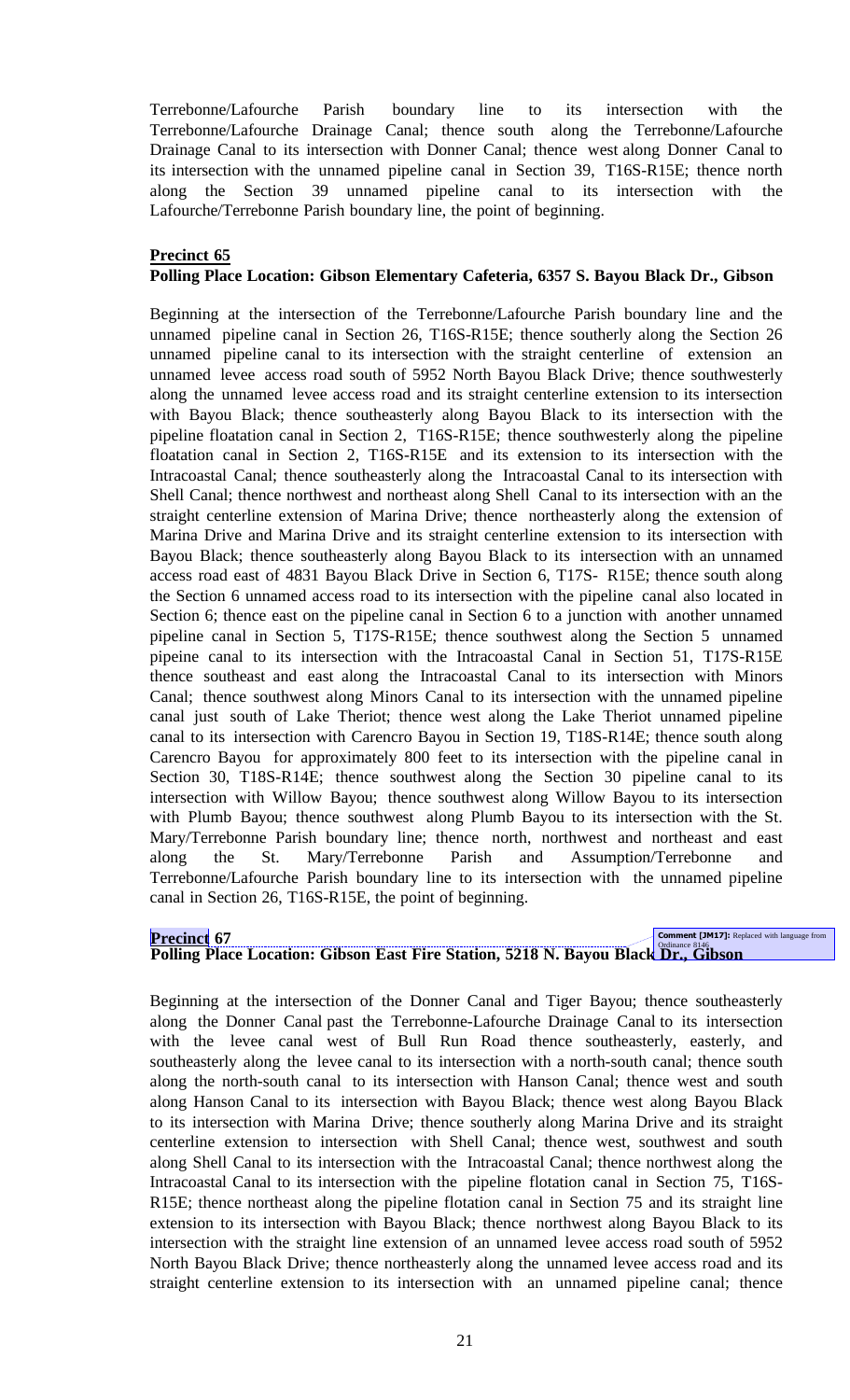Terrebonne/Lafourche Parish boundary line to its intersection with the Terrebonne/Lafourche Drainage Canal; thence south along the Terrebonne/Lafourche Drainage Canal to its intersection with Donner Canal; thence west along Donner Canal to its intersection with the unnamed pipeline canal in Section 39, T16S-R15E; thence north along the Section 39 unnamed pipeline canal to its intersection with the Lafourche/Terrebonne Parish boundary line, the point of beginning.

**Precinct 65**

**Polling Place Location: Gibson Elementary Cafeteria, 6357 S. Bayou Black Dr., Gibson**

Beginning at the intersection of the Terrebonne/Lafourche Parish boundary line and the unnamed pipeline canal in Section 26, T16S-R15E; thence southerly along the Section 26 unnamed pipeline canal to its intersection with the straight centerline of extension an unnamed levee access road south of 5952 North Bayou Black Drive; thence southwesterly along the unnamed levee access road and its straight centerline extension to its intersection with Bayou Black; thence southeasterly along Bayou Black to its intersection with the pipeline floatation canal in Section 2, T16S-R15E; thence southwesterly along the pipeline floatation canal in Section 2, T16S-R15E and its extension to its intersection with the Intracoastal Canal; thence southeasterly along the Intracoastal Canal to its intersection with Shell Canal; thence northwest and northeast along Shell Canal to its intersection with an the straight centerline extension of Marina Drive; thence northeasterly along the extension of Marina Drive and Marina Drive and its straight centerline extension to its intersection with Bayou Black; thence southeasterly along Bayou Black to its intersection with an unnamed access road east of 4831 Bayou Black Drive in Section 6, T17S- R15E; thence south along the Section 6 unnamed access road to its intersection with the pipeline canal also located in Section 6; thence east on the pipeline canal in Section 6 to a junction with another unnamed pipeline canal in Section 5, T17S-R15E; thence southwest along the Section 5 unnamed pipeine canal to its intersection with the Intracoastal Canal in Section 51, T17S-R15E thence southeast and east along the Intracoastal Canal to its intersection with Minors Canal; thence southwest along Minors Canal to its intersection with the unnamed pipeline canal just south of Lake Theriot; thence west along the Lake Theriot unnamed pipeline canal to its intersection with Carencro Bayou in Section 19, T18S-R14E; thence south along Carencro Bayou for approximately 800 feet to its intersection with the pipeline canal in Section 30, T18S-R14E; thence southwest along the Section 30 pipeline canal to its intersection with Willow Bayou; thence southwest along Willow Bayou to its intersection with Plumb Bayou; thence southwest along Plumb Bayou to its intersection with the St. Mary/Terrebonne Parish boundary line; thence north, northwest and northeast and east along the St. Mary/Terrebonne Parish and Assumption/Terrebonne and Terrebonne/Lafourche Parish boundary line to its intersection with the unnamed pipeline canal in Section 26, T16S-R15E, the point of beginning.

**Precinct 67**

**Polling Place Location: Gibson East Fire Station, 5218 N. Bayou Black Dr., Gibson**

Comment [JM17]: Replaced with language from Ordinance 8146

Beginning at the intersection of the Donner Canal and Tiger Bayou; thence southeasterly along the Donner Canal past the Terrebonne-Lafourche Drainage Canal to its intersection with the levee canal west of Bull Run Road thence southeasterly, easterly, and southeasterly along the levee canal to its intersection with a north-south canal; thence south along the north-south canal to its intersection with Hanson Canal; thence west and south along Hanson Canal to its intersection with Bayou Black; thence west along Bayou Black to its intersection with Marina Drive; thence southerly along Marina Drive and its straight centerline extension to intersection with Shell Canal; thence west, southwest and south along Shell Canal to its intersection with the Intracoastal Canal; thence northwest along the Intracoastal Canal to its intersection with the pipeline flotation canal in Section 75, T16S-R15E; thence northeast along the pipeline flotation canal in Section 75 and its straight line extension to its intersection with Bayou Black; thence northwest along Bayou Black to its intersection with the straight line extension of an unnamed levee access road south of 5952 North Bayou Black Drive; thence northeasterly along the unnamed levee access road and its straight centerline extension to its intersection with an unnamed pipeline canal; thence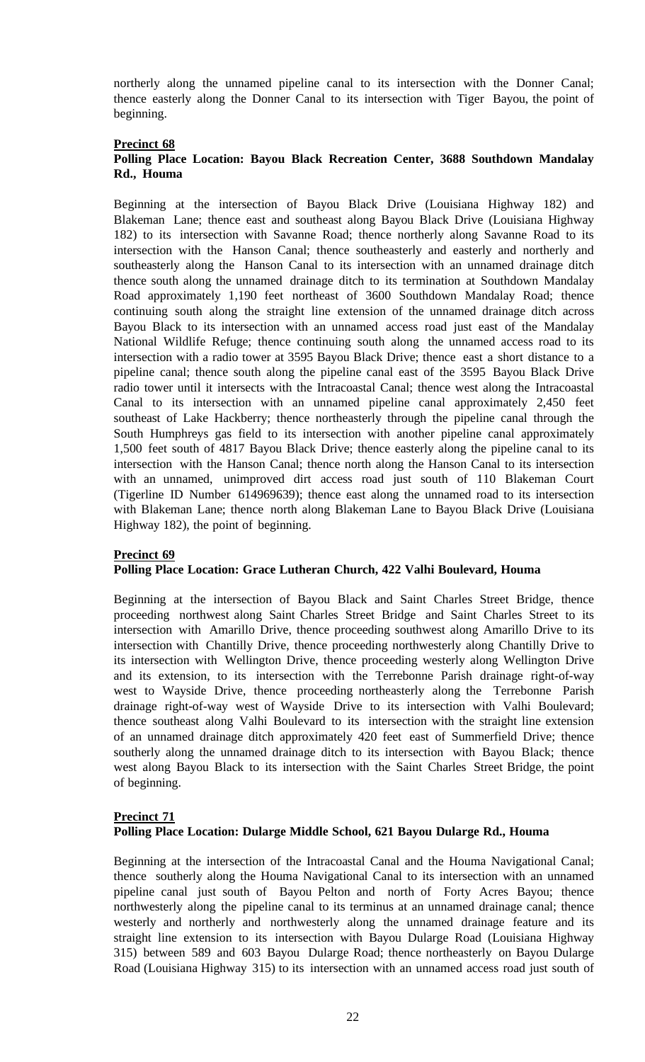northerly along the unnamed pipeline canal to its intersection with the Donner Canal; thence easterly along the Donner Canal to its intersection with Tiger Bayou, the point of beginning.

**Precinct 68**

**Polling Place Location: Bayou Black Recreation Center, 3688 Southdown Mandalay Rd., Houma**

Beginning at the intersection of Bayou Black Drive (Louisiana Highway 182) and Blakeman Lane; thence east and southeast along Bayou Black Drive (Louisiana Highway 182) to its intersection with Savanne Road; thence northerly along Savanne Road to its intersection with the Hanson Canal; thence southeasterly and easterly and northerly and southeasterly along the Hanson Canal to its intersection with an unnamed drainage ditch thence south along the unnamed drainage ditch to its termination at Southdown Mandalay Road approximately 1,190 feet northeast of 3600 Southdown Mandalay Road; thence continuing south along the straight line extension of the unnamed drainage ditch across Bayou Black to its intersection with an unnamed access road just east of the Mandalay National Wildlife Refuge; thence continuing south along the unnamed access road to its intersection with a radio tower at 3595 Bayou Black Drive; thence east a short distance to a pipeline canal; thence south along the pipeline canal east of the 3595 Bayou Black Drive radio tower until it intersects with the Intracoastal Canal; thence west along the Intracoastal Canal to its intersection with an unnamed pipeline canal approximately 2,450 feet southeast of Lake Hackberry; thence northeasterly through the pipeline canal through the South Humphreys gas field to its intersection with another pipeline canal approximately 1,500 feet south of 4817 Bayou Black Drive; thence easterly along the pipeline canal to its intersection with the Hanson Canal; thence north along the Hanson Canal to its intersection with an unnamed, unimproved dirt access road just south of 110 Blakeman Court (Tigerline ID Number 614969639); thence east along the unnamed road to its intersection with Blakeman Lane; thence north along Blakeman Lane to Bayou Black Drive (Louisiana Highway 182), the point of beginning.

**Precinct 69**

**Polling Place Location: Grace Lutheran Church, 422 Valhi Boulevard, Houma**

Beginning at the intersection of Bayou Black and Saint Charles Street Bridge, thence proceeding northwest along Saint Charles Street Bridge and Saint Charles Street to its intersection with Amarillo Drive, thence proceeding southwest along Amarillo Drive to its intersection with Chantilly Drive, thence proceeding northwesterly along Chantilly Drive to its intersection with Wellington Drive, thence proceeding westerly along Wellington Drive and its extension, to its intersection with the Terrebonne Parish drainage right-of-way west to Wayside Drive, thence proceeding northeasterly along the Terrebonne Parish drainage right-of-way west of Wayside Drive to its intersection with Valhi Boulevard; thence southeast along Valhi Boulevard to its intersection with the straight line extension of an unnamed drainage ditch approximately 420 feet east of Summerfield Drive; thence southerly along the unnamed drainage ditch to its intersection with Bayou Black; thence west along Bayou Black to its intersection with the Saint Charles Street Bridge, the point of beginning.

**Precinct 71**

**Polling Place Location: Dularge Middle School, 621 Bayou Dularge Rd., Houma**

Beginning at the intersection of the Intracoastal Canal and the Houma Navigational Canal; thence southerly along the Houma Navigational Canal to its intersection with an unnamed pipeline canal just south of Bayou Pelton and north of Forty Acres Bayou; thence northwesterly along the pipeline canal to its terminus at an unnamed drainage canal; thence westerly and northerly and northwesterly along the unnamed drainage feature and its straight line extension to its intersection with Bayou Dularge Road (Louisiana Highway 315) between 589 and 603 Bayou Dularge Road; thence northeasterly on Bayou Dularge Road (Louisiana Highway 315) to its intersection with an unnamed access road just south of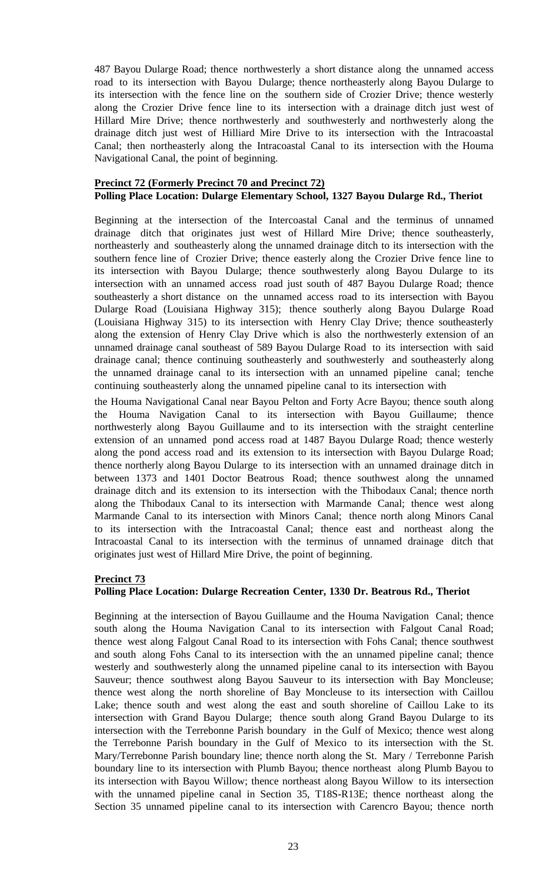487 Bayou Dularge Road; thence northwesterly a short distance along the unnamed access road to its intersection with Bayou Dularge; thence northeasterly along Bayou Dularge to its intersection with the fence line on the southern side of Crozier Drive; thence westerly along the Crozier Drive fence line to its intersection with a drainage ditch just west of Hillard Mire Drive; thence northwesterly and southwesterly and northwesterly along the drainage ditch just west of Hilliard Mire Drive to its intersection with the Intracoastal Canal; then northeasterly along the Intracoastal Canal to its intersection with the Houma Navigational Canal, the point of beginning.

**Precinct 72 (Formerly Precinct 70 and Precinct 72)**
**Polling Place Location: Dularge Elementary School, 1327 Bayou Dularge Rd., Theriot**

Beginning at the intersection of the Intercoastal Canal and the terminus of unnamed drainage ditch that originates just west of Hillard Mire Drive; thence southeasterly, northeasterly and southeasterly along the unnamed drainage ditch to its intersection with the southern fence line of Crozier Drive; thence easterly along the Crozier Drive fence line to its intersection with Bayou Dularge; thence southwesterly along Bayou Dularge to its intersection with an unnamed access road just south of 487 Bayou Dularge Road; thence southeasterly a short distance on the unnamed access road to its intersection with Bayou Dularge Road (Louisiana Highway 315); thence southerly along Bayou Dularge Road (Louisiana Highway 315) to its intersection with Henry Clay Drive; thence southeasterly along the extension of Henry Clay Drive which is also the northwesterly extension of an unnamed drainage canal southeast of 589 Bayou Dularge Road to its intersection with said drainage canal; thence continuing southeasterly and southwesterly and southeasterly along the unnamed drainage canal to its intersection with an unnamed pipeline canal; tenche continuing southeasterly along the unnamed pipeline canal to its intersection with

the Houma Navigational Canal near Bayou Pelton and Forty Acre Bayou; thence south along the Houma Navigation Canal to its intersection with Bayou Guillaume; thence northwesterly along Bayou Guillaume and to its intersection with the straight centerline extension of an unnamed pond access road at 1487 Bayou Dularge Road; thence westerly along the pond access road and its extension to its intersection with Bayou Dularge Road; thence northerly along Bayou Dularge to its intersection with an unnamed drainage ditch in between 1373 and 1401 Doctor Beatrous Road; thence southwest along the unnamed drainage ditch and its extension to its intersection with the Thibodaux Canal; thence north along the Thibodaux Canal to its intersection with Marmande Canal; thence west along Marmande Canal to its intersection with Minors Canal; thence north along Minors Canal to its intersection with the Intracoastal Canal; thence east and northeast along the Intracoastal Canal to its intersection with the terminus of unnamed drainage ditch that originates just west of Hillard Mire Drive, the point of beginning.

**Precinct 73**
**Polling Place Location: Dularge Recreation Center, 1330 Dr. Beatrous Rd., Theriot**

Beginning at the intersection of Bayou Guillaume and the Houma Navigation Canal; thence south along the Houma Navigation Canal to its intersection with Falgout Canal Road; thence west along Falgout Canal Road to its intersection with Fohs Canal; thence southwest and south along Fohs Canal to its intersection with the an unnamed pipeline canal; thence westerly and southwesterly along the unnamed pipeline canal to its intersection with Bayou Sauveur; thence southwest along Bayou Sauveur to its intersection with Bay Moncleuse; thence west along the north shoreline of Bay Moncleuse to its intersection with Caillou Lake; thence south and west along the east and south shoreline of Caillou Lake to its intersection with Grand Bayou Dularge; thence south along Grand Bayou Dularge to its intersection with the Terrebonne Parish boundary in the Gulf of Mexico; thence west along the Terrebonne Parish boundary in the Gulf of Mexico to its intersection with the St. Mary/Terrebonne Parish boundary line; thence north along the St. Mary / Terrebonne Parish boundary line to its intersection with Plumb Bayou; thence northeast along Plumb Bayou to its intersection with Bayou Willow; thence northeast along Bayou Willow to its intersection with the unnamed pipeline canal in Section 35, T18S-R13E; thence northeast along the Section 35 unnamed pipeline canal to its intersection with Carencro Bayou; thence north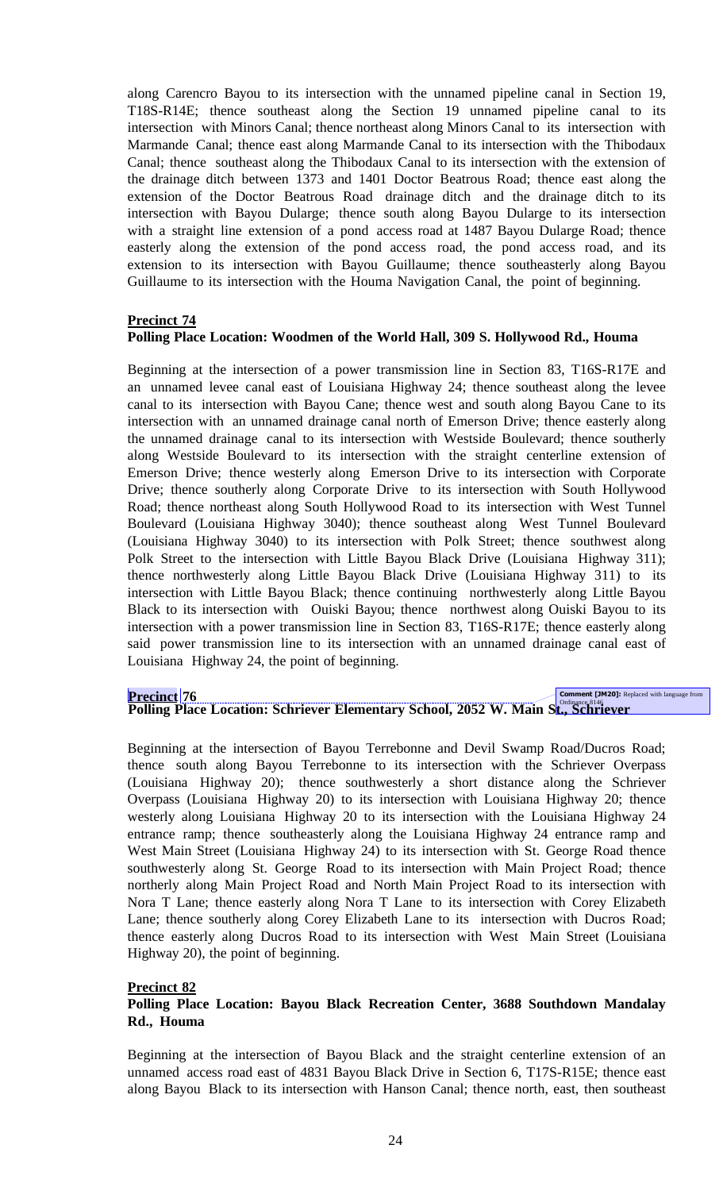along Carencro Bayou to its intersection with the unnamed pipeline canal in Section 19, T18S-R14E; thence southeast along the Section 19 unnamed pipeline canal to its intersection with Minors Canal; thence northeast along Minors Canal to its intersection with Marmande Canal; thence east along Marmande Canal to its intersection with the Thibodaux Canal; thence southeast along the Thibodaux Canal to its intersection with the extension of the drainage ditch between 1373 and 1401 Doctor Beatrous Road; thence east along the extension of the Doctor Beatrous Road drainage ditch and the drainage ditch to its intersection with Bayou Dularge; thence south along Bayou Dularge to its intersection with a straight line extension of a pond access road at 1487 Bayou Dularge Road; thence easterly along the extension of the pond access road, the pond access road, and its extension to its intersection with Bayou Guillaume; thence southeasterly along Bayou Guillaume to its intersection with the Houma Navigation Canal, the point of beginning.

**Precinct 74**

**Polling Place Location: Woodmen of the World Hall, 309 S. Hollywood Rd., Houma**

Beginning at the intersection of a power transmission line in Section 83, T16S-R17E and an unnamed levee canal east of Louisiana Highway 24; thence southeast along the levee canal to its intersection with Bayou Cane; thence west and south along Bayou Cane to its intersection with an unnamed drainage canal north of Emerson Drive; thence easterly along the unnamed drainage canal to its intersection with Westside Boulevard; thence southerly along Westside Boulevard to its intersection with the straight centerline extension of Emerson Drive; thence westerly along Emerson Drive to its intersection with Corporate Drive; thence southerly along Corporate Drive to its intersection with South Hollywood Road; thence northeast along South Hollywood Road to its intersection with West Tunnel Boulevard (Louisiana Highway 3040); thence southeast along West Tunnel Boulevard (Louisiana Highway 3040) to its intersection with Polk Street; thence southwest along Polk Street to the intersection with Little Bayou Black Drive (Louisiana Highway 311); thence northwesterly along Little Bayou Black Drive (Louisiana Highway 311) to its intersection with Little Bayou Black; thence continuing northwesterly along Little Bayou Black to its intersection with Ouiski Bayou; thence northwest along Ouiski Bayou to its intersection with a power transmission line in Section 83, T16S-R17E; thence easterly along said power transmission line to its intersection with an unnamed drainage canal of Louisiana Highway 24, the point of beginning.

**Precinct 76**

**Polling Place Location: Schriever Elementary School, 2052 W. Main St., Schriever**

Comment [JM20]: Replaced with language from Ordinance 8146

Beginning at the intersection of Bayou Terrebonne and Devil Swamp Road/Ducros Road; thence south along Bayou Terrebonne to its intersection with the Schriever Overpass (Louisiana Highway 20); thence southwesterly a short distance along the Schriever Overpass (Louisiana Highway 20) to its intersection with Louisiana Highway 20; thence westerly along Louisiana Highway 20 to its intersection with the Louisiana Highway 24 entrance ramp; thence southeasterly along the Louisiana Highway 24 entrance ramp and West Main Street (Louisiana Highway 24) to its intersection with St. George Road thence southwesterly along St. George Road to its intersection with Main Project Road; thence northerly along Main Project Road and North Main Project Road to its intersection with Nora T Lane; thence easterly along Nora T Lane to its intersection with Corey Elizabeth Lane; thence southerly along Corey Elizabeth Lane to its intersection with Ducros Road; thence easterly along Ducros Road to its intersection with West Main Street (Louisiana Highway 20), the point of beginning.

**Precinct 82**

**Polling Place Location: Bayou Black Recreation Center, 3688 Southdown Mandalay Rd., Houma**

Beginning at the intersection of Bayou Black and the straight centerline extension of an unnamed access road east of 4831 Bayou Black Drive in Section 6, T17S-R15E; thence east along Bayou Black to its intersection with Hanson Canal; thence north, east, then southeast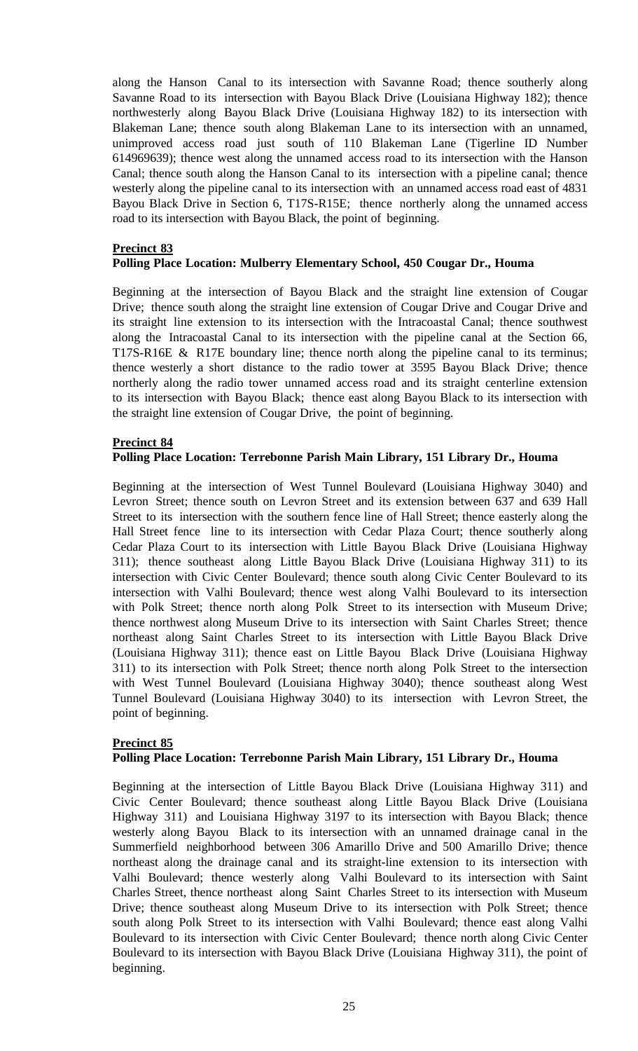along the Hanson Canal to its intersection with Savanne Road; thence southerly along Savanne Road to its intersection with Bayou Black Drive (Louisiana Highway 182); thence northwesterly along Bayou Black Drive (Louisiana Highway 182) to its intersection with Blakeman Lane; thence south along Blakeman Lane to its intersection with an unnamed, unimproved access road just south of 110 Blakeman Lane (Tigerline ID Number 614969639); thence west along the unnamed access road to its intersection with the Hanson Canal; thence south along the Hanson Canal to its intersection with a pipeline canal; thence westerly along the pipeline canal to its intersection with an unnamed access road east of 4831 Bayou Black Drive in Section 6, T17S-R15E; thence northerly along the unnamed access road to its intersection with Bayou Black, the point of beginning.

**Precinct 83**

**Polling Place Location: Mulberry Elementary School, 450 Cougar Dr., Houma**

Beginning at the intersection of Bayou Black and the straight line extension of Cougar Drive; thence south along the straight line extension of Cougar Drive and Cougar Drive and its straight line extension to its intersection with the Intracoastal Canal; thence southwest along the Intracoastal Canal to its intersection with the pipeline canal at the Section 66, T17S-R16E & R17E boundary line; thence north along the pipeline canal to its terminus; thence westerly a short distance to the radio tower at 3595 Bayou Black Drive; thence northerly along the radio tower unnamed access road and its straight centerline extension to its intersection with Bayou Black; thence east along Bayou Black to its intersection with the straight line extension of Cougar Drive, the point of beginning.

**Precinct 84**

**Polling Place Location: Terrebonne Parish Main Library, 151 Library Dr., Houma**

Beginning at the intersection of West Tunnel Boulevard (Louisiana Highway 3040) and Levron Street; thence south on Levron Street and its extension between 637 and 639 Hall Street to its intersection with the southern fence line of Hall Street; thence easterly along the Hall Street fence line to its intersection with Cedar Plaza Court; thence southerly along Cedar Plaza Court to its intersection with Little Bayou Black Drive (Louisiana Highway 311); thence southeast along Little Bayou Black Drive (Louisiana Highway 311) to its intersection with Civic Center Boulevard; thence south along Civic Center Boulevard to its intersection with Valhi Boulevard; thence west along Valhi Boulevard to its intersection with Polk Street; thence north along Polk Street to its intersection with Museum Drive; thence northwest along Museum Drive to its intersection with Saint Charles Street; thence northeast along Saint Charles Street to its intersection with Little Bayou Black Drive (Louisiana Highway 311); thence east on Little Bayou Black Drive (Louisiana Highway 311) to its intersection with Polk Street; thence north along Polk Street to the intersection with West Tunnel Boulevard (Louisiana Highway 3040); thence southeast along West Tunnel Boulevard (Louisiana Highway 3040) to its intersection with Levron Street, the point of beginning.

**Precinct 85**

**Polling Place Location: Terrebonne Parish Main Library, 151 Library Dr., Houma**

Beginning at the intersection of Little Bayou Black Drive (Louisiana Highway 311) and Civic Center Boulevard; thence southeast along Little Bayou Black Drive (Louisiana Highway 311) and Louisiana Highway 3197 to its intersection with Bayou Black; thence westerly along Bayou Black to its intersection with an unnamed drainage canal in the Summerfield neighborhood between 306 Amarillo Drive and 500 Amarillo Drive; thence northeast along the drainage canal and its straight-line extension to its intersection with Valhi Boulevard; thence westerly along Valhi Boulevard to its intersection with Saint Charles Street, thence northeast along Saint Charles Street to its intersection with Museum Drive; thence southeast along Museum Drive to its intersection with Polk Street; thence south along Polk Street to its intersection with Valhi Boulevard; thence east along Valhi Boulevard to its intersection with Civic Center Boulevard; thence north along Civic Center Boulevard to its intersection with Bayou Black Drive (Louisiana Highway 311), the point of beginning.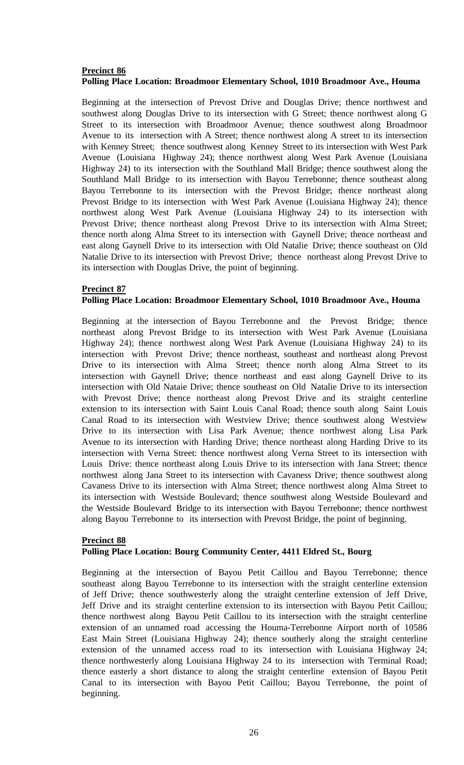**Precinct 86**

**Polling Place Location: Broadmoor Elementary School, 1010 Broadmoor Ave., Houma**

Beginning at the intersection of Prevost Drive and Douglas Drive; thence northwest and southwest along Douglas Drive to its intersection with G Street; thence northwest along G Street to its intersection with Broadmoor Avenue; thence southwest along Broadmoor Avenue to its intersection with A Street; thence northwest along A street to its intersection with Kenney Street; thence southwest along Kenney Street to its intersection with West Park Avenue (Louisiana Highway 24); thence northwest along West Park Avenue (Louisiana Highway 24) to its intersection with the Southland Mall Bridge; thence southwest along the Southland Mall Bridge to its intersection with Bayou Terrebonne; thence southeast along Bayou Terrebonne to its intersection with the Prevost Bridge; thence northeast along Prevost Bridge to its intersection with West Park Avenue (Louisiana Highway 24); thence northwest along West Park Avenue (Louisiana Highway 24) to its intersection with Prevost Drive; thence northeast along Prevost Drive to its intersection with Alma Street; thence north along Alma Street to its intersection with Gaynell Drive; thence northeast and east along Gaynell Drive to its intersection with Old Natalie Drive; thence southeast on Old Natalie Drive to its intersection with Prevost Drive; thence northeast along Prevost Drive to its intersection with Douglas Drive, the point of beginning.

**Precinct 87**

**Polling Place Location: Broadmoor Elementary School, 1010 Broadmoor Ave., Houma**

Beginning at the intersection of Bayou Terrebonne and the Prevost Bridge; thence northeast along Prevost Bridge to its intersection with West Park Avenue (Louisiana Highway 24); thence northwest along West Park Avenue (Louisiana Highway 24) to its intersection with Prevost Drive; thence northeast, southeast and northeast along Prevost Drive to its intersection with Alma Street; thence north along Alma Street to its intersection with Gaynell Drive; thence northeast and east along Gaynell Drive to its intersection with Old Nataie Drive; thence southeast on Old Natalie Drive to its intersection with Prevost Drive; thence northeast along Prevost Drive and its straight centerline extension to its intersection with Saint Louis Canal Road; thence south along Saint Louis Canal Road to its intersection with Westview Drive; thence southwest along Westview Drive to its intersection with Lisa Park Avenue; thence northwest along Lisa Park Avenue to its intersection with Harding Drive; thence northeast along Harding Drive to its intersection with Verna Street: thence northwest along Verna Street to its intersection with Louis Drive: thence northeast along Louis Drive to its intersection with Jana Street; thence northwest along Jana Street to its intersection with Cavaness Drive; thence southwest along Cavaness Drive to its intersection with Alma Street; thence northwest along Alma Street to its intersection with Westside Boulevard; thence southwest along Westside Boulevard and the Westside Boulevard Bridge to its intersection with Bayou Terrebonne; thence northwest along Bayou Terrebonne to its intersection with Prevost Bridge, the point of beginning.

**Precinct 88**

**Polling Place Location: Bourg Community Center, 4411 Eldred St., Bourg**

Beginning at the intersection of Bayou Petit Caillou and Bayou Terrebonne; thence southeast along Bayou Terrebonne to its intersection with the straight centerline extension of Jeff Drive; thence southwesterly along the straight centerline extension of Jeff Drive, Jeff Drive and its straight centerline extension to its intersection with Bayou Petit Caillou; thence northwest along Bayou Petit Caillou to its intersection with the straight centerline extension of an unnamed road accessing the Houma-Terrebonne Airport north of 10586 East Main Street (Louisiana Highway 24); thence southerly along the straight centerline extension of the unnamed access road to its intersection with Louisiana Highway 24; thence northwesterly along Louisiana Highway 24 to its intersection with Terminal Road; thence easterly a short distance to along the straight centerline extension of Bayou Petit Canal to its intersection with Bayou Petit Caillou; Bayou Terrebonne, the point of beginning.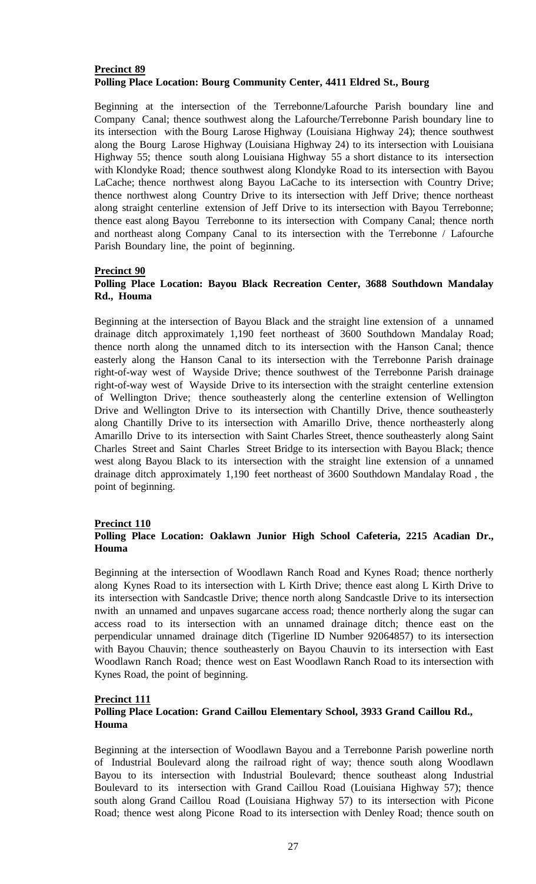**Precinct 89**

**Polling Place Location: Bourg Community Center, 4411 Eldred St., Bourg**

Beginning at the intersection of the Terrebonne/Lafourche Parish boundary line and Company Canal; thence southwest along the Lafourche/Terrebonne Parish boundary line to its intersection with the Bourg Larose Highway (Louisiana Highway 24); thence southwest along the Bourg Larose Highway (Louisiana Highway 24) to its intersection with Louisiana Highway 55; thence south along Louisiana Highway 55 a short distance to its intersection with Klondyke Road; thence southwest along Klondyke Road to its intersection with Bayou LaCache; thence northwest along Bayou LaCache to its intersection with Country Drive; thence northwest along Country Drive to its intersection with Jeff Drive; thence northeast along straight centerline extension of Jeff Drive to its intersection with Bayou Terrebonne; thence east along Bayou Terrebonne to its intersection with Company Canal; thence north and northeast along Company Canal to its intersection with the Terrebonne / Lafourche Parish Boundary line, the point of beginning.

**Precinct 90**

**Polling Place Location: Bayou Black Recreation Center, 3688 Southdown Mandalay Rd., Houma**

Beginning at the intersection of Bayou Black and the straight line extension of a unnamed drainage ditch approximately 1,190 feet northeast of 3600 Southdown Mandalay Road; thence north along the unnamed ditch to its intersection with the Hanson Canal; thence easterly along the Hanson Canal to its intersection with the Terrebonne Parish drainage right-of-way west of Wayside Drive; thence southwest of the Terrebonne Parish drainage right-of-way west of Wayside Drive to its intersection with the straight centerline extension of Wellington Drive; thence southeasterly along the centerline extension of Wellington Drive and Wellington Drive to its intersection with Chantilly Drive, thence southeasterly along Chantilly Drive to its intersection with Amarillo Drive, thence northeasterly along Amarillo Drive to its intersection with Saint Charles Street, thence southeasterly along Saint Charles Street and Saint Charles Street Bridge to its intersection with Bayou Black; thence west along Bayou Black to its intersection with the straight line extension of a unnamed drainage ditch approximately 1,190 feet northeast of 3600 Southdown Mandalay Road , the point of beginning.

**Precinct 110**

**Polling Place Location: Oaklawn Junior High School Cafeteria, 2215 Acadian Dr., Houma**

Beginning at the intersection of Woodlawn Ranch Road and Kynes Road; thence northerly along Kynes Road to its intersection with L Kirth Drive; thence east along L Kirth Drive to its intersection with Sandcastle Drive; thence north along Sandcastle Drive to its intersection nwith an unnamed and unpaves sugarcane access road; thence northerly along the sugar can access road to its intersection with an unnamed drainage ditch; thence east on the perpendicular unnamed drainage ditch (Tigerline ID Number 92064857) to its intersection with Bayou Chauvin; thence southeasterly on Bayou Chauvin to its intersection with East Woodlawn Ranch Road; thence west on East Woodlawn Ranch Road to its intersection with Kynes Road, the point of beginning.

**Precinct 111**

**Polling Place Location: Grand Caillou Elementary School, 3933 Grand Caillou Rd., Houma**

Beginning at the intersection of Woodlawn Bayou and a Terrebonne Parish powerline north of Industrial Boulevard along the railroad right of way; thence south along Woodlawn Bayou to its intersection with Industrial Boulevard; thence southeast along Industrial Boulevard to its intersection with Grand Caillou Road (Louisiana Highway 57); thence south along Grand Caillou Road (Louisiana Highway 57) to its intersection with Picone Road; thence west along Picone Road to its intersection with Denley Road; thence south on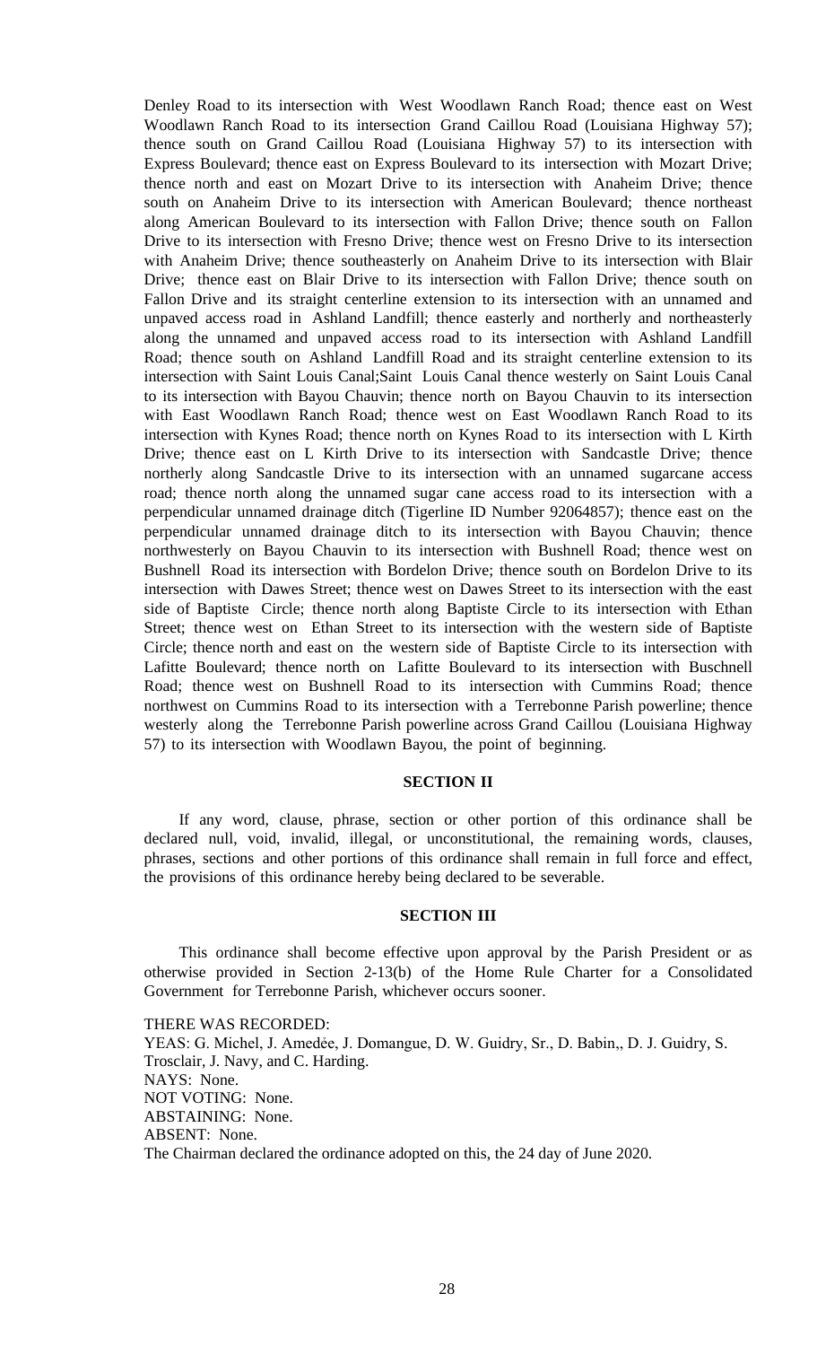Denley Road to its intersection with West Woodlawn Ranch Road; thence east on West Woodlawn Ranch Road to its intersection Grand Caillou Road (Louisiana Highway 57); thence south on Grand Caillou Road (Louisiana Highway 57) to its intersection with Express Boulevard; thence east on Express Boulevard to its intersection with Mozart Drive; thence north and east on Mozart Drive to its intersection with Anaheim Drive; thence south on Anaheim Drive to its intersection with American Boulevard; thence northeast along American Boulevard to its intersection with Fallon Drive; thence south on Fallon Drive to its intersection with Fresno Drive; thence west on Fresno Drive to its intersection with Anaheim Drive; thence southeasterly on Anaheim Drive to its intersection with Blair Drive; thence east on Blair Drive to its intersection with Fallon Drive; thence south on Fallon Drive and its straight centerline extension to its intersection with an unnamed and unpaved access road in Ashland Landfill; thence easterly and northerly and northeasterly along the unnamed and unpaved access road to its intersection with Ashland Landfill Road; thence south on Ashland Landfill Road and its straight centerline extension to its intersection with Saint Louis Canal;Saint Louis Canal thence westerly on Saint Louis Canal to its intersection with Bayou Chauvin; thence north on Bayou Chauvin to its intersection with East Woodlawn Ranch Road; thence west on East Woodlawn Ranch Road to its intersection with Kynes Road; thence north on Kynes Road to its intersection with L Kirth Drive; thence east on L Kirth Drive to its intersection with Sandcastle Drive; thence northerly along Sandcastle Drive to its intersection with an unnamed sugarcane access road; thence north along the unnamed sugar cane access road to its intersection with a perpendicular unnamed drainage ditch (Tigerline ID Number 92064857); thence east on the perpendicular unnamed drainage ditch to its intersection with Bayou Chauvin; thence northwesterly on Bayou Chauvin to its intersection with Bushnell Road; thence west on Bushnell Road its intersection with Bordelon Drive; thence south on Bordelon Drive to its intersection with Dawes Street; thence west on Dawes Street to its intersection with the east side of Baptiste Circle; thence north along Baptiste Circle to its intersection with Ethan Street; thence west on Ethan Street to its intersection with the western side of Baptiste Circle; thence north and east on the western side of Baptiste Circle to its intersection with Lafitte Boulevard; thence north on Lafitte Boulevard to its intersection with Buschnell Road; thence west on Bushnell Road to its intersection with Cummins Road; thence northwest on Cummins Road to its intersection with a Terrebonne Parish powerline; thence westerly along the Terrebonne Parish powerline across Grand Caillou (Louisiana Highway 57) to its intersection with Woodlawn Bayou, the point of beginning.

## SECTION II

If any word, clause, phrase, section or other portion of this ordinance shall be declared null, void, invalid, illegal, or unconstitutional, the remaining words, clauses, phrases, sections and other portions of this ordinance shall remain in full force and effect, the provisions of this ordinance hereby being declared to be severable.

## SECTION III

This ordinance shall become effective upon approval by the Parish President or as otherwise provided in Section 2-13(b) of the Home Rule Charter for a Consolidated Government for Terrebonne Parish, whichever occurs sooner.

THERE WAS RECORDED:
YEAS: G. Michel, J. Amedée, J. Domangue, D. W. Guidry, Sr., D. Babin,, D. J. Guidry, S. Trosclair, J. Navy, and C. Harding.
NAYS: None.
NOT VOTING: None.
ABSTAINING: None.
ABSENT: None.
The Chairman declared the ordinance adopted on this, the 24 day of June 2020.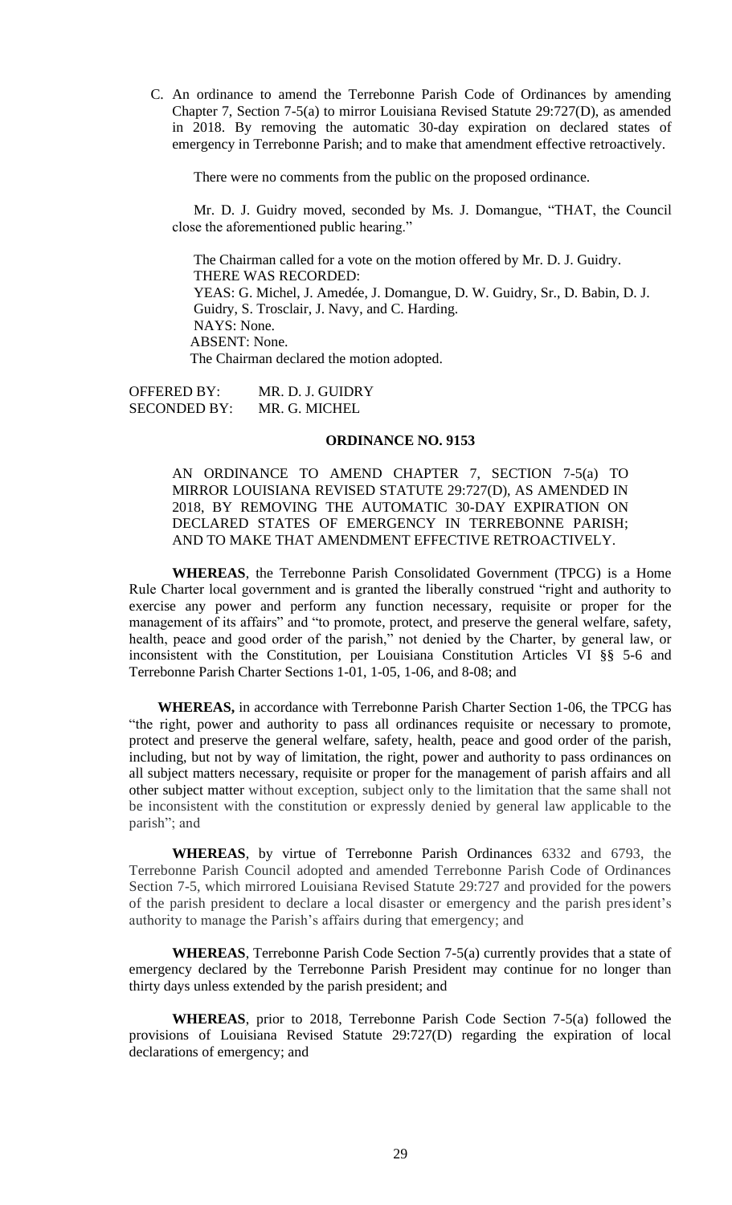C. An ordinance to amend the Terrebonne Parish Code of Ordinances by amending Chapter 7, Section 7-5(a) to mirror Louisiana Revised Statute 29:727(D), as amended in 2018. By removing the automatic 30-day expiration on declared states of emergency in Terrebonne Parish; and to make that amendment effective retroactively.

There were no comments from the public on the proposed ordinance.

Mr. D. J. Guidry moved, seconded by Ms. J. Domangue, "THAT, the Council close the aforementioned public hearing."

The Chairman called for a vote on the motion offered by Mr. D. J. Guidry.
THERE WAS RECORDED:
YEAS: G. Michel, J. Amedée, J. Domangue, D. W. Guidry, Sr., D. Babin, D. J. Guidry, S. Trosclair, J. Navy, and C. Harding.
NAYS: None.
ABSENT: None.
The Chairman declared the motion adopted.

OFFERED BY: MR. D. J. GUIDRY
SECONDED BY: MR. G. MICHEL

**ORDINANCE NO. 9153**

AN ORDINANCE TO AMEND CHAPTER 7, SECTION 7-5(a) TO MIRROR LOUISIANA REVISED STATUTE 29:727(D), AS AMENDED IN 2018, BY REMOVING THE AUTOMATIC 30-DAY EXPIRATION ON DECLARED STATES OF EMERGENCY IN TERREBONNE PARISH; AND TO MAKE THAT AMENDMENT EFFECTIVE RETROACTIVELY.

**WHEREAS**, the Terrebonne Parish Consolidated Government (TPCG) is a Home Rule Charter local government and is granted the liberally construed "right and authority to exercise any power and perform any function necessary, requisite or proper for the management of its affairs" and "to promote, protect, and preserve the general welfare, safety, health, peace and good order of the parish," not denied by the Charter, by general law, or inconsistent with the Constitution, per Louisiana Constitution Articles VI §§ 5-6 and Terrebonne Parish Charter Sections 1-01, 1-05, 1-06, and 8-08; and

**WHEREAS,** in accordance with Terrebonne Parish Charter Section 1-06, the TPCG has "the right, power and authority to pass all ordinances requisite or necessary to promote, protect and preserve the general welfare, safety, health, peace and good order of the parish, including, but not by way of limitation, the right, power and authority to pass ordinances on all subject matters necessary, requisite or proper for the management of parish affairs and all other subject matter without exception, subject only to the limitation that the same shall not be inconsistent with the constitution or expressly denied by general law applicable to the parish"; and

**WHEREAS**, by virtue of Terrebonne Parish Ordinances 6332 and 6793, the Terrebonne Parish Council adopted and amended Terrebonne Parish Code of Ordinances Section 7-5, which mirrored Louisiana Revised Statute 29:727 and provided for the powers of the parish president to declare a local disaster or emergency and the parish president's authority to manage the Parish's affairs during that emergency; and

**WHEREAS**, Terrebonne Parish Code Section 7-5(a) currently provides that a state of emergency declared by the Terrebonne Parish President may continue for no longer than thirty days unless extended by the parish president; and

**WHEREAS**, prior to 2018, Terrebonne Parish Code Section 7-5(a) followed the provisions of Louisiana Revised Statute 29:727(D) regarding the expiration of local declarations of emergency; and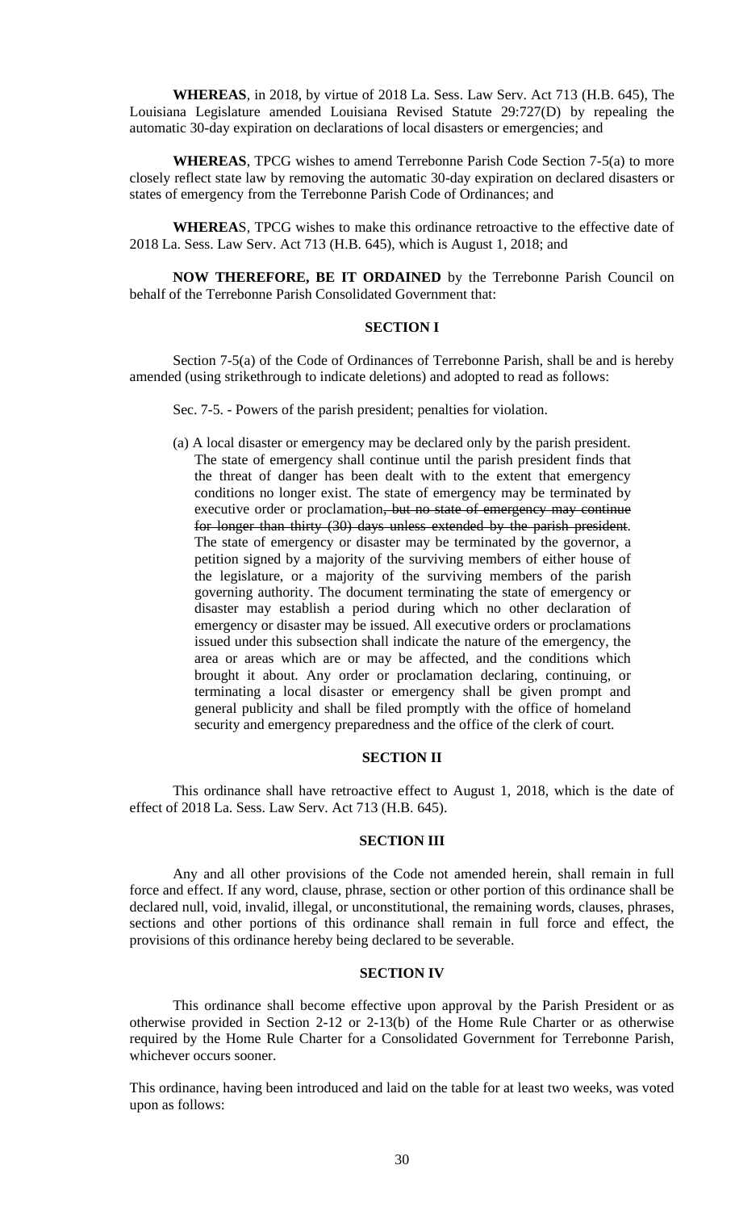**WHEREAS**, in 2018, by virtue of 2018 La. Sess. Law Serv. Act 713 (H.B. 645), The Louisiana Legislature amended Louisiana Revised Statute 29:727(D) by repealing the automatic 30-day expiration on declarations of local disasters or emergencies; and

**WHEREAS**, TPCG wishes to amend Terrebonne Parish Code Section 7-5(a) to more closely reflect state law by removing the automatic 30-day expiration on declared disasters or states of emergency from the Terrebonne Parish Code of Ordinances; and

**WHEREA**S, TPCG wishes to make this ordinance retroactive to the effective date of 2018 La. Sess. Law Serv. Act 713 (H.B. 645), which is August 1, 2018; and

**NOW THEREFORE, BE IT ORDAINED** by the Terrebonne Parish Council on behalf of the Terrebonne Parish Consolidated Government that:

## SECTION I

Section 7-5(a) of the Code of Ordinances of Terrebonne Parish, shall be and is hereby amended (using strikethrough to indicate deletions) and adopted to read as follows:

Sec. 7-5. - Powers of the parish president; penalties for violation.

(a) A local disaster or emergency may be declared only by the parish president. The state of emergency shall continue until the parish president finds that the threat of danger has been dealt with to the extent that emergency conditions no longer exist. The state of emergency may be terminated by executive order or proclamation~~, but no state of emergency may continue for longer than thirty (30) days unless extended by the parish president~~. The state of emergency or disaster may be terminated by the governor, a petition signed by a majority of the surviving members of either house of the legislature, or a majority of the surviving members of the parish governing authority. The document terminating the state of emergency or disaster may establish a period during which no other declaration of emergency or disaster may be issued. All executive orders or proclamations issued under this subsection shall indicate the nature of the emergency, the area or areas which are or may be affected, and the conditions which brought it about. Any order or proclamation declaring, continuing, or terminating a local disaster or emergency shall be given prompt and general publicity and shall be filed promptly with the office of homeland security and emergency preparedness and the office of the clerk of court.

## SECTION II

This ordinance shall have retroactive effect to August 1, 2018, which is the date of effect of 2018 La. Sess. Law Serv. Act 713 (H.B. 645).

## SECTION III

Any and all other provisions of the Code not amended herein, shall remain in full force and effect. If any word, clause, phrase, section or other portion of this ordinance shall be declared null, void, invalid, illegal, or unconstitutional, the remaining words, clauses, phrases, sections and other portions of this ordinance shall remain in full force and effect, the provisions of this ordinance hereby being declared to be severable.

## SECTION IV

This ordinance shall become effective upon approval by the Parish President or as otherwise provided in Section 2-12 or 2-13(b) of the Home Rule Charter or as otherwise required by the Home Rule Charter for a Consolidated Government for Terrebonne Parish, whichever occurs sooner.

This ordinance, having been introduced and laid on the table for at least two weeks, was voted upon as follows: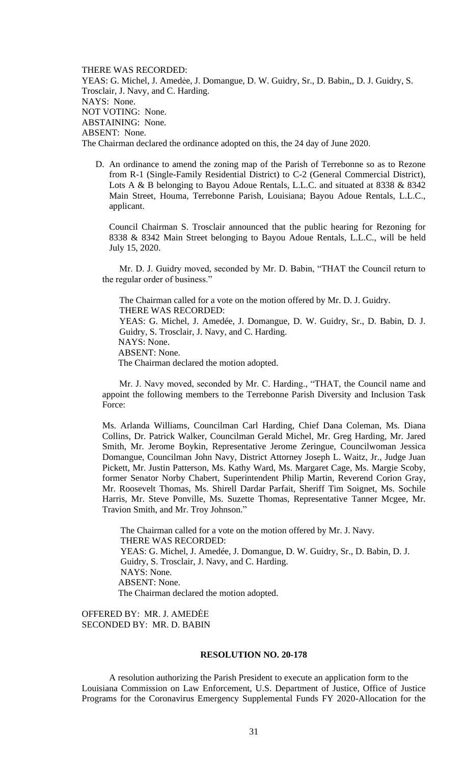THERE WAS RECORDED:
YEAS: G. Michel, J. Amedée, J. Domangue, D. W. Guidry, Sr., D. Babin,, D. J. Guidry, S. Trosclair, J. Navy, and C. Harding.
NAYS: None.
NOT VOTING: None.
ABSTAINING: None.
ABSENT: None.
The Chairman declared the ordinance adopted on this, the 24 day of June 2020.

D. An ordinance to amend the zoning map of the Parish of Terrebonne so as to Rezone from R-1 (Single-Family Residential District) to C-2 (General Commercial District), Lots A & B belonging to Bayou Adoue Rentals, L.L.C. and situated at 8338 & 8342 Main Street, Houma, Terrebonne Parish, Louisiana; Bayou Adoue Rentals, L.L.C., applicant.

Council Chairman S. Trosclair announced that the public hearing for Rezoning for 8338 & 8342 Main Street belonging to Bayou Adoue Rentals, L.L.C., will be held July 15, 2020.

Mr. D. J. Guidry moved, seconded by Mr. D. Babin, "THAT the Council return to the regular order of business."

The Chairman called for a vote on the motion offered by Mr. D. J. Guidry.
THERE WAS RECORDED:
YEAS: G. Michel, J. Amedée, J. Domangue, D. W. Guidry, Sr., D. Babin, D. J. Guidry, S. Trosclair, J. Navy, and C. Harding.
NAYS: None.
ABSENT: None.
The Chairman declared the motion adopted.

Mr. J. Navy moved, seconded by Mr. C. Harding., "THAT, the Council name and appoint the following members to the Terrebonne Parish Diversity and Inclusion Task Force:

Ms. Arlanda Williams, Councilman Carl Harding, Chief Dana Coleman, Ms. Diana Collins, Dr. Patrick Walker, Councilman Gerald Michel, Mr. Greg Harding, Mr. Jared Smith, Mr. Jerome Boykin, Representative Jerome Zeringue, Councilwoman Jessica Domangue, Councilman John Navy, District Attorney Joseph L. Waitz, Jr., Judge Juan Pickett, Mr. Justin Patterson, Ms. Kathy Ward, Ms. Margaret Cage, Ms. Margie Scoby, former Senator Norby Chabert, Superintendent Philip Martin, Reverend Corion Gray, Mr. Roosevelt Thomas, Ms. Shirell Dardar Parfait, Sheriff Tim Soignet, Ms. Sochile Harris, Mr. Steve Ponville, Ms. Suzette Thomas, Representative Tanner Mcgee, Mr. Travion Smith, and Mr. Troy Johnson."

The Chairman called for a vote on the motion offered by Mr. J. Navy.
THERE WAS RECORDED:
YEAS: G. Michel, J. Amedée, J. Domangue, D. W. Guidry, Sr., D. Babin, D. J. Guidry, S. Trosclair, J. Navy, and C. Harding.
NAYS: None.
ABSENT: None.
The Chairman declared the motion adopted.

OFFERED BY: MR. J. AMEDĖE
SECONDED BY: MR. D. BABIN

## RESOLUTION NO. 20-178

A resolution authorizing the Parish President to execute an application form to the Louisiana Commission on Law Enforcement, U.S. Department of Justice, Office of Justice Programs for the Coronavirus Emergency Supplemental Funds FY 2020-Allocation for the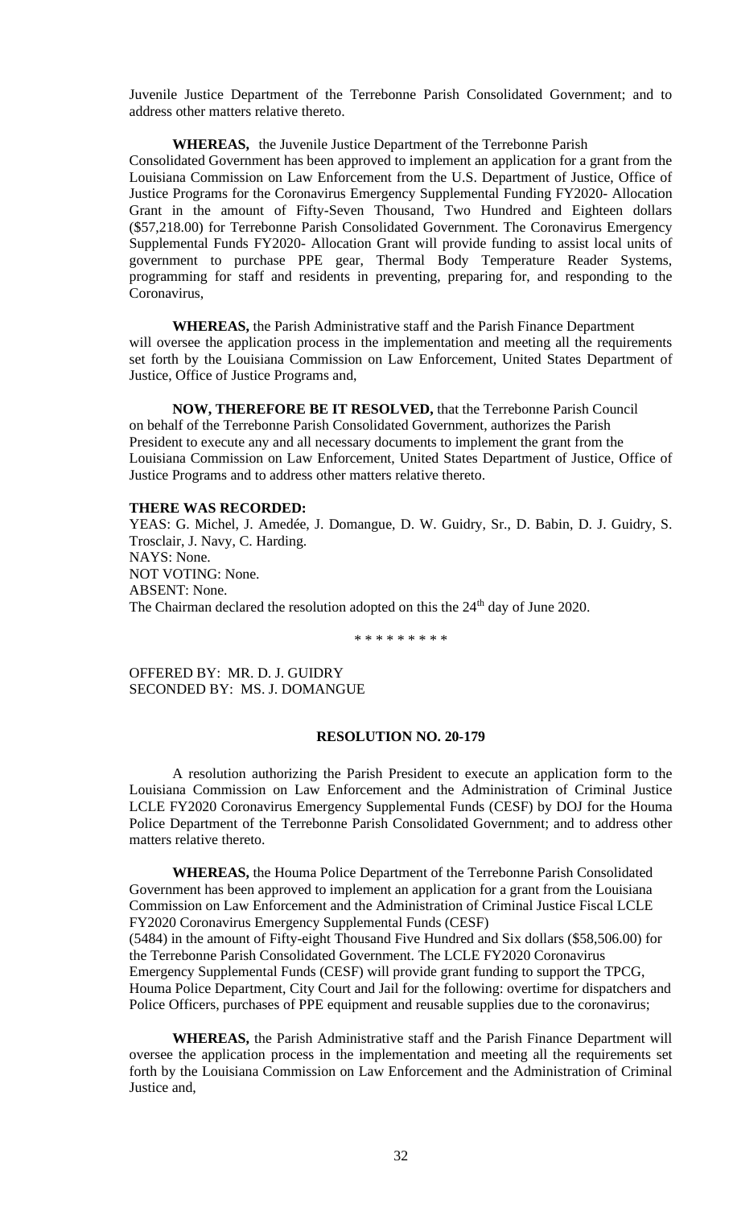Juvenile Justice Department of the Terrebonne Parish Consolidated Government; and to address other matters relative thereto.

**WHEREAS,** the Juvenile Justice Department of the Terrebonne Parish Consolidated Government has been approved to implement an application for a grant from the Louisiana Commission on Law Enforcement from the U.S. Department of Justice, Office of Justice Programs for the Coronavirus Emergency Supplemental Funding FY2020- Allocation Grant in the amount of Fifty-Seven Thousand, Two Hundred and Eighteen dollars ($57,218.00) for Terrebonne Parish Consolidated Government. The Coronavirus Emergency Supplemental Funds FY2020- Allocation Grant will provide funding to assist local units of government to purchase PPE gear, Thermal Body Temperature Reader Systems, programming for staff and residents in preventing, preparing for, and responding to the Coronavirus,

**WHEREAS,** the Parish Administrative staff and the Parish Finance Department will oversee the application process in the implementation and meeting all the requirements set forth by the Louisiana Commission on Law Enforcement, United States Department of Justice, Office of Justice Programs and,

**NOW, THEREFORE BE IT RESOLVED,** that the Terrebonne Parish Council on behalf of the Terrebonne Parish Consolidated Government, authorizes the Parish President to execute any and all necessary documents to implement the grant from the Louisiana Commission on Law Enforcement, United States Department of Justice, Office of Justice Programs and to address other matters relative thereto.

**THERE WAS RECORDED:**
YEAS: G. Michel, J. Amedée, J. Domangue, D. W. Guidry, Sr., D. Babin, D. J. Guidry, S. Trosclair, J. Navy, C. Harding.
NAYS: None.
NOT VOTING: None.
ABSENT: None.
The Chairman declared the resolution adopted on this the 24th day of June 2020.

\* \* \* \* \* \* \* \* \*

OFFERED BY: MR. D. J. GUIDRY
SECONDED BY: MS. J. DOMANGUE

**RESOLUTION NO. 20-179**

A resolution authorizing the Parish President to execute an application form to the Louisiana Commission on Law Enforcement and the Administration of Criminal Justice LCLE FY2020 Coronavirus Emergency Supplemental Funds (CESF) by DOJ for the Houma Police Department of the Terrebonne Parish Consolidated Government; and to address other matters relative thereto.

**WHEREAS,** the Houma Police Department of the Terrebonne Parish Consolidated Government has been approved to implement an application for a grant from the Louisiana Commission on Law Enforcement and the Administration of Criminal Justice Fiscal LCLE FY2020 Coronavirus Emergency Supplemental Funds (CESF) (5484) in the amount of Fifty-eight Thousand Five Hundred and Six dollars ($58,506.00) for the Terrebonne Parish Consolidated Government. The LCLE FY2020 Coronavirus Emergency Supplemental Funds (CESF) will provide grant funding to support the TPCG, Houma Police Department, City Court and Jail for the following: overtime for dispatchers and Police Officers, purchases of PPE equipment and reusable supplies due to the coronavirus;

**WHEREAS,** the Parish Administrative staff and the Parish Finance Department will oversee the application process in the implementation and meeting all the requirements set forth by the Louisiana Commission on Law Enforcement and the Administration of Criminal Justice and,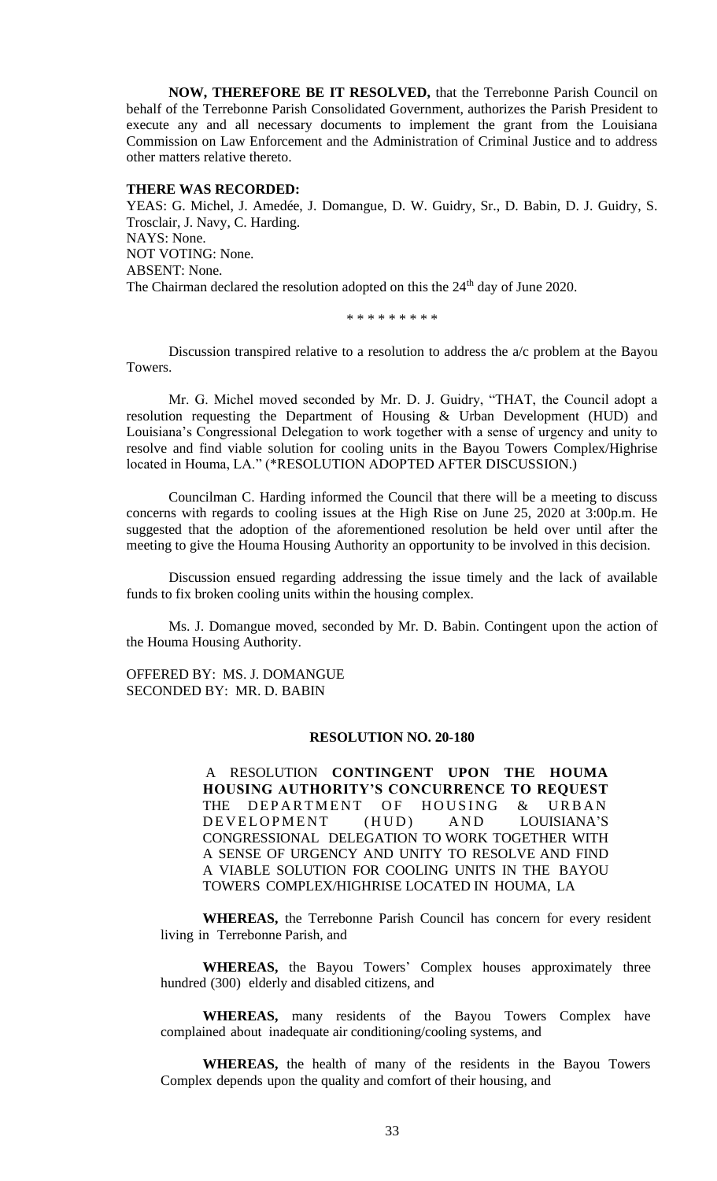**NOW, THEREFORE BE IT RESOLVED,** that the Terrebonne Parish Council on behalf of the Terrebonne Parish Consolidated Government, authorizes the Parish President to execute any and all necessary documents to implement the grant from the Louisiana Commission on Law Enforcement and the Administration of Criminal Justice and to address other matters relative thereto.

**THERE WAS RECORDED:**

YEAS: G. Michel, J. Amedée, J. Domangue, D. W. Guidry, Sr., D. Babin, D. J. Guidry, S. Trosclair, J. Navy, C. Harding.
NAYS: None.
NOT VOTING: None.
ABSENT: None.
The Chairman declared the resolution adopted on this the 24th day of June 2020.

\* \* \* \* \* \* \* \* \*

Discussion transpired relative to a resolution to address the a/c problem at the Bayou Towers.

Mr. G. Michel moved seconded by Mr. D. J. Guidry, "THAT, the Council adopt a resolution requesting the Department of Housing & Urban Development (HUD) and Louisiana's Congressional Delegation to work together with a sense of urgency and unity to resolve and find viable solution for cooling units in the Bayou Towers Complex/Highrise located in Houma, LA." (*RESOLUTION ADOPTED AFTER DISCUSSION.)

Councilman C. Harding informed the Council that there will be a meeting to discuss concerns with regards to cooling issues at the High Rise on June 25, 2020 at 3:00p.m. He suggested that the adoption of the aforementioned resolution be held over until after the meeting to give the Houma Housing Authority an opportunity to be involved in this decision.

Discussion ensued regarding addressing the issue timely and the lack of available funds to fix broken cooling units within the housing complex.

Ms. J. Domangue moved, seconded by Mr. D. Babin. Contingent upon the action of the Houma Housing Authority.

OFFERED BY: MS. J. DOMANGUE
SECONDED BY: MR. D. BABIN

**RESOLUTION NO. 20-180**

A RESOLUTION **CONTINGENT UPON THE HOUMA HOUSING AUTHORITY'S CONCURRENCE TO REQUEST** THE DEPARTMENT OF HOUSING & URBAN DEVELOPMENT (HUD) AND LOUISIANA'S CONGRESSIONAL DELEGATION TO WORK TOGETHER WITH A SENSE OF URGENCY AND UNITY TO RESOLVE AND FIND A VIABLE SOLUTION FOR COOLING UNITS IN THE BAYOU TOWERS COMPLEX/HIGHRISE LOCATED IN HOUMA, LA

**WHEREAS,** the Terrebonne Parish Council has concern for every resident living in Terrebonne Parish, and

**WHEREAS,** the Bayou Towers' Complex houses approximately three hundred (300) elderly and disabled citizens, and

**WHEREAS,** many residents of the Bayou Towers Complex have complained about inadequate air conditioning/cooling systems, and

**WHEREAS,** the health of many of the residents in the Bayou Towers Complex depends upon the quality and comfort of their housing, and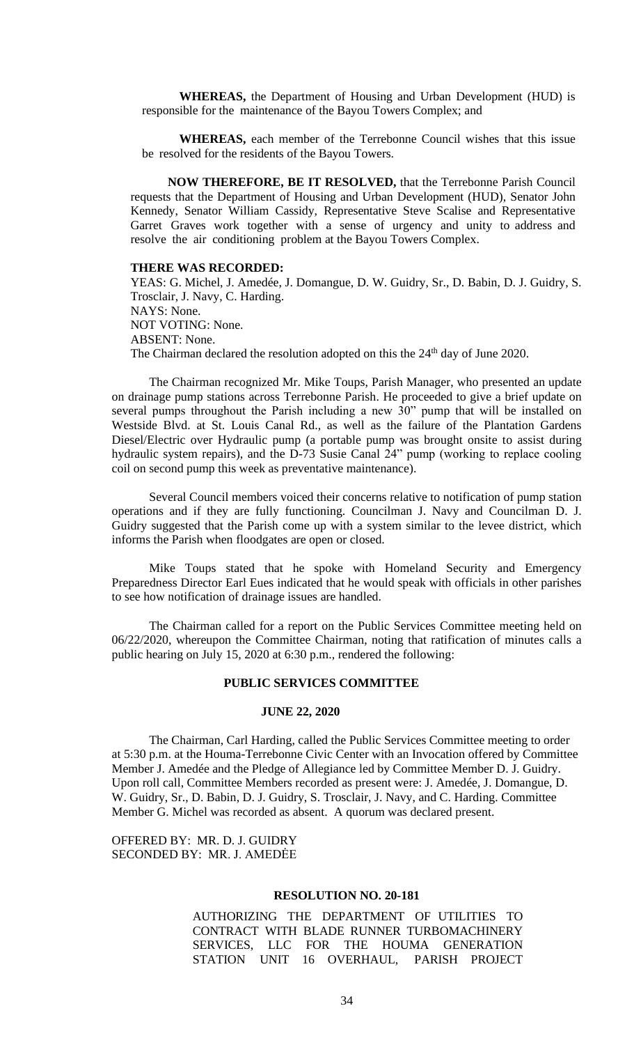**WHEREAS,** the Department of Housing and Urban Development (HUD) is responsible for the maintenance of the Bayou Towers Complex; and

**WHEREAS,** each member of the Terrebonne Council wishes that this issue be resolved for the residents of the Bayou Towers.

**NOW THEREFORE, BE IT RESOLVED,** that the Terrebonne Parish Council requests that the Department of Housing and Urban Development (HUD), Senator John Kennedy, Senator William Cassidy, Representative Steve Scalise and Representative Garret Graves work together with a sense of urgency and unity to address and resolve the air conditioning problem at the Bayou Towers Complex.

**THERE WAS RECORDED:**

YEAS: G. Michel, J. Amedée, J. Domangue, D. W. Guidry, Sr., D. Babin, D. J. Guidry, S. Trosclair, J. Navy, C. Harding.
NAYS: None.
NOT VOTING: None.
ABSENT: None.
The Chairman declared the resolution adopted on this the 24th day of June 2020.

The Chairman recognized Mr. Mike Toups, Parish Manager, who presented an update on drainage pump stations across Terrebonne Parish. He proceeded to give a brief update on several pumps throughout the Parish including a new 30" pump that will be installed on Westside Blvd. at St. Louis Canal Rd., as well as the failure of the Plantation Gardens Diesel/Electric over Hydraulic pump (a portable pump was brought onsite to assist during hydraulic system repairs), and the D-73 Susie Canal 24" pump (working to replace cooling coil on second pump this week as preventative maintenance).

Several Council members voiced their concerns relative to notification of pump station operations and if they are fully functioning. Councilman J. Navy and Councilman D. J. Guidry suggested that the Parish come up with a system similar to the levee district, which informs the Parish when floodgates are open or closed.

Mike Toups stated that he spoke with Homeland Security and Emergency Preparedness Director Earl Eues indicated that he would speak with officials in other parishes to see how notification of drainage issues are handled.

The Chairman called for a report on the Public Services Committee meeting held on 06/22/2020, whereupon the Committee Chairman, noting that ratification of minutes calls a public hearing on July 15, 2020 at 6:30 p.m., rendered the following:

**PUBLIC SERVICES COMMITTEE**

**JUNE 22, 2020**

The Chairman, Carl Harding, called the Public Services Committee meeting to order at 5:30 p.m. at the Houma-Terrebonne Civic Center with an Invocation offered by Committee Member J. Amedée and the Pledge of Allegiance led by Committee Member D. J. Guidry. Upon roll call, Committee Members recorded as present were: J. Amedée, J. Domangue, D. W. Guidry, Sr., D. Babin, D. J. Guidry, S. Trosclair, J. Navy, and C. Harding. Committee Member G. Michel was recorded as absent. A quorum was declared present.

OFFERED BY: MR. D. J. GUIDRY
SECONDED BY: MR. J. AMEDĖE

**RESOLUTION NO. 20-181**

AUTHORIZING THE DEPARTMENT OF UTILITIES TO CONTRACT WITH BLADE RUNNER TURBOMACHINERY SERVICES, LLC FOR THE HOUMA GENERATION STATION UNIT 16 OVERHAUL, PARISH PROJECT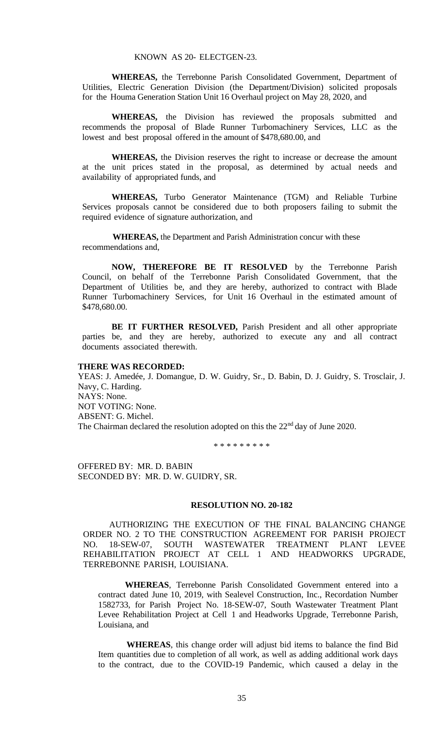KNOWN AS 20- ELECTGEN-23.

**WHEREAS,** the Terrebonne Parish Consolidated Government, Department of Utilities, Electric Generation Division (the Department/Division) solicited proposals for the Houma Generation Station Unit 16 Overhaul project on May 28, 2020, and

**WHEREAS,** the Division has reviewed the proposals submitted and recommends the proposal of Blade Runner Turbomachinery Services, LLC as the lowest and best proposal offered in the amount of $478,680.00, and

**WHEREAS,** the Division reserves the right to increase or decrease the amount at the unit prices stated in the proposal, as determined by actual needs and availability of appropriated funds, and

**WHEREAS,** Turbo Generator Maintenance (TGM) and Reliable Turbine Services proposals cannot be considered due to both proposers failing to submit the required evidence of signature authorization, and

**WHEREAS,** the Department and Parish Administration concur with these recommendations and,

**NOW, THEREFORE BE IT RESOLVED** by the Terrebonne Parish Council, on behalf of the Terrebonne Parish Consolidated Government, that the Department of Utilities be, and they are hereby, authorized to contract with Blade Runner Turbomachinery Services, for Unit 16 Overhaul in the estimated amount of $478,680.00.

**BE IT FURTHER RESOLVED,** Parish President and all other appropriate parties be, and they are hereby, authorized to execute any and all contract documents associated therewith.

**THERE WAS RECORDED:**

YEAS: J. Amedée, J. Domangue, D. W. Guidry, Sr., D. Babin, D. J. Guidry, S. Trosclair, J. Navy, C. Harding.
NAYS: None.
NOT VOTING: None.
ABSENT: G. Michel.
The Chairman declared the resolution adopted on this the 22nd day of June 2020.

\* \* \* \* \* \* \* \* \*

OFFERED BY: MR. D. BABIN
SECONDED BY: MR. D. W. GUIDRY, SR.

**RESOLUTION NO. 20-182**

AUTHORIZING THE EXECUTION OF THE FINAL BALANCING CHANGE ORDER NO. 2 TO THE CONSTRUCTION AGREEMENT FOR PARISH PROJECT NO. 18-SEW-07, SOUTH WASTEWATER TREATMENT PLANT LEVEE REHABILITATION PROJECT AT CELL 1 AND HEADWORKS UPGRADE, TERREBONNE PARISH, LOUISIANA.

**WHEREAS**, Terrebonne Parish Consolidated Government entered into a contract dated June 10, 2019, with Sealevel Construction, Inc., Recordation Number 1582733, for Parish Project No. 18-SEW-07, South Wastewater Treatment Plant Levee Rehabilitation Project at Cell 1 and Headworks Upgrade, Terrebonne Parish, Louisiana, and

**WHEREAS**, this change order will adjust bid items to balance the find Bid Item quantities due to completion of all work, as well as adding additional work days to the contract, due to the COVID-19 Pandemic, which caused a delay in the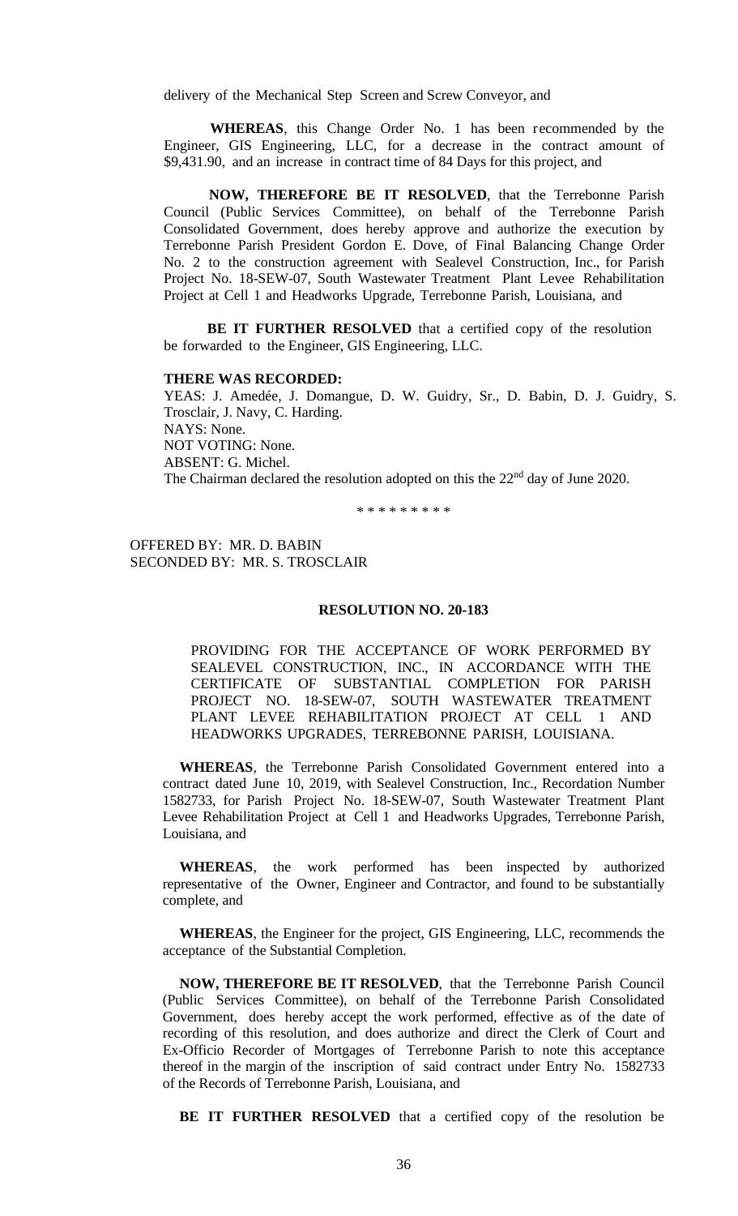delivery of the Mechanical Step Screen and Screw Conveyor, and

**WHEREAS**, this Change Order No. 1 has been recommended by the Engineer, GIS Engineering, LLC, for a decrease in the contract amount of $9,431.90, and an increase in contract time of 84 Days for this project, and

**NOW, THEREFORE BE IT RESOLVED**, that the Terrebonne Parish Council (Public Services Committee), on behalf of the Terrebonne Parish Consolidated Government, does hereby approve and authorize the execution by Terrebonne Parish President Gordon E. Dove, of Final Balancing Change Order No. 2 to the construction agreement with Sealevel Construction, Inc., for Parish Project No. 18-SEW-07, South Wastewater Treatment Plant Levee Rehabilitation Project at Cell 1 and Headworks Upgrade, Terrebonne Parish, Louisiana, and

**BE IT FURTHER RESOLVED** that a certified copy of the resolution be forwarded to the Engineer, GIS Engineering, LLC.

**THERE WAS RECORDED:**

YEAS: J. Amedée, J. Domangue, D. W. Guidry, Sr., D. Babin, D. J. Guidry, S. Trosclair, J. Navy, C. Harding.
NAYS: None.
NOT VOTING: None.
ABSENT: G. Michel.
The Chairman declared the resolution adopted on this the 22nd day of June 2020.

\* \* \* \* \* \* \* \* \*

OFFERED BY: MR. D. BABIN
SECONDED BY: MR. S. TROSCLAIR

**RESOLUTION NO. 20-183**

PROVIDING FOR THE ACCEPTANCE OF WORK PERFORMED BY SEALEVEL CONSTRUCTION, INC., IN ACCORDANCE WITH THE CERTIFICATE OF SUBSTANTIAL COMPLETION FOR PARISH PROJECT NO. 18-SEW-07, SOUTH WASTEWATER TREATMENT PLANT LEVEE REHABILITATION PROJECT AT CELL 1 AND HEADWORKS UPGRADES, TERREBONNE PARISH, LOUISIANA.

**WHEREAS**, the Terrebonne Parish Consolidated Government entered into a contract dated June 10, 2019, with Sealevel Construction, Inc., Recordation Number 1582733, for Parish Project No. 18-SEW-07, South Wastewater Treatment Plant Levee Rehabilitation Project at Cell 1 and Headworks Upgrades, Terrebonne Parish, Louisiana, and

**WHEREAS**, the work performed has been inspected by authorized representative of the Owner, Engineer and Contractor, and found to be substantially complete, and

**WHEREAS**, the Engineer for the project, GIS Engineering, LLC, recommends the acceptance of the Substantial Completion.

**NOW, THEREFORE BE IT RESOLVED**, that the Terrebonne Parish Council (Public Services Committee), on behalf of the Terrebonne Parish Consolidated Government, does hereby accept the work performed, effective as of the date of recording of this resolution, and does authorize and direct the Clerk of Court and Ex-Officio Recorder of Mortgages of Terrebonne Parish to note this acceptance thereof in the margin of the inscription of said contract under Entry No. 1582733 of the Records of Terrebonne Parish, Louisiana, and

**BE IT FURTHER RESOLVED** that a certified copy of the resolution be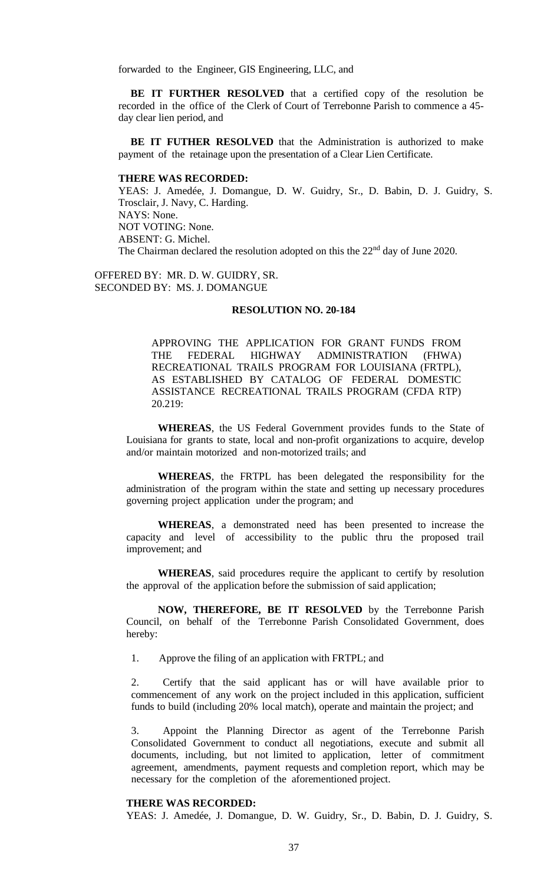forwarded to the Engineer, GIS Engineering, LLC, and

**BE IT FURTHER RESOLVED** that a certified copy of the resolution be recorded in the office of the Clerk of Court of Terrebonne Parish to commence a 45-day clear lien period, and

**BE IT FUTHER RESOLVED** that the Administration is authorized to make payment of the retainage upon the presentation of a Clear Lien Certificate.

**THERE WAS RECORDED:**

YEAS: J. Amedée, J. Domangue, D. W. Guidry, Sr., D. Babin, D. J. Guidry, S. Trosclair, J. Navy, C. Harding.
NAYS: None.
NOT VOTING: None.
ABSENT: G. Michel.
The Chairman declared the resolution adopted on this the 22nd day of June 2020.

OFFERED BY: MR. D. W. GUIDRY, SR.
SECONDED BY: MS. J. DOMANGUE

**RESOLUTION NO. 20-184**

APPROVING THE APPLICATION FOR GRANT FUNDS FROM THE FEDERAL HIGHWAY ADMINISTRATION (FHWA) RECREATIONAL TRAILS PROGRAM FOR LOUISIANA (FRTPL), AS ESTABLISHED BY CATALOG OF FEDERAL DOMESTIC ASSISTANCE RECREATIONAL TRAILS PROGRAM (CFDA RTP) 20.219:

**WHEREAS**, the US Federal Government provides funds to the State of Louisiana for grants to state, local and non-profit organizations to acquire, develop and/or maintain motorized and non-motorized trails; and

**WHEREAS**, the FRTPL has been delegated the responsibility for the administration of the program within the state and setting up necessary procedures governing project application under the program; and

**WHEREAS**, a demonstrated need has been presented to increase the capacity and level of accessibility to the public thru the proposed trail improvement; and

**WHEREAS**, said procedures require the applicant to certify by resolution the approval of the application before the submission of said application;

**NOW, THEREFORE, BE IT RESOLVED** by the Terrebonne Parish Council, on behalf of the Terrebonne Parish Consolidated Government, does hereby:

1. Approve the filing of an application with FRTPL; and

2. Certify that the said applicant has or will have available prior to commencement of any work on the project included in this application, sufficient funds to build (including 20% local match), operate and maintain the project; and

3. Appoint the Planning Director as agent of the Terrebonne Parish Consolidated Government to conduct all negotiations, execute and submit all documents, including, but not limited to application, letter of commitment agreement, amendments, payment requests and completion report, which may be necessary for the completion of the aforementioned project.

**THERE WAS RECORDED:**

YEAS: J. Amedée, J. Domangue, D. W. Guidry, Sr., D. Babin, D. J. Guidry, S.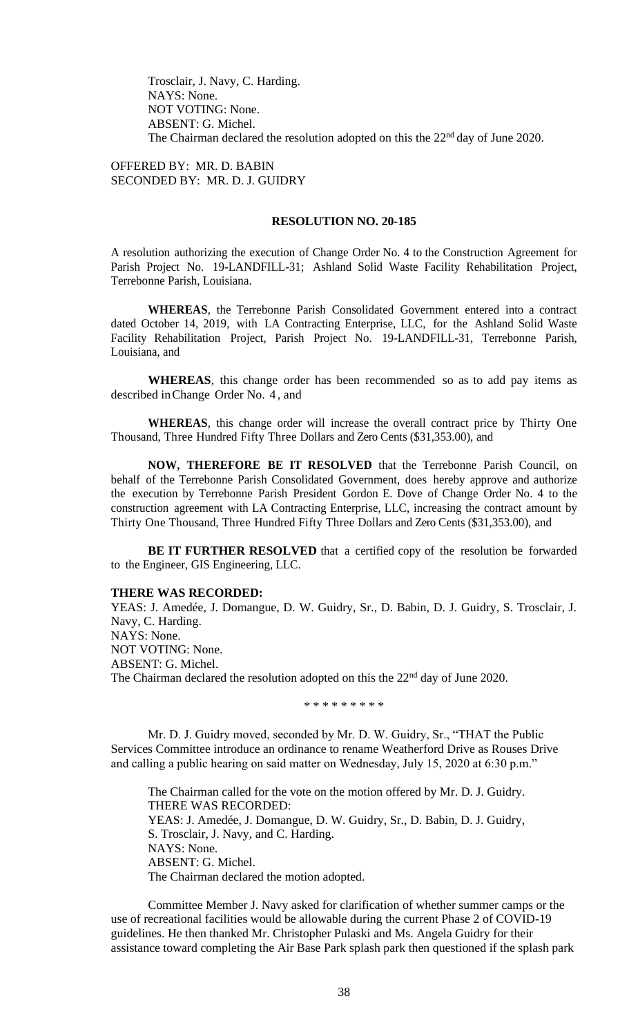Trosclair, J. Navy, C. Harding.
NAYS: None.
NOT VOTING: None.
ABSENT: G. Michel.
The Chairman declared the resolution adopted on this the 22nd day of June 2020.

OFFERED BY: MR. D. BABIN
SECONDED BY: MR. D. J. GUIDRY

**RESOLUTION NO. 20-185**

A resolution authorizing the execution of Change Order No. 4 to the Construction Agreement for Parish Project No. 19-LANDFILL-31; Ashland Solid Waste Facility Rehabilitation Project, Terrebonne Parish, Louisiana.

**WHEREAS**, the Terrebonne Parish Consolidated Government entered into a contract dated October 14, 2019, with LA Contracting Enterprise, LLC, for the Ashland Solid Waste Facility Rehabilitation Project, Parish Project No. 19-LANDFILL-31, Terrebonne Parish, Louisiana, and

**WHEREAS**, this change order has been recommended so as to add pay items as described in Change Order No. 4, and

**WHEREAS**, this change order will increase the overall contract price by Thirty One Thousand, Three Hundred Fifty Three Dollars and Zero Cents ($31,353.00), and

**NOW, THEREFORE BE IT RESOLVED** that the Terrebonne Parish Council, on behalf of the Terrebonne Parish Consolidated Government, does hereby approve and authorize the execution by Terrebonne Parish President Gordon E. Dove of Change Order No. 4 to the construction agreement with LA Contracting Enterprise, LLC, increasing the contract amount by Thirty One Thousand, Three Hundred Fifty Three Dollars and Zero Cents ($31,353.00), and

**BE IT FURTHER RESOLVED** that a certified copy of the resolution be forwarded to the Engineer, GIS Engineering, LLC.

**THERE WAS RECORDED:**
YEAS: J. Amedée, J. Domangue, D. W. Guidry, Sr., D. Babin, D. J. Guidry, S. Trosclair, J. Navy, C. Harding.
NAYS: None.
NOT VOTING: None.
ABSENT: G. Michel.
The Chairman declared the resolution adopted on this the 22nd day of June 2020.

\* \* \* \* \* \* \* \* \*

Mr. D. J. Guidry moved, seconded by Mr. D. W. Guidry, Sr., "THAT the Public Services Committee introduce an ordinance to rename Weatherford Drive as Rouses Drive and calling a public hearing on said matter on Wednesday, July 15, 2020 at 6:30 p.m."

The Chairman called for the vote on the motion offered by Mr. D. J. Guidry.
THERE WAS RECORDED:
YEAS: J. Amedée, J. Domangue, D. W. Guidry, Sr., D. Babin, D. J. Guidry, S. Trosclair, J. Navy, and C. Harding.
NAYS: None.
ABSENT: G. Michel.
The Chairman declared the motion adopted.

Committee Member J. Navy asked for clarification of whether summer camps or the use of recreational facilities would be allowable during the current Phase 2 of COVID-19 guidelines. He then thanked Mr. Christopher Pulaski and Ms. Angela Guidry for their assistance toward completing the Air Base Park splash park then questioned if the splash park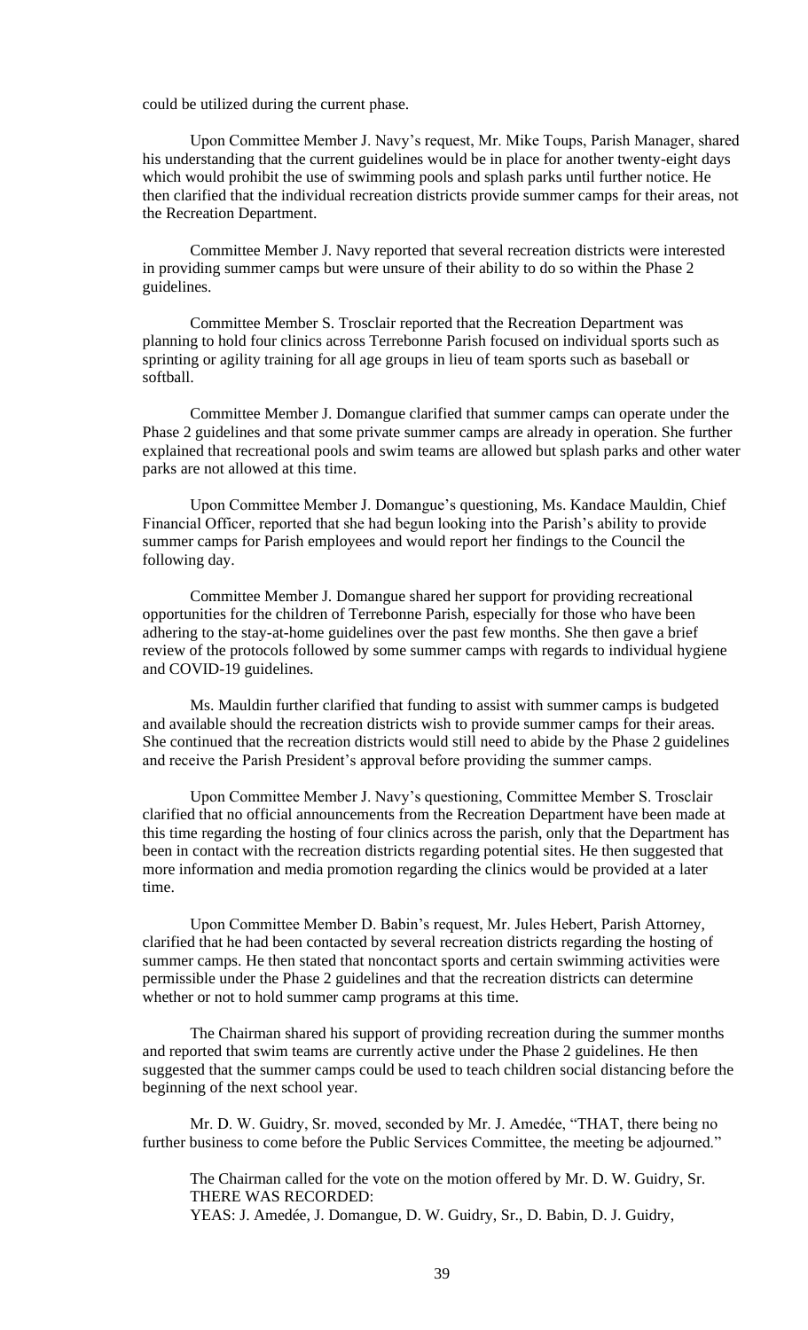could be utilized during the current phase.

Upon Committee Member J. Navy's request, Mr. Mike Toups, Parish Manager, shared his understanding that the current guidelines would be in place for another twenty-eight days which would prohibit the use of swimming pools and splash parks until further notice. He then clarified that the individual recreation districts provide summer camps for their areas, not the Recreation Department.

Committee Member J. Navy reported that several recreation districts were interested in providing summer camps but were unsure of their ability to do so within the Phase 2 guidelines.

Committee Member S. Trosclair reported that the Recreation Department was planning to hold four clinics across Terrebonne Parish focused on individual sports such as sprinting or agility training for all age groups in lieu of team sports such as baseball or softball.

Committee Member J. Domangue clarified that summer camps can operate under the Phase 2 guidelines and that some private summer camps are already in operation. She further explained that recreational pools and swim teams are allowed but splash parks and other water parks are not allowed at this time.

Upon Committee Member J. Domangue's questioning, Ms. Kandace Mauldin, Chief Financial Officer, reported that she had begun looking into the Parish's ability to provide summer camps for Parish employees and would report her findings to the Council the following day.

Committee Member J. Domangue shared her support for providing recreational opportunities for the children of Terrebonne Parish, especially for those who have been adhering to the stay-at-home guidelines over the past few months. She then gave a brief review of the protocols followed by some summer camps with regards to individual hygiene and COVID-19 guidelines.

Ms. Mauldin further clarified that funding to assist with summer camps is budgeted and available should the recreation districts wish to provide summer camps for their areas. She continued that the recreation districts would still need to abide by the Phase 2 guidelines and receive the Parish President's approval before providing the summer camps.

Upon Committee Member J. Navy's questioning, Committee Member S. Trosclair clarified that no official announcements from the Recreation Department have been made at this time regarding the hosting of four clinics across the parish, only that the Department has been in contact with the recreation districts regarding potential sites. He then suggested that more information and media promotion regarding the clinics would be provided at a later time.

Upon Committee Member D. Babin's request, Mr. Jules Hebert, Parish Attorney, clarified that he had been contacted by several recreation districts regarding the hosting of summer camps. He then stated that noncontact sports and certain swimming activities were permissible under the Phase 2 guidelines and that the recreation districts can determine whether or not to hold summer camp programs at this time.

The Chairman shared his support of providing recreation during the summer months and reported that swim teams are currently active under the Phase 2 guidelines. He then suggested that the summer camps could be used to teach children social distancing before the beginning of the next school year.

Mr. D. W. Guidry, Sr. moved, seconded by Mr. J. Amedée, "THAT, there being no further business to come before the Public Services Committee, the meeting be adjourned."

The Chairman called for the vote on the motion offered by Mr. D. W. Guidry, Sr.
THERE WAS RECORDED:
YEAS: J. Amedée, J. Domangue, D. W. Guidry, Sr., D. Babin, D. J. Guidry,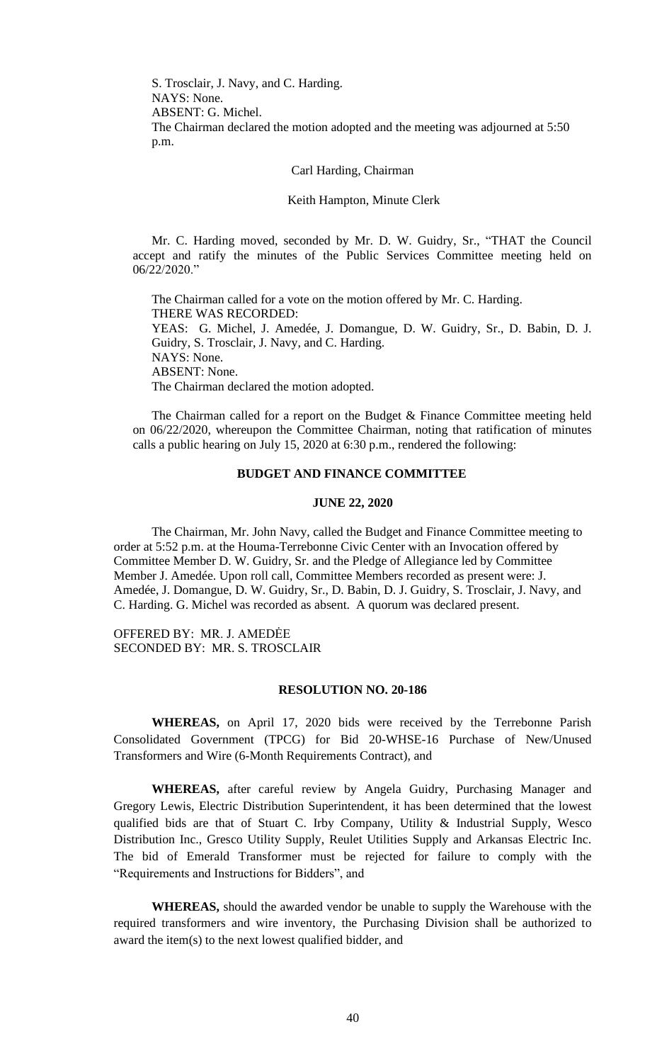S. Trosclair, J. Navy, and C. Harding.
NAYS: None.
ABSENT: G. Michel.
The Chairman declared the motion adopted and the meeting was adjourned at 5:50 p.m.

Carl Harding, Chairman

Keith Hampton, Minute Clerk

Mr. C. Harding moved, seconded by Mr. D. W. Guidry, Sr., "THAT the Council accept and ratify the minutes of the Public Services Committee meeting held on 06/22/2020."

The Chairman called for a vote on the motion offered by Mr. C. Harding.
THERE WAS RECORDED:
YEAS: G. Michel, J. Amedée, J. Domangue, D. W. Guidry, Sr., D. Babin, D. J. Guidry, S. Trosclair, J. Navy, and C. Harding.
NAYS: None.
ABSENT: None.
The Chairman declared the motion adopted.

The Chairman called for a report on the Budget & Finance Committee meeting held on 06/22/2020, whereupon the Committee Chairman, noting that ratification of minutes calls a public hearing on July 15, 2020 at 6:30 p.m., rendered the following:

**BUDGET AND FINANCE COMMITTEE**

**JUNE 22, 2020**

The Chairman, Mr. John Navy, called the Budget and Finance Committee meeting to order at 5:52 p.m. at the Houma-Terrebonne Civic Center with an Invocation offered by Committee Member D. W. Guidry, Sr. and the Pledge of Allegiance led by Committee Member J. Amedée. Upon roll call, Committee Members recorded as present were: J. Amedée, J. Domangue, D. W. Guidry, Sr., D. Babin, D. J. Guidry, S. Trosclair, J. Navy, and C. Harding. G. Michel was recorded as absent. A quorum was declared present.

OFFERED BY: MR. J. AMEDĖE
SECONDED BY: MR. S. TROSCLAIR

**RESOLUTION NO. 20-186**

**WHEREAS,** on April 17, 2020 bids were received by the Terrebonne Parish Consolidated Government (TPCG) for Bid 20-WHSE-16 Purchase of New/Unused Transformers and Wire (6-Month Requirements Contract), and

**WHEREAS,** after careful review by Angela Guidry, Purchasing Manager and Gregory Lewis, Electric Distribution Superintendent, it has been determined that the lowest qualified bids are that of Stuart C. Irby Company, Utility & Industrial Supply, Wesco Distribution Inc., Gresco Utility Supply, Reulet Utilities Supply and Arkansas Electric Inc. The bid of Emerald Transformer must be rejected for failure to comply with the "Requirements and Instructions for Bidders", and

**WHEREAS,** should the awarded vendor be unable to supply the Warehouse with the required transformers and wire inventory, the Purchasing Division shall be authorized to award the item(s) to the next lowest qualified bidder, and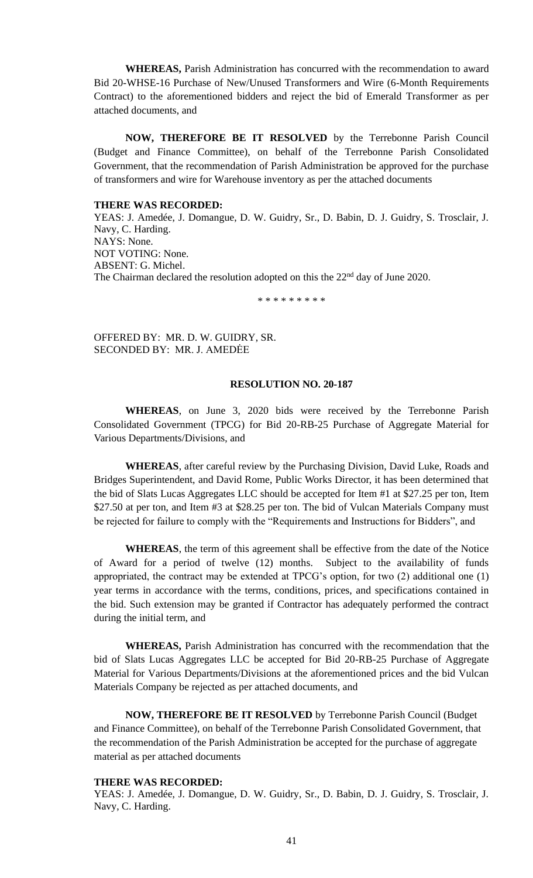**WHEREAS,** Parish Administration has concurred with the recommendation to award Bid 20-WHSE-16 Purchase of New/Unused Transformers and Wire (6-Month Requirements Contract) to the aforementioned bidders and reject the bid of Emerald Transformer as per attached documents, and

**NOW, THEREFORE BE IT RESOLVED** by the Terrebonne Parish Council (Budget and Finance Committee), on behalf of the Terrebonne Parish Consolidated Government, that the recommendation of Parish Administration be approved for the purchase of transformers and wire for Warehouse inventory as per the attached documents

**THERE WAS RECORDED:**
YEAS: J. Amedée, J. Domangue, D. W. Guidry, Sr., D. Babin, D. J. Guidry, S. Trosclair, J. Navy, C. Harding.
NAYS: None.
NOT VOTING: None.
ABSENT: G. Michel.
The Chairman declared the resolution adopted on this the 22nd day of June 2020.

\* \* \* \* \* \* \* \* \*

OFFERED BY: MR. D. W. GUIDRY, SR.
SECONDED BY: MR. J. AMEDĖE

**RESOLUTION NO. 20-187**

**WHEREAS**, on June 3, 2020 bids were received by the Terrebonne Parish Consolidated Government (TPCG) for Bid 20-RB-25 Purchase of Aggregate Material for Various Departments/Divisions, and

**WHEREAS**, after careful review by the Purchasing Division, David Luke, Roads and Bridges Superintendent, and David Rome, Public Works Director, it has been determined that the bid of Slats Lucas Aggregates LLC should be accepted for Item #1 at $27.25 per ton, Item $27.50 at per ton, and Item #3 at $28.25 per ton. The bid of Vulcan Materials Company must be rejected for failure to comply with the "Requirements and Instructions for Bidders", and

**WHEREAS**, the term of this agreement shall be effective from the date of the Notice of Award for a period of twelve (12) months. Subject to the availability of funds appropriated, the contract may be extended at TPCG's option, for two (2) additional one (1) year terms in accordance with the terms, conditions, prices, and specifications contained in the bid. Such extension may be granted if Contractor has adequately performed the contract during the initial term, and

**WHEREAS,** Parish Administration has concurred with the recommendation that the bid of Slats Lucas Aggregates LLC be accepted for Bid 20-RB-25 Purchase of Aggregate Material for Various Departments/Divisions at the aforementioned prices and the bid Vulcan Materials Company be rejected as per attached documents, and

**NOW, THEREFORE BE IT RESOLVED** by Terrebonne Parish Council (Budget and Finance Committee), on behalf of the Terrebonne Parish Consolidated Government, that the recommendation of the Parish Administration be accepted for the purchase of aggregate material as per attached documents

**THERE WAS RECORDED:**
YEAS: J. Amedée, J. Domangue, D. W. Guidry, Sr., D. Babin, D. J. Guidry, S. Trosclair, J. Navy, C. Harding.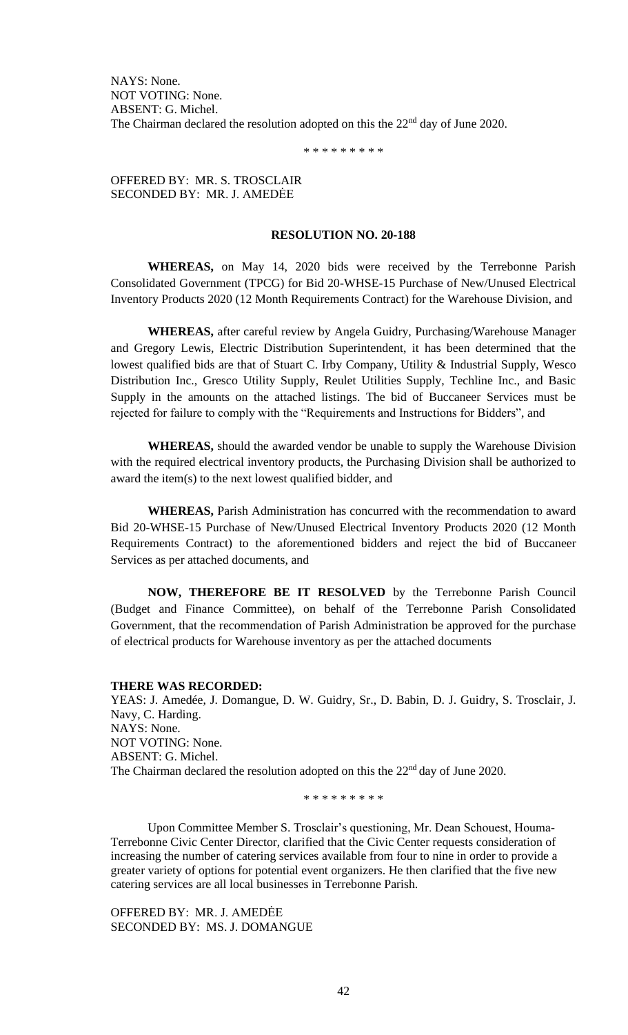NAYS: None.
NOT VOTING: None.
ABSENT: G. Michel.
The Chairman declared the resolution adopted on this the 22nd day of June 2020.

\* \* \* \* \* \* \* \* \*

OFFERED BY: MR. S. TROSCLAIR
SECONDED BY: MR. J. AMEDĖE

**RESOLUTION NO. 20-188**

**WHEREAS,** on May 14, 2020 bids were received by the Terrebonne Parish Consolidated Government (TPCG) for Bid 20-WHSE-15 Purchase of New/Unused Electrical Inventory Products 2020 (12 Month Requirements Contract) for the Warehouse Division, and

**WHEREAS,** after careful review by Angela Guidry, Purchasing/Warehouse Manager and Gregory Lewis, Electric Distribution Superintendent, it has been determined that the lowest qualified bids are that of Stuart C. Irby Company, Utility & Industrial Supply, Wesco Distribution Inc., Gresco Utility Supply, Reulet Utilities Supply, Techline Inc., and Basic Supply in the amounts on the attached listings. The bid of Buccaneer Services must be rejected for failure to comply with the "Requirements and Instructions for Bidders", and

**WHEREAS,** should the awarded vendor be unable to supply the Warehouse Division with the required electrical inventory products, the Purchasing Division shall be authorized to award the item(s) to the next lowest qualified bidder, and

**WHEREAS,** Parish Administration has concurred with the recommendation to award Bid 20-WHSE-15 Purchase of New/Unused Electrical Inventory Products 2020 (12 Month Requirements Contract) to the aforementioned bidders and reject the bid of Buccaneer Services as per attached documents, and

**NOW, THEREFORE BE IT RESOLVED** by the Terrebonne Parish Council (Budget and Finance Committee), on behalf of the Terrebonne Parish Consolidated Government, that the recommendation of Parish Administration be approved for the purchase of electrical products for Warehouse inventory as per the attached documents

**THERE WAS RECORDED:**
YEAS: J. Amedée, J. Domangue, D. W. Guidry, Sr., D. Babin, D. J. Guidry, S. Trosclair, J. Navy, C. Harding.
NAYS: None.
NOT VOTING: None.
ABSENT: G. Michel.
The Chairman declared the resolution adopted on this the 22nd day of June 2020.

\* \* \* \* \* \* \* \* \*

Upon Committee Member S. Trosclair's questioning, Mr. Dean Schouest, Houma-Terrebonne Civic Center Director, clarified that the Civic Center requests consideration of increasing the number of catering services available from four to nine in order to provide a greater variety of options for potential event organizers. He then clarified that the five new catering services are all local businesses in Terrebonne Parish.

OFFERED BY: MR. J. AMEDĖE
SECONDED BY: MS. J. DOMANGUE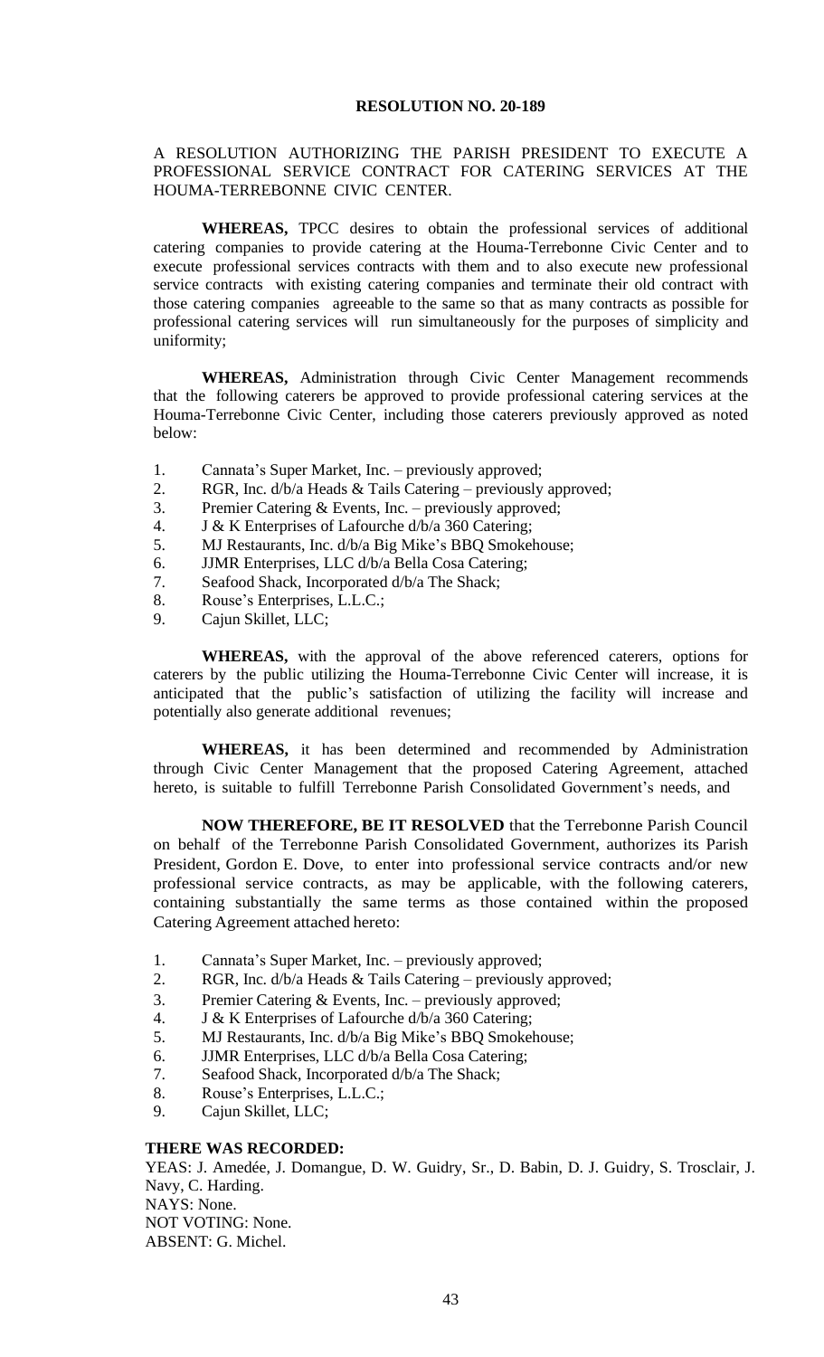**RESOLUTION NO. 20-189**

A RESOLUTION AUTHORIZING THE PARISH PRESIDENT TO EXECUTE A PROFESSIONAL SERVICE CONTRACT FOR CATERING SERVICES AT THE HOUMA-TERREBONNE CIVIC CENTER.

**WHEREAS,** TPCC desires to obtain the professional services of additional catering companies to provide catering at the Houma-Terrebonne Civic Center and to execute professional services contracts with them and to also execute new professional service contracts with existing catering companies and terminate their old contract with those catering companies agreeable to the same so that as many contracts as possible for professional catering services will run simultaneously for the purposes of simplicity and uniformity;

**WHEREAS,** Administration through Civic Center Management recommends that the following caterers be approved to provide professional catering services at the Houma-Terrebonne Civic Center, including those caterers previously approved as noted below:

1. Cannata's Super Market, Inc. – previously approved;
2. RGR, Inc. d/b/a Heads & Tails Catering – previously approved;
3. Premier Catering & Events, Inc. – previously approved;
4. J & K Enterprises of Lafourche d/b/a 360 Catering;
5. MJ Restaurants, Inc. d/b/a Big Mike's BBQ Smokehouse;
6. JJMR Enterprises, LLC d/b/a Bella Cosa Catering;
7. Seafood Shack, Incorporated d/b/a The Shack;
8. Rouse's Enterprises, L.L.C.;
9. Cajun Skillet, LLC;

**WHEREAS,** with the approval of the above referenced caterers, options for caterers by the public utilizing the Houma-Terrebonne Civic Center will increase, it is anticipated that the public's satisfaction of utilizing the facility will increase and potentially also generate additional revenues;

**WHEREAS,** it has been determined and recommended by Administration through Civic Center Management that the proposed Catering Agreement, attached hereto, is suitable to fulfill Terrebonne Parish Consolidated Government's needs, and

**NOW THEREFORE, BE IT RESOLVED** that the Terrebonne Parish Council on behalf of the Terrebonne Parish Consolidated Government, authorizes its Parish President, Gordon E. Dove, to enter into professional service contracts and/or new professional service contracts, as may be applicable, with the following caterers, containing substantially the same terms as those contained within the proposed Catering Agreement attached hereto:

1. Cannata's Super Market, Inc. – previously approved;
2. RGR, Inc. d/b/a Heads & Tails Catering – previously approved;
3. Premier Catering & Events, Inc. – previously approved;
4. J & K Enterprises of Lafourche d/b/a 360 Catering;
5. MJ Restaurants, Inc. d/b/a Big Mike's BBQ Smokehouse;
6. JJMR Enterprises, LLC d/b/a Bella Cosa Catering;
7. Seafood Shack, Incorporated d/b/a The Shack;
8. Rouse's Enterprises, L.L.C.;
9. Cajun Skillet, LLC;

**THERE WAS RECORDED:**

YEAS: J. Amedée, J. Domangue, D. W. Guidry, Sr., D. Babin, D. J. Guidry, S. Trosclair, J. Navy, C. Harding.
NAYS: None.
NOT VOTING: None.
ABSENT: G. Michel.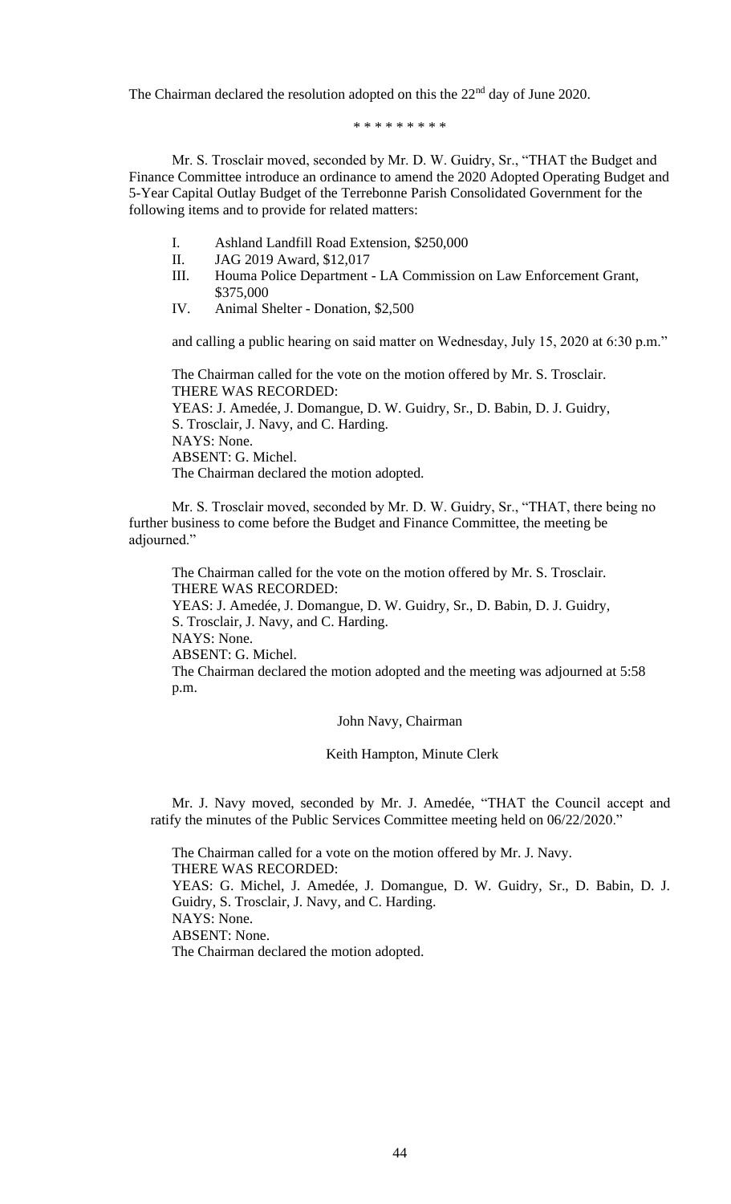The Chairman declared the resolution adopted on this the 22nd day of June 2020.

\* \* \* \* \* \* \* \* \*

Mr. S. Trosclair moved, seconded by Mr. D. W. Guidry, Sr., "THAT the Budget and Finance Committee introduce an ordinance to amend the 2020 Adopted Operating Budget and 5-Year Capital Outlay Budget of the Terrebonne Parish Consolidated Government for the following items and to provide for related matters:

I. Ashland Landfill Road Extension, $250,000
II. JAG 2019 Award, $12,017
III. Houma Police Department - LA Commission on Law Enforcement Grant, $375,000
IV. Animal Shelter - Donation, $2,500

and calling a public hearing on said matter on Wednesday, July 15, 2020 at 6:30 p.m."

The Chairman called for the vote on the motion offered by Mr. S. Trosclair.
THERE WAS RECORDED:
YEAS: J. Amedée, J. Domangue, D. W. Guidry, Sr., D. Babin, D. J. Guidry, S. Trosclair, J. Navy, and C. Harding.
NAYS: None.
ABSENT: G. Michel.
The Chairman declared the motion adopted.

Mr. S. Trosclair moved, seconded by Mr. D. W. Guidry, Sr., "THAT, there being no further business to come before the Budget and Finance Committee, the meeting be adjourned."

The Chairman called for the vote on the motion offered by Mr. S. Trosclair.
THERE WAS RECORDED:
YEAS: J. Amedée, J. Domangue, D. W. Guidry, Sr., D. Babin, D. J. Guidry, S. Trosclair, J. Navy, and C. Harding.
NAYS: None.
ABSENT: G. Michel.
The Chairman declared the motion adopted and the meeting was adjourned at 5:58 p.m.

John Navy, Chairman

Keith Hampton, Minute Clerk

Mr. J. Navy moved, seconded by Mr. J. Amedée, "THAT the Council accept and ratify the minutes of the Public Services Committee meeting held on 06/22/2020."

The Chairman called for a vote on the motion offered by Mr. J. Navy.
THERE WAS RECORDED:
YEAS: G. Michel, J. Amedée, J. Domangue, D. W. Guidry, Sr., D. Babin, D. J. Guidry, S. Trosclair, J. Navy, and C. Harding.
NAYS: None.
ABSENT: None.
The Chairman declared the motion adopted.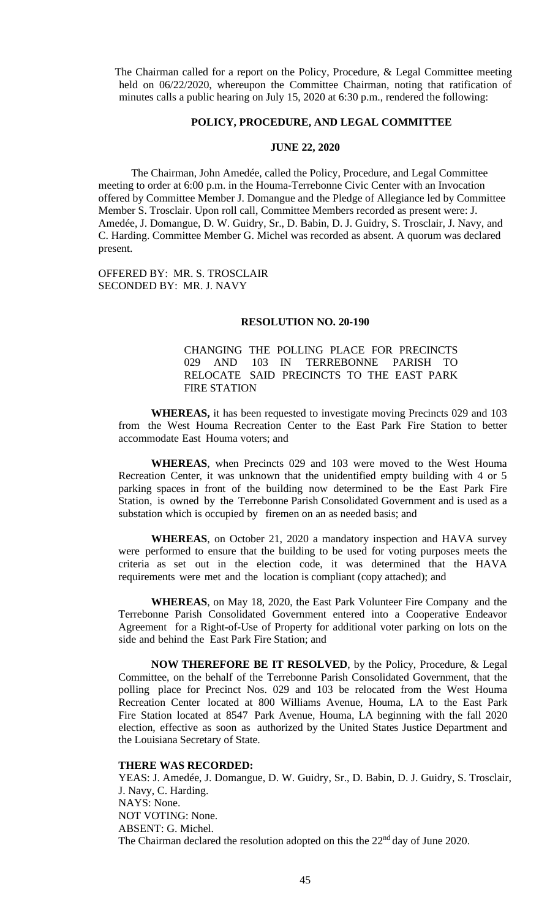The Chairman called for a report on the Policy, Procedure, & Legal Committee meeting held on 06/22/2020, whereupon the Committee Chairman, noting that ratification of minutes calls a public hearing on July 15, 2020 at 6:30 p.m., rendered the following:

## POLICY, PROCEDURE, AND LEGAL COMMITTEE

## JUNE 22, 2020

The Chairman, John Amedée, called the Policy, Procedure, and Legal Committee meeting to order at 6:00 p.m. in the Houma-Terrebonne Civic Center with an Invocation offered by Committee Member J. Domangue and the Pledge of Allegiance led by Committee Member S. Trosclair. Upon roll call, Committee Members recorded as present were: J. Amedée, J. Domangue, D. W. Guidry, Sr., D. Babin, D. J. Guidry, S. Trosclair, J. Navy, and C. Harding. Committee Member G. Michel was recorded as absent. A quorum was declared present.

OFFERED BY: MR. S. TROSCLAIR
SECONDED BY: MR. J. NAVY

### RESOLUTION NO. 20-190

CHANGING THE POLLING PLACE FOR PRECINCTS 029 AND 103 IN TERREBONNE PARISH TO RELOCATE SAID PRECINCTS TO THE EAST PARK FIRE STATION

**WHEREAS,** it has been requested to investigate moving Precincts 029 and 103 from the West Houma Recreation Center to the East Park Fire Station to better accommodate East Houma voters; and

**WHEREAS**, when Precincts 029 and 103 were moved to the West Houma Recreation Center, it was unknown that the unidentified empty building with 4 or 5 parking spaces in front of the building now determined to be the East Park Fire Station, is owned by the Terrebonne Parish Consolidated Government and is used as a substation which is occupied by firemen on an as needed basis; and

**WHEREAS**, on October 21, 2020 a mandatory inspection and HAVA survey were performed to ensure that the building to be used for voting purposes meets the criteria as set out in the election code, it was determined that the HAVA requirements were met and the location is compliant (copy attached); and

**WHEREAS**, on May 18, 2020, the East Park Volunteer Fire Company and the Terrebonne Parish Consolidated Government entered into a Cooperative Endeavor Agreement for a Right-of-Use of Property for additional voter parking on lots on the side and behind the East Park Fire Station; and

**NOW THEREFORE BE IT RESOLVED**, by the Policy, Procedure, & Legal Committee, on the behalf of the Terrebonne Parish Consolidated Government, that the polling place for Precinct Nos. 029 and 103 be relocated from the West Houma Recreation Center located at 800 Williams Avenue, Houma, LA to the East Park Fire Station located at 8547 Park Avenue, Houma, LA beginning with the fall 2020 election, effective as soon as authorized by the United States Justice Department and the Louisiana Secretary of State.

**THERE WAS RECORDED:**
YEAS: J. Amedée, J. Domangue, D. W. Guidry, Sr., D. Babin, D. J. Guidry, S. Trosclair, J. Navy, C. Harding.
NAYS: None.
NOT VOTING: None.
ABSENT: G. Michel.
The Chairman declared the resolution adopted on this the 22nd day of June 2020.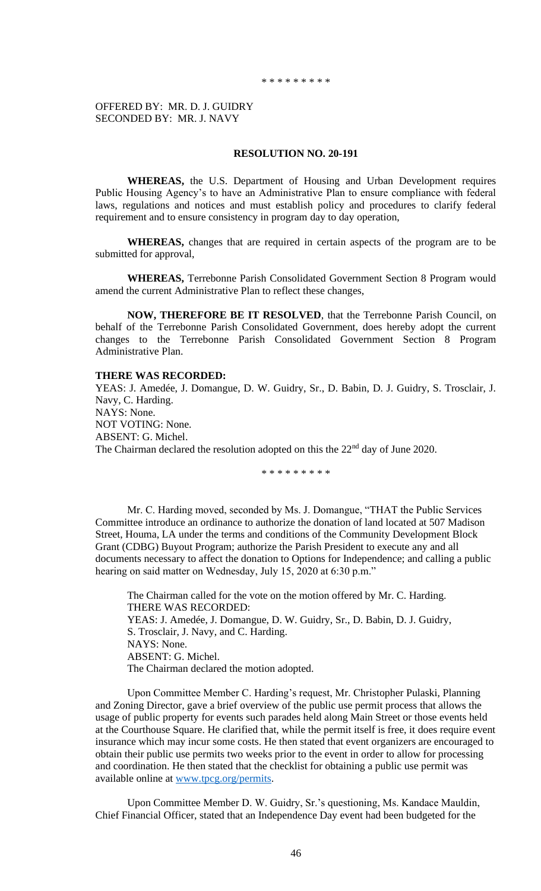\* \* \* \* \* \* \* \* \*

OFFERED BY: MR. D. J. GUIDRY
SECONDED BY: MR. J. NAVY

**RESOLUTION NO. 20-191**

**WHEREAS,** the U.S. Department of Housing and Urban Development requires Public Housing Agency's to have an Administrative Plan to ensure compliance with federal laws, regulations and notices and must establish policy and procedures to clarify federal requirement and to ensure consistency in program day to day operation,

**WHEREAS,** changes that are required in certain aspects of the program are to be submitted for approval,

**WHEREAS,** Terrebonne Parish Consolidated Government Section 8 Program would amend the current Administrative Plan to reflect these changes,

**NOW, THEREFORE BE IT RESOLVED**, that the Terrebonne Parish Council, on behalf of the Terrebonne Parish Consolidated Government, does hereby adopt the current changes to the Terrebonne Parish Consolidated Government Section 8 Program Administrative Plan.

**THERE WAS RECORDED:**
YEAS: J. Amedée, J. Domangue, D. W. Guidry, Sr., D. Babin, D. J. Guidry, S. Trosclair, J. Navy, C. Harding.
NAYS: None.
NOT VOTING: None.
ABSENT: G. Michel.
The Chairman declared the resolution adopted on this the 22nd day of June 2020.

\* \* \* \* \* \* \* \* \*

Mr. C. Harding moved, seconded by Ms. J. Domangue, "THAT the Public Services Committee introduce an ordinance to authorize the donation of land located at 507 Madison Street, Houma, LA under the terms and conditions of the Community Development Block Grant (CDBG) Buyout Program; authorize the Parish President to execute any and all documents necessary to affect the donation to Options for Independence; and calling a public hearing on said matter on Wednesday, July 15, 2020 at 6:30 p.m."

The Chairman called for the vote on the motion offered by Mr. C. Harding.
THERE WAS RECORDED:
YEAS: J. Amedée, J. Domangue, D. W. Guidry, Sr., D. Babin, D. J. Guidry, S. Trosclair, J. Navy, and C. Harding.
NAYS: None.
ABSENT: G. Michel.
The Chairman declared the motion adopted.

Upon Committee Member C. Harding's request, Mr. Christopher Pulaski, Planning and Zoning Director, gave a brief overview of the public use permit process that allows the usage of public property for events such parades held along Main Street or those events held at the Courthouse Square. He clarified that, while the permit itself is free, it does require event insurance which may incur some costs. He then stated that event organizers are encouraged to obtain their public use permits two weeks prior to the event in order to allow for processing and coordination. He then stated that the checklist for obtaining a public use permit was available online at www.tpcg.org/permits.

Upon Committee Member D. W. Guidry, Sr.'s questioning, Ms. Kandace Mauldin, Chief Financial Officer, stated that an Independence Day event had been budgeted for the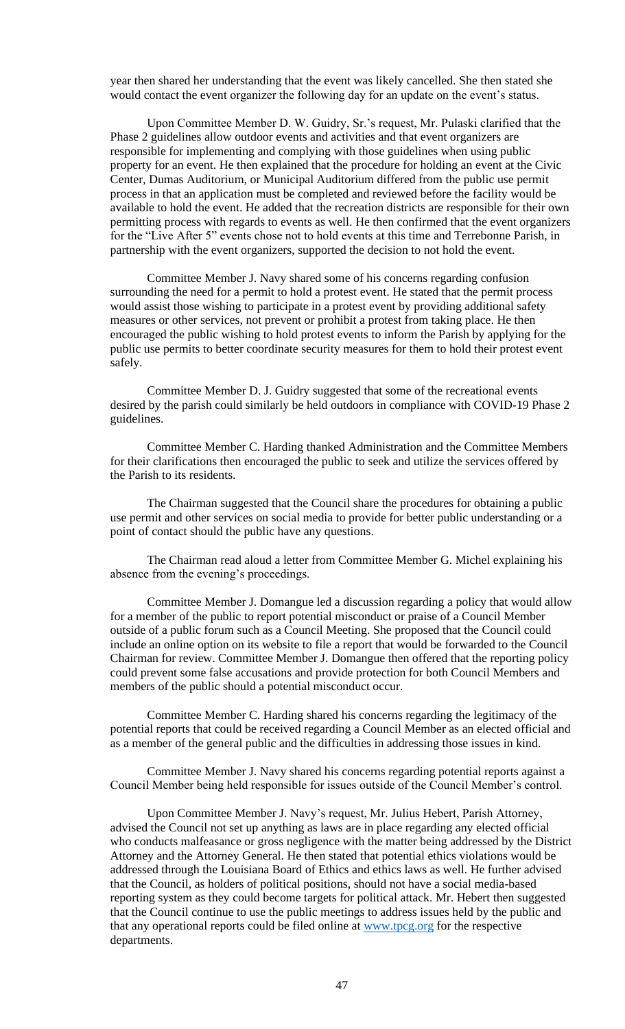year then shared her understanding that the event was likely cancelled. She then stated she would contact the event organizer the following day for an update on the event's status.

Upon Committee Member D. W. Guidry, Sr.'s request, Mr. Pulaski clarified that the Phase 2 guidelines allow outdoor events and activities and that event organizers are responsible for implementing and complying with those guidelines when using public property for an event. He then explained that the procedure for holding an event at the Civic Center, Dumas Auditorium, or Municipal Auditorium differed from the public use permit process in that an application must be completed and reviewed before the facility would be available to hold the event. He added that the recreation districts are responsible for their own permitting process with regards to events as well. He then confirmed that the event organizers for the "Live After 5" events chose not to hold events at this time and Terrebonne Parish, in partnership with the event organizers, supported the decision to not hold the event.

Committee Member J. Navy shared some of his concerns regarding confusion surrounding the need for a permit to hold a protest event. He stated that the permit process would assist those wishing to participate in a protest event by providing additional safety measures or other services, not prevent or prohibit a protest from taking place. He then encouraged the public wishing to hold protest events to inform the Parish by applying for the public use permits to better coordinate security measures for them to hold their protest event safely.

Committee Member D. J. Guidry suggested that some of the recreational events desired by the parish could similarly be held outdoors in compliance with COVID-19 Phase 2 guidelines.

Committee Member C. Harding thanked Administration and the Committee Members for their clarifications then encouraged the public to seek and utilize the services offered by the Parish to its residents.

The Chairman suggested that the Council share the procedures for obtaining a public use permit and other services on social media to provide for better public understanding or a point of contact should the public have any questions.

The Chairman read aloud a letter from Committee Member G. Michel explaining his absence from the evening's proceedings.

Committee Member J. Domangue led a discussion regarding a policy that would allow for a member of the public to report potential misconduct or praise of a Council Member outside of a public forum such as a Council Meeting. She proposed that the Council could include an online option on its website to file a report that would be forwarded to the Council Chairman for review. Committee Member J. Domangue then offered that the reporting policy could prevent some false accusations and provide protection for both Council Members and members of the public should a potential misconduct occur.

Committee Member C. Harding shared his concerns regarding the legitimacy of the potential reports that could be received regarding a Council Member as an elected official and as a member of the general public and the difficulties in addressing those issues in kind.

Committee Member J. Navy shared his concerns regarding potential reports against a Council Member being held responsible for issues outside of the Council Member's control.

Upon Committee Member J. Navy's request, Mr. Julius Hebert, Parish Attorney, advised the Council not set up anything as laws are in place regarding any elected official who conducts malfeasance or gross negligence with the matter being addressed by the District Attorney and the Attorney General. He then stated that potential ethics violations would be addressed through the Louisiana Board of Ethics and ethics laws as well. He further advised that the Council, as holders of political positions, should not have a social media-based reporting system as they could become targets for political attack. Mr. Hebert then suggested that the Council continue to use the public meetings to address issues held by the public and that any operational reports could be filed online at www.tpcg.org for the respective departments.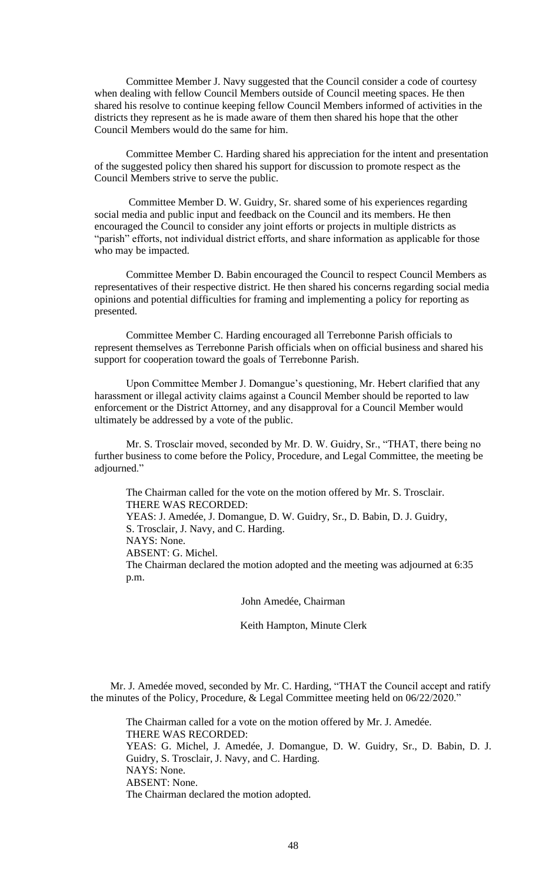Committee Member J. Navy suggested that the Council consider a code of courtesy when dealing with fellow Council Members outside of Council meeting spaces. He then shared his resolve to continue keeping fellow Council Members informed of activities in the districts they represent as he is made aware of them then shared his hope that the other Council Members would do the same for him.

Committee Member C. Harding shared his appreciation for the intent and presentation of the suggested policy then shared his support for discussion to promote respect as the Council Members strive to serve the public.

Committee Member D. W. Guidry, Sr. shared some of his experiences regarding social media and public input and feedback on the Council and its members. He then encouraged the Council to consider any joint efforts or projects in multiple districts as "parish" efforts, not individual district efforts, and share information as applicable for those who may be impacted.

Committee Member D. Babin encouraged the Council to respect Council Members as representatives of their respective district. He then shared his concerns regarding social media opinions and potential difficulties for framing and implementing a policy for reporting as presented.

Committee Member C. Harding encouraged all Terrebonne Parish officials to represent themselves as Terrebonne Parish officials when on official business and shared his support for cooperation toward the goals of Terrebonne Parish.

Upon Committee Member J. Domangue's questioning, Mr. Hebert clarified that any harassment or illegal activity claims against a Council Member should be reported to law enforcement or the District Attorney, and any disapproval for a Council Member would ultimately be addressed by a vote of the public.

Mr. S. Trosclair moved, seconded by Mr. D. W. Guidry, Sr., "THAT, there being no further business to come before the Policy, Procedure, and Legal Committee, the meeting be adjourned."

The Chairman called for the vote on the motion offered by Mr. S. Trosclair.
THERE WAS RECORDED:
YEAS: J. Amedée, J. Domangue, D. W. Guidry, Sr., D. Babin, D. J. Guidry, S. Trosclair, J. Navy, and C. Harding.
NAYS: None.
ABSENT: G. Michel.
The Chairman declared the motion adopted and the meeting was adjourned at 6:35 p.m.

John Amedée, Chairman

Keith Hampton, Minute Clerk

Mr. J. Amedée moved, seconded by Mr. C. Harding, "THAT the Council accept and ratify the minutes of the Policy, Procedure, & Legal Committee meeting held on 06/22/2020."

The Chairman called for a vote on the motion offered by Mr. J. Amedée.
THERE WAS RECORDED:
YEAS: G. Michel, J. Amedée, J. Domangue, D. W. Guidry, Sr., D. Babin, D. J. Guidry, S. Trosclair, J. Navy, and C. Harding.
NAYS: None.
ABSENT: None.
The Chairman declared the motion adopted.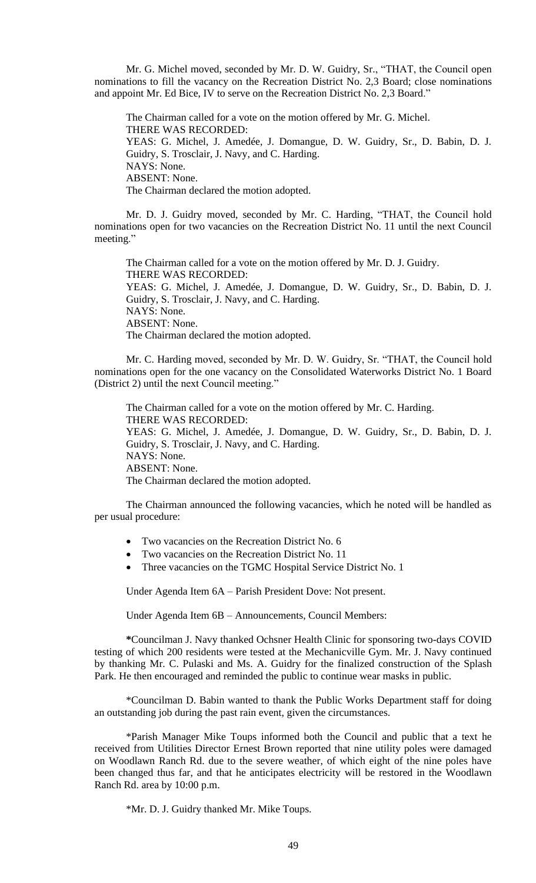Mr. G. Michel moved, seconded by Mr. D. W. Guidry, Sr., "THAT, the Council open nominations to fill the vacancy on the Recreation District No. 2,3 Board; close nominations and appoint Mr. Ed Bice, IV to serve on the Recreation District No. 2,3 Board."

The Chairman called for a vote on the motion offered by Mr. G. Michel.
THERE WAS RECORDED:
YEAS: G. Michel, J. Amedée, J. Domangue, D. W. Guidry, Sr., D. Babin, D. J. Guidry, S. Trosclair, J. Navy, and C. Harding.
NAYS: None.
ABSENT: None.
The Chairman declared the motion adopted.

Mr. D. J. Guidry moved, seconded by Mr. C. Harding, "THAT, the Council hold nominations open for two vacancies on the Recreation District No. 11 until the next Council meeting."

The Chairman called for a vote on the motion offered by Mr. D. J. Guidry.
THERE WAS RECORDED:
YEAS: G. Michel, J. Amedée, J. Domangue, D. W. Guidry, Sr., D. Babin, D. J. Guidry, S. Trosclair, J. Navy, and C. Harding.
NAYS: None.
ABSENT: None.
The Chairman declared the motion adopted.

Mr. C. Harding moved, seconded by Mr. D. W. Guidry, Sr. "THAT, the Council hold nominations open for the one vacancy on the Consolidated Waterworks District No. 1 Board (District 2) until the next Council meeting."

The Chairman called for a vote on the motion offered by Mr. C. Harding.
THERE WAS RECORDED:
YEAS: G. Michel, J. Amedée, J. Domangue, D. W. Guidry, Sr., D. Babin, D. J. Guidry, S. Trosclair, J. Navy, and C. Harding.
NAYS: None.
ABSENT: None.
The Chairman declared the motion adopted.

The Chairman announced the following vacancies, which he noted will be handled as per usual procedure:

- Two vacancies on the Recreation District No. 6
- Two vacancies on the Recreation District No. 11
- Three vacancies on the TGMC Hospital Service District No. 1

Under Agenda Item 6A – Parish President Dove: Not present.

Under Agenda Item 6B – Announcements, Council Members:

*Councilman J. Navy thanked Ochsner Health Clinic for sponsoring two-days COVID testing of which 200 residents were tested at the Mechanicville Gym. Mr. J. Navy continued by thanking Mr. C. Pulaski and Ms. A. Guidry for the finalized construction of the Splash Park. He then encouraged and reminded the public to continue wear masks in public.

*Councilman D. Babin wanted to thank the Public Works Department staff for doing an outstanding job during the past rain event, given the circumstances.

*Parish Manager Mike Toups informed both the Council and public that a text he received from Utilities Director Ernest Brown reported that nine utility poles were damaged on Woodlawn Ranch Rd. due to the severe weather, of which eight of the nine poles have been changed thus far, and that he anticipates electricity will be restored in the Woodlawn Ranch Rd. area by 10:00 p.m.

*Mr. D. J. Guidry thanked Mr. Mike Toups.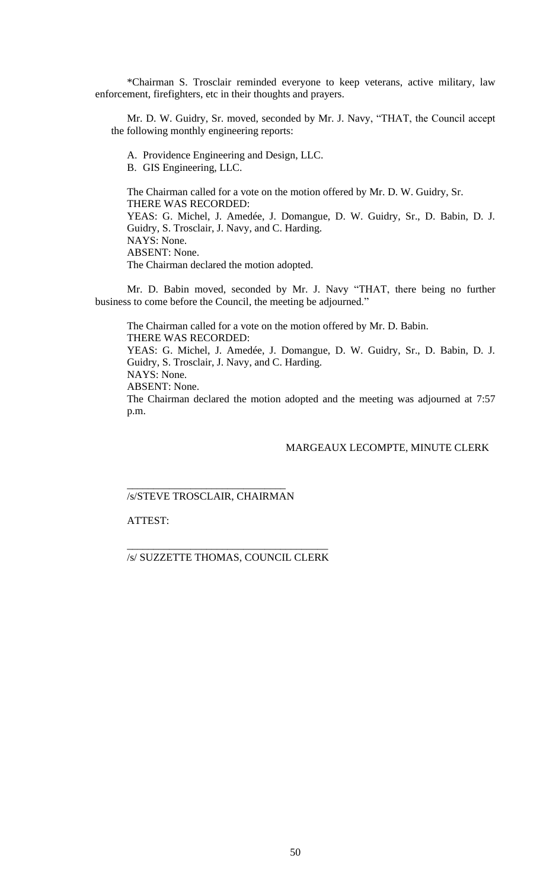*Chairman S. Trosclair reminded everyone to keep veterans, active military, law enforcement, firefighters, etc in their thoughts and prayers.

Mr. D. W. Guidry, Sr. moved, seconded by Mr. J. Navy, "THAT, the Council accept the following monthly engineering reports:

A. Providence Engineering and Design, LLC.
B. GIS Engineering, LLC.

The Chairman called for a vote on the motion offered by Mr. D. W. Guidry, Sr.
THERE WAS RECORDED:
YEAS: G. Michel, J. Amedée, J. Domangue, D. W. Guidry, Sr., D. Babin, D. J. Guidry, S. Trosclair, J. Navy, and C. Harding.
NAYS: None.
ABSENT: None.
The Chairman declared the motion adopted.

Mr. D. Babin moved, seconded by Mr. J. Navy "THAT, there being no further business to come before the Council, the meeting be adjourned."

The Chairman called for a vote on the motion offered by Mr. D. Babin.
THERE WAS RECORDED:
YEAS: G. Michel, J. Amedée, J. Domangue, D. W. Guidry, Sr., D. Babin, D. J. Guidry, S. Trosclair, J. Navy, and C. Harding.
NAYS: None.
ABSENT: None.
The Chairman declared the motion adopted and the meeting was adjourned at 7:57 p.m.

MARGEAUX LECOMPTE, MINUTE CLERK

______________________________
/s/STEVE TROSCLAIR, CHAIRMAN

ATTEST:

______________________________________
/s/ SUZZETTE THOMAS, COUNCIL CLERK